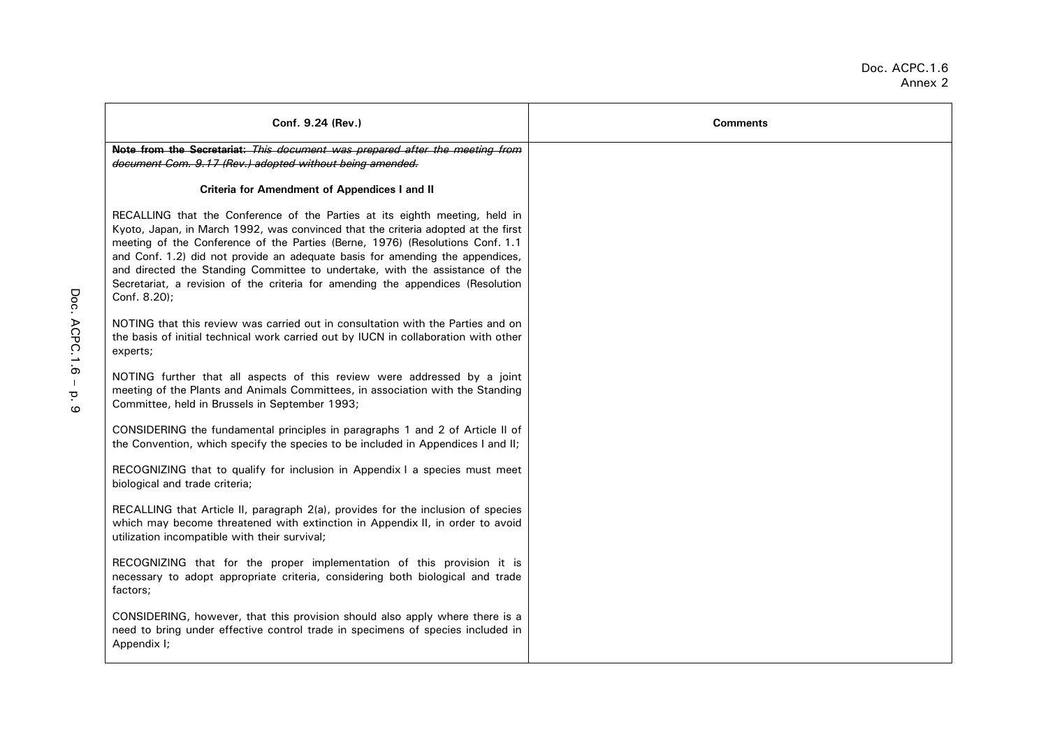Doc. ACPC.1.6
Annex 2

| Conf. 9.24 (Rev.) | Comments |
|---|---|
| ~~**Note from the Secretariat:** *This document was prepared after the meeting from document Com. 9.17 (Rev.) adopted without being amended.*~~<br><br>**Criteria for Amendment of Appendices I and II**<br><br>RECALLING that the Conference of the Parties at its eighth meeting, held in Kyoto, Japan, in March 1992, was convinced that the criteria adopted at the first meeting of the Conference of the Parties (Berne, 1976) (Resolutions Conf. 1.1 and Conf. 1.2) did not provide an adequate basis for amending the appendices, and directed the Standing Committee to undertake, with the assistance of the Secretariat, a revision of the criteria for amending the appendices (Resolution Conf. 8.20);<br><br>NOTING that this review was carried out in consultation with the Parties and on the basis of initial technical work carried out by IUCN in collaboration with other experts;<br><br>NOTING further that all aspects of this review were addressed by a joint meeting of the Plants and Animals Committees, in association with the Standing Committee, held in Brussels in September 1993;<br><br>CONSIDERING the fundamental principles in paragraphs 1 and 2 of Article II of the Convention, which specify the species to be included in Appendices I and II;<br><br>RECOGNIZING that to qualify for inclusion in Appendix I a species must meet biological and trade criteria;<br><br>RECALLING that Article II, paragraph 2(a), provides for the inclusion of species which may become threatened with extinction in Appendix II, in order to avoid utilization incompatible with their survival;<br><br>RECOGNIZING that for the proper implementation of this provision it is necessary to adopt appropriate criteria, considering both biological and trade factors;<br><br>CONSIDERING, however, that this provision should also apply where there is a need to bring under effective control trade in specimens of species included in Appendix I; | |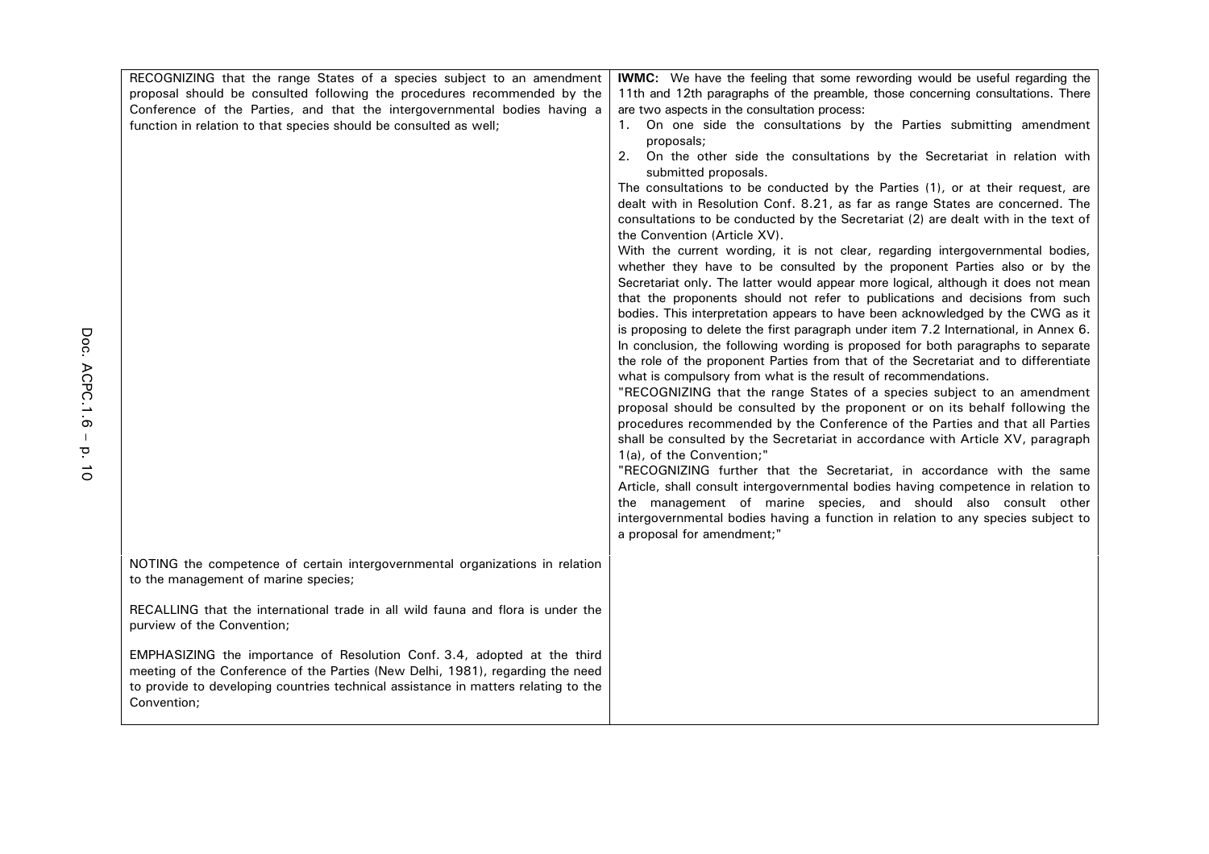| | |
|---|---|
| RECOGNIZING that the range States of a species subject to an amendment proposal should be consulted following the procedures recommended by the Conference of the Parties, and that the intergovernmental bodies having a function in relation to that species should be consulted as well; | **IWMC:** We have the feeling that some rewording would be useful regarding the 11th and 12th paragraphs of the preamble, those concerning consultations. There are two aspects in the consultation process:<br>1. On one side the consultations by the Parties submitting amendment proposals;<br>2. On the other side the consultations by the Secretariat in relation with submitted proposals.<br>The consultations to be conducted by the Parties (1), or at their request, are dealt with in Resolution Conf. 8.21, as far as range States are concerned. The consultations to be conducted by the Secretariat (2) are dealt with in the text of the Convention (Article XV).<br>With the current wording, it is not clear, regarding intergovernmental bodies, whether they have to be consulted by the proponent Parties also or by the Secretariat only. The latter would appear more logical, although it does not mean that the proponents should not refer to publications and decisions from such bodies. This interpretation appears to have been acknowledged by the CWG as it is proposing to delete the first paragraph under item 7.2 International, in Annex 6.<br>In conclusion, the following wording is proposed for both paragraphs to separate the role of the proponent Parties from that of the Secretariat and to differentiate what is compulsory from what is the result of recommendations.<br>"RECOGNIZING that the range States of a species subject to an amendment proposal should be consulted by the proponent or on its behalf following the procedures recommended by the Conference of the Parties and that all Parties shall be consulted by the Secretariat in accordance with Article XV, paragraph 1(a), of the Convention;"<br>"RECOGNIZING further that the Secretariat, in accordance with the same Article, shall consult intergovernmental bodies having competence in relation to the management of marine species, and should also consult other intergovernmental bodies having a function in relation to any species subject to a proposal for amendment;" |
| NOTING the competence of certain intergovernmental organizations in relation to the management of marine species;<br><br>RECALLING that the international trade in all wild fauna and flora is under the purview of the Convention;<br><br>EMPHASIZING the importance of Resolution Conf. 3.4, adopted at the third meeting of the Conference of the Parties (New Delhi, 1981), regarding the need to provide to developing countries technical assistance in matters relating to the Convention; | |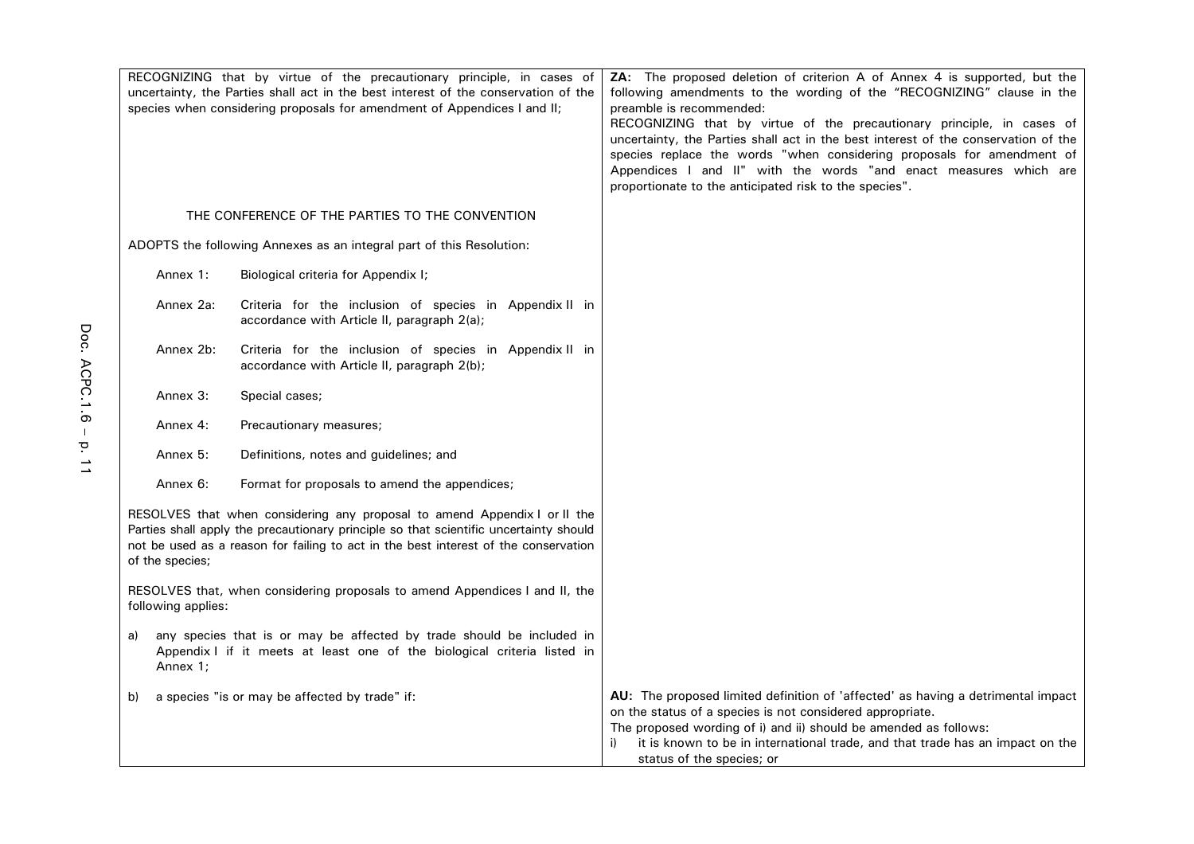| | |
|---|---|
| RECOGNIZING that by virtue of the precautionary principle, in cases of uncertainty, the Parties shall act in the best interest of the conservation of the species when considering proposals for amendment of Appendices I and II; | **ZA:** The proposed deletion of criterion A of Annex 4 is supported, but the following amendments to the wording of the "RECOGNIZING" clause in the preamble is recommended:<br>RECOGNIZING that by virtue of the precautionary principle, in cases of uncertainty, the Parties shall act in the best interest of the conservation of the species replace the words "when considering proposals for amendment of Appendices I and II" with the words "and enact measures which are proportionate to the anticipated risk to the species". |
| THE CONFERENCE OF THE PARTIES TO THE CONVENTION<br><br>ADOPTS the following Annexes as an integral part of this Resolution:<br><br>Annex 1: Biological criteria for Appendix I;<br><br>Annex 2a: Criteria for the inclusion of species in Appendix II in accordance with Article II, paragraph 2(a);<br><br>Annex 2b: Criteria for the inclusion of species in Appendix II in accordance with Article II, paragraph 2(b);<br><br>Annex 3: Special cases;<br><br>Annex 4: Precautionary measures;<br><br>Annex 5: Definitions, notes and guidelines; and<br><br>Annex 6: Format for proposals to amend the appendices;<br><br>RESOLVES that when considering any proposal to amend Appendix I or II the Parties shall apply the precautionary principle so that scientific uncertainty should not be used as a reason for failing to act in the best interest of the conservation of the species;<br><br>RESOLVES that, when considering proposals to amend Appendices I and II, the following applies:<br><br>a) any species that is or may be affected by trade should be included in Appendix I if it meets at least one of the biological criteria listed in Annex 1; | |
| b) a species "is or may be affected by trade" if: | **AU:** The proposed limited definition of 'affected' as having a detrimental impact on the status of a species is not considered appropriate.<br>The proposed wording of i) and ii) should be amended as follows:<br>i) it is known to be in international trade, and that trade has an impact on the status of the species; or |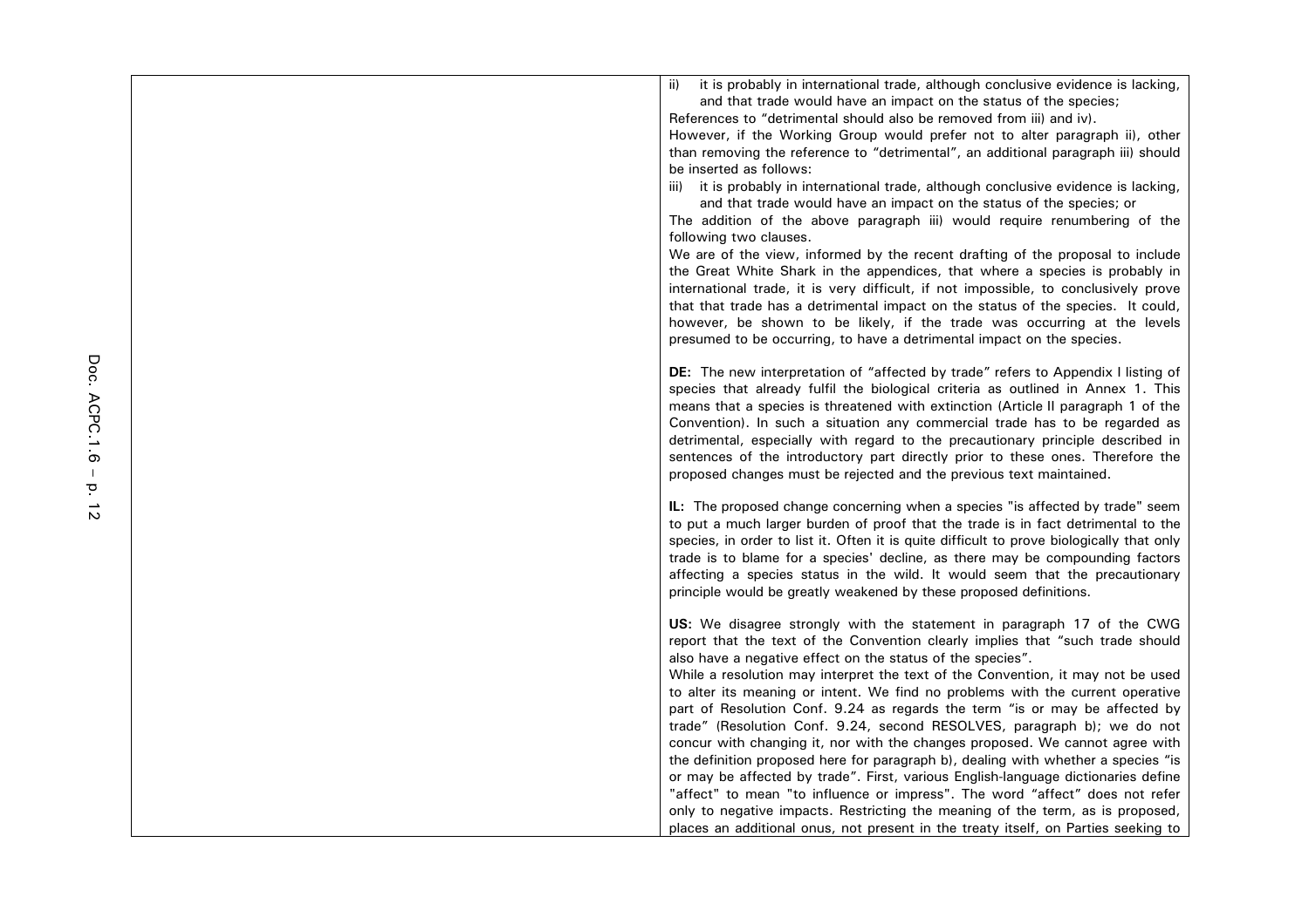| | |
|---|---|
| | ii) it is probably in international trade, although conclusive evidence is lacking, and that trade would have an impact on the status of the species;<br>References to "detrimental should also be removed from iii) and iv).<br>However, if the Working Group would prefer not to alter paragraph ii), other than removing the reference to "detrimental", an additional paragraph iii) should be inserted as follows:<br>iii) it is probably in international trade, although conclusive evidence is lacking, and that trade would have an impact on the status of the species; or<br>The addition of the above paragraph iii) would require renumbering of the following two clauses.<br>We are of the view, informed by the recent drafting of the proposal to include the Great White Shark in the appendices, that where a species is probably in international trade, it is very difficult, if not impossible, to conclusively prove that that trade has a detrimental impact on the status of the species. It could, however, be shown to be likely, if the trade was occurring at the levels presumed to be occurring, to have a detrimental impact on the species.<br><br>**DE:** The new interpretation of "affected by trade" refers to Appendix I listing of species that already fulfil the biological criteria as outlined in Annex 1. This means that a species is threatened with extinction (Article II paragraph 1 of the Convention). In such a situation any commercial trade has to be regarded as detrimental, especially with regard to the precautionary principle described in sentences of the introductory part directly prior to these ones. Therefore the proposed changes must be rejected and the previous text maintained.<br><br>**IL:** The proposed change concerning when a species "is affected by trade" seem to put a much larger burden of proof that the trade is in fact detrimental to the species, in order to list it. Often it is quite difficult to prove biologically that only trade is to blame for a species' decline, as there may be compounding factors affecting a species status in the wild. It would seem that the precautionary principle would be greatly weakened by these proposed definitions.<br><br>**US:** We disagree strongly with the statement in paragraph 17 of the CWG report that the text of the Convention clearly implies that "such trade should also have a negative effect on the status of the species".<br>While a resolution may interpret the text of the Convention, it may not be used to alter its meaning or intent. We find no problems with the current operative part of Resolution Conf. 9.24 as regards the term "is or may be affected by trade" (Resolution Conf. 9.24, second RESOLVES, paragraph b); we do not concur with changing it, nor with the changes proposed. We cannot agree with the definition proposed here for paragraph b), dealing with whether a species "is or may be affected by trade". First, various English-language dictionaries define "affect" to mean "to influence or impress". The word "affect" does not refer only to negative impacts. Restricting the meaning of the term, as is proposed, places an additional onus, not present in the treaty itself, on Parties seeking to |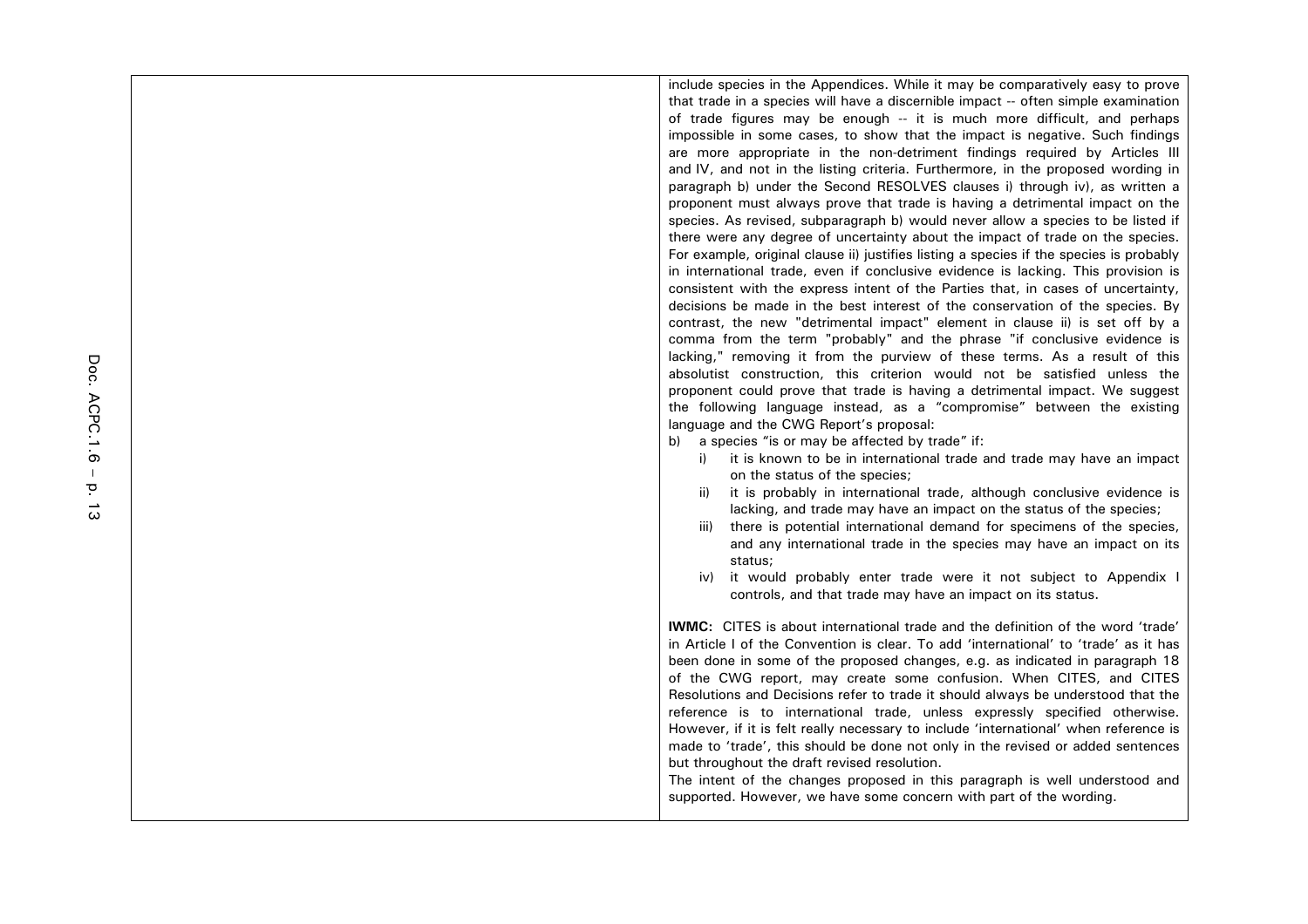include species in the Appendices. While it may be comparatively easy to prove that trade in a species will have a discernible impact -- often simple examination of trade figures may be enough -- it is much more difficult, and perhaps impossible in some cases, to show that the impact is negative. Such findings are more appropriate in the non-detriment findings required by Articles III and IV, and not in the listing criteria. Furthermore, in the proposed wording in paragraph b) under the Second RESOLVES clauses i) through iv), as written a proponent must always prove that trade is having a detrimental impact on the species. As revised, subparagraph b) would never allow a species to be listed if there were any degree of uncertainty about the impact of trade on the species. For example, original clause ii) justifies listing a species if the species is probably in international trade, even if conclusive evidence is lacking. This provision is consistent with the express intent of the Parties that, in cases of uncertainty, decisions be made in the best interest of the conservation of the species. By contrast, the new "detrimental impact" element in clause ii) is set off by a comma from the term "probably" and the phrase "if conclusive evidence is lacking," removing it from the purview of these terms. As a result of this absolutist construction, this criterion would not be satisfied unless the proponent could prove that trade is having a detrimental impact. We suggest the following language instead, as a "compromise" between the existing language and the CWG Report's proposal:

b) a species "is or may be affected by trade" if:
   - i) it is known to be in international trade and trade may have an impact on the status of the species;
   - ii) it is probably in international trade, although conclusive evidence is lacking, and trade may have an impact on the status of the species;
   - iii) there is potential international demand for specimens of the species, and any international trade in the species may have an impact on its status;
   - iv) it would probably enter trade were it not subject to Appendix I controls, and that trade may have an impact on its status.

**IWMC:** CITES is about international trade and the definition of the word 'trade' in Article I of the Convention is clear. To add 'international' to 'trade' as it has been done in some of the proposed changes, e.g. as indicated in paragraph 18 of the CWG report, may create some confusion. When CITES, and CITES Resolutions and Decisions refer to trade it should always be understood that the reference is to international trade, unless expressly specified otherwise. However, if it is felt really necessary to include 'international' when reference is made to 'trade', this should be done not only in the revised or added sentences but throughout the draft revised resolution.

The intent of the changes proposed in this paragraph is well understood and supported. However, we have some concern with part of the wording.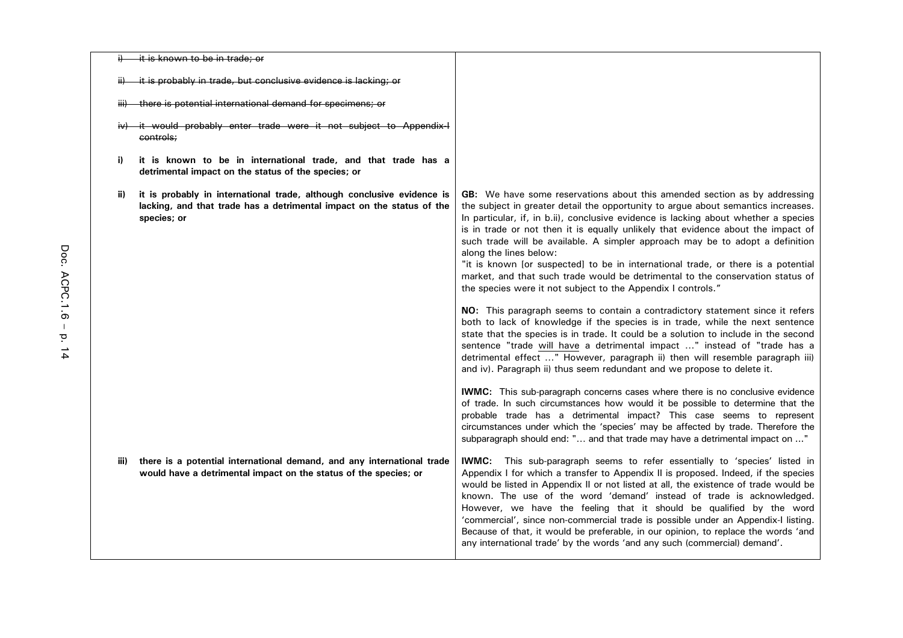| | |
|---|---|
| ~~i) it is known to be in trade; or~~<br><br>~~ii) it is probably in trade, but conclusive evidence is lacking; or~~<br><br>~~iii) there is potential international demand for specimens; or~~<br><br>~~iv) it would probably enter trade were it not subject to Appendix-I controls;~~<br><br>**i) it is known to be in international trade, and that trade has a detrimental impact on the status of the species; or** | |
| **ii) it is probably in international trade, although conclusive evidence is lacking, and that trade has a detrimental impact on the status of the species; or** | **GB:** We have some reservations about this amended section as by addressing the subject in greater detail the opportunity to argue about semantics increases. In particular, if, in b.ii), conclusive evidence is lacking about whether a species is in trade or not then it is equally unlikely that evidence about the impact of such trade will be available. A simpler approach may be to adopt a definition along the lines below:<br>"it is known [or suspected] to be in international trade, or there is a potential market, and that such trade would be detrimental to the conservation status of the species were it not subject to the Appendix I controls."<br><br>**NO:** This paragraph seems to contain a contradictory statement since it refers both to lack of knowledge if the species is in trade, while the next sentence state that the species is in trade. It could be a solution to include in the second sentence "trade <u>will have</u> a detrimental impact ..." instead of "trade has a detrimental effect ..." However, paragraph ii) then will resemble paragraph iii) and iv). Paragraph ii) thus seem redundant and we propose to delete it.<br><br>**IWMC:** This sub-paragraph concerns cases where there is no conclusive evidence of trade. In such circumstances how would it be possible to determine that the probable trade has a detrimental impact? This case seems to represent circumstances under which the 'species' may be affected by trade. Therefore the subparagraph should end: "... and that trade may have a detrimental impact on ..." |
| **iii) there is a potential international demand, and any international trade would have a detrimental impact on the status of the species; or** | **IWMC:** This sub-paragraph seems to refer essentially to 'species' listed in Appendix I for which a transfer to Appendix II is proposed. Indeed, if the species would be listed in Appendix II or not listed at all, the existence of trade would be known. The use of the word 'demand' instead of trade is acknowledged. However, we have the feeling that it should be qualified by the word 'commercial', since non-commercial trade is possible under an Appendix-I listing. Because of that, it would be preferable, in our opinion, to replace the words 'and any international trade' by the words 'and any such (commercial) demand'. |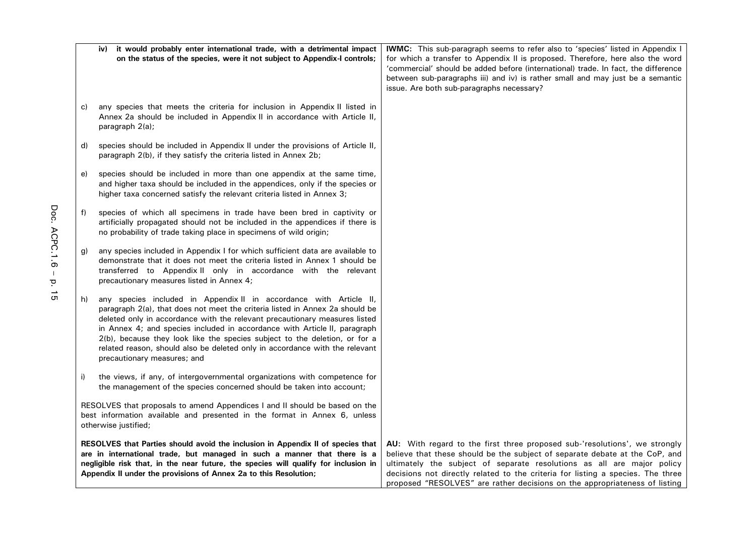| | |
|---|---|
| **iv) it would probably enter international trade, with a detrimental impact on the status of the species, were it not subject to Appendix-I controls;** | **IWMC:** This sub-paragraph seems to refer also to 'species' listed in Appendix I for which a transfer to Appendix II is proposed. Therefore, here also the word 'commercial' should be added before (international) trade. In fact, the difference between sub-paragraphs iii) and iv) is rather small and may just be a semantic issue. Are both sub-paragraphs necessary? |
| c) any species that meets the criteria for inclusion in Appendix II listed in Annex 2a should be included in Appendix II in accordance with Article II, paragraph 2(a); | |
| d) species should be included in Appendix II under the provisions of Article II, paragraph 2(b), if they satisfy the criteria listed in Annex 2b; | |
| e) species should be included in more than one appendix at the same time, and higher taxa should be included in the appendices, only if the species or higher taxa concerned satisfy the relevant criteria listed in Annex 3; | |
| f) species of which all specimens in trade have been bred in captivity or artificially propagated should not be included in the appendices if there is no probability of trade taking place in specimens of wild origin; | |
| g) any species included in Appendix I for which sufficient data are available to demonstrate that it does not meet the criteria listed in Annex 1 should be transferred to Appendix II only in accordance with the relevant precautionary measures listed in Annex 4; | |
| h) any species included in Appendix II in accordance with Article II, paragraph 2(a), that does not meet the criteria listed in Annex 2a should be deleted only in accordance with the relevant precautionary measures listed in Annex 4; and species included in accordance with Article II, paragraph 2(b), because they look like the species subject to the deletion, or for a related reason, should also be deleted only in accordance with the relevant precautionary measures; and | |
| i) the views, if any, of intergovernmental organizations with competence for the management of the species concerned should be taken into account; | |
| RESOLVES that proposals to amend Appendices I and II should be based on the best information available and presented in the format in Annex 6, unless otherwise justified; | |
| **RESOLVES that Parties should avoid the inclusion in Appendix II of species that are in international trade, but managed in such a manner that there is a negligible risk that, in the near future, the species will qualify for inclusion in Appendix II under the provisions of Annex 2a to this Resolution;** | **AU:** With regard to the first three proposed sub-'resolutions', we strongly believe that these should be the subject of separate debate at the CoP, and ultimately the subject of separate resolutions as all are major policy decisions not directly related to the criteria for listing a species. The three proposed "RESOLVES" are rather decisions on the appropriateness of listing |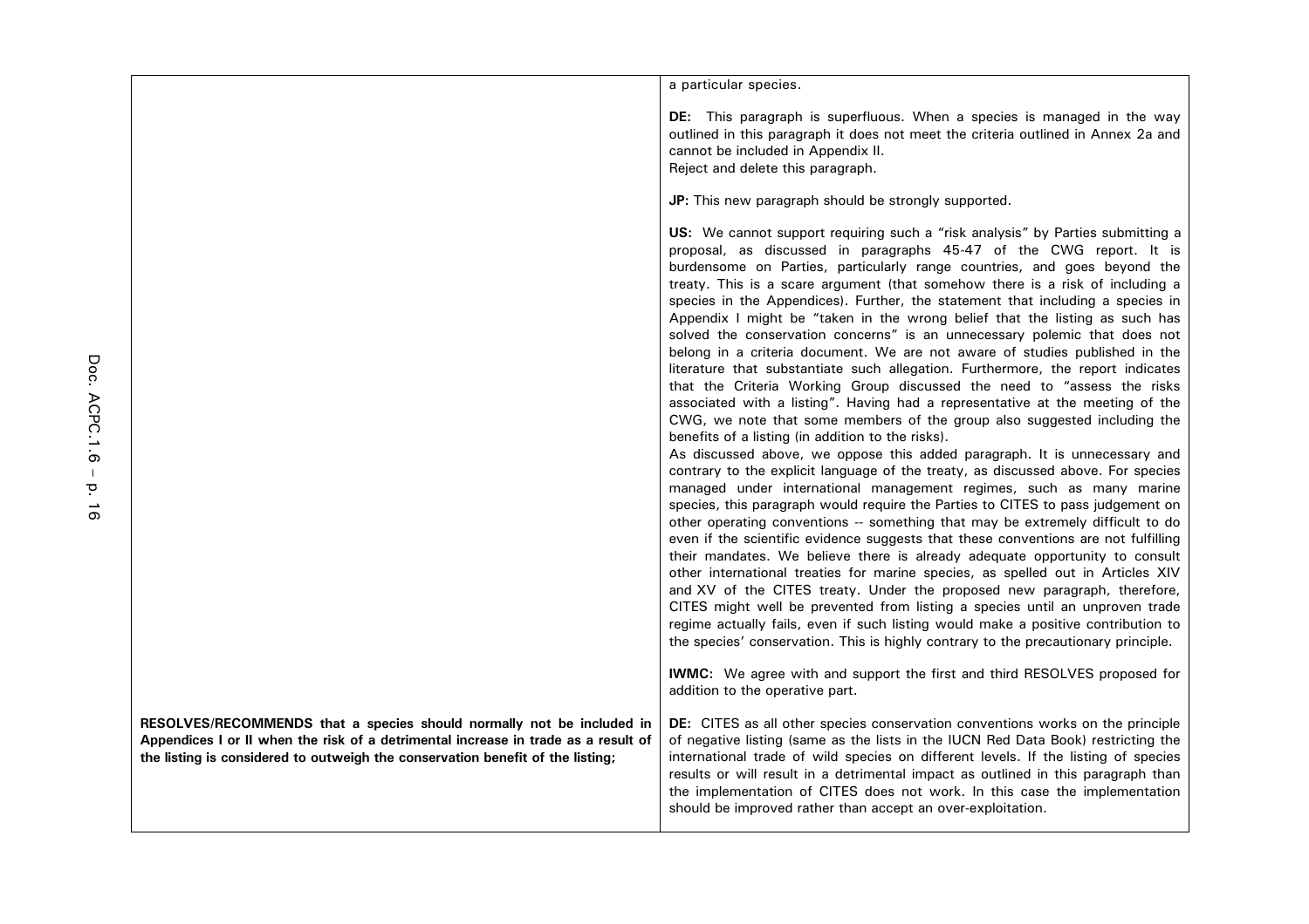| | |
|---|---|
| | a particular species.<br><br>**DE:** This paragraph is superfluous. When a species is managed in the way outlined in this paragraph it does not meet the criteria outlined in Annex 2a and cannot be included in Appendix II.<br>Reject and delete this paragraph.<br><br>**JP:** This new paragraph should be strongly supported.<br><br>**US:** We cannot support requiring such a "risk analysis" by Parties submitting a proposal, as discussed in paragraphs 45-47 of the CWG report. It is burdensome on Parties, particularly range countries, and goes beyond the treaty. This is a scare argument (that somehow there is a risk of including a species in the Appendices). Further, the statement that including a species in Appendix I might be "taken in the wrong belief that the listing as such has solved the conservation concerns" is an unnecessary polemic that does not belong in a criteria document. We are not aware of studies published in the literature that substantiate such allegation. Furthermore, the report indicates that the Criteria Working Group discussed the need to "assess the risks associated with a listing". Having had a representative at the meeting of the CWG, we note that some members of the group also suggested including the benefits of a listing (in addition to the risks).<br>As discussed above, we oppose this added paragraph. It is unnecessary and contrary to the explicit language of the treaty, as discussed above. For species managed under international management regimes, such as many marine species, this paragraph would require the Parties to CITES to pass judgement on other operating conventions -- something that may be extremely difficult to do even if the scientific evidence suggests that these conventions are not fulfilling their mandates. We believe there is already adequate opportunity to consult other international treaties for marine species, as spelled out in Articles XIV and XV of the CITES treaty. Under the proposed new paragraph, therefore, CITES might well be prevented from listing a species until an unproven trade regime actually fails, even if such listing would make a positive contribution to the species' conservation. This is highly contrary to the precautionary principle.<br><br>**IWMC:** We agree with and support the first and third RESOLVES proposed for addition to the operative part. |
| **RESOLVES/RECOMMENDS that a species should normally not be included in Appendices I or II when the risk of a detrimental increase in trade as a result of the listing is considered to outweigh the conservation benefit of the listing;** | **DE:** CITES as all other species conservation conventions works on the principle of negative listing (same as the lists in the IUCN Red Data Book) restricting the international trade of wild species on different levels. If the listing of species results or will result in a detrimental impact as outlined in this paragraph than the implementation of CITES does not work. In this case the implementation should be improved rather than accept an over-exploitation. |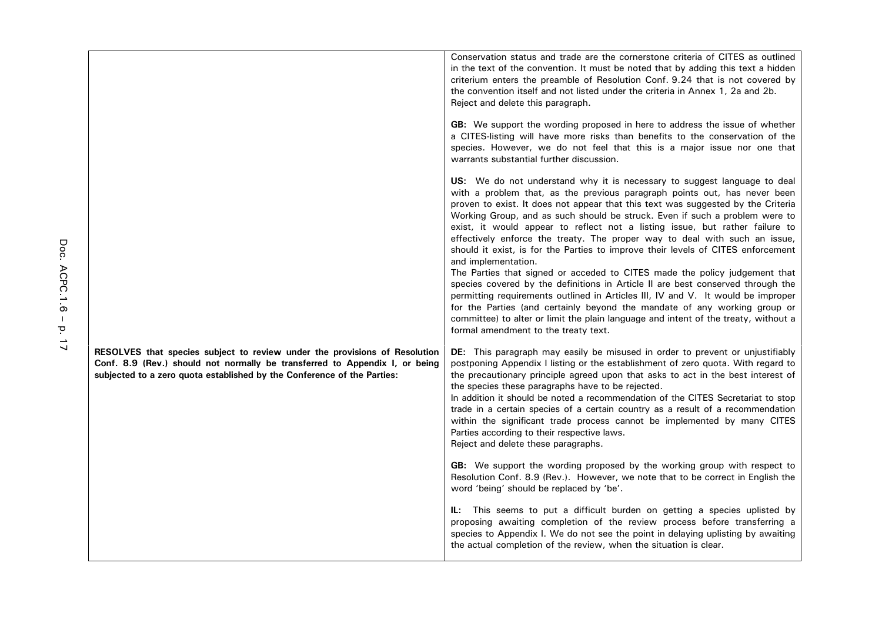| | |
|---|---|
| | Conservation status and trade are the cornerstone criteria of CITES as outlined in the text of the convention. It must be noted that by adding this text a hidden criterium enters the preamble of Resolution Conf. 9.24 that is not covered by the convention itself and not listed under the criteria in Annex 1, 2a and 2b. Reject and delete this paragraph.<br><br>**GB:** We support the wording proposed in here to address the issue of whether a CITES-listing will have more risks than benefits to the conservation of the species. However, we do not feel that this is a major issue nor one that warrants substantial further discussion.<br><br>**US:** We do not understand why it is necessary to suggest language to deal with a problem that, as the previous paragraph points out, has never been proven to exist. It does not appear that this text was suggested by the Criteria Working Group, and as such should be struck. Even if such a problem were to exist, it would appear to reflect not a listing issue, but rather failure to effectively enforce the treaty. The proper way to deal with such an issue, should it exist, is for the Parties to improve their levels of CITES enforcement and implementation.<br>The Parties that signed or acceded to CITES made the policy judgement that species covered by the definitions in Article II are best conserved through the permitting requirements outlined in Articles III, IV and V. It would be improper for the Parties (and certainly beyond the mandate of any working group or committee) to alter or limit the plain language and intent of the treaty, without a formal amendment to the treaty text. |
| **RESOLVES that species subject to review under the provisions of Resolution Conf. 8.9 (Rev.) should not normally be transferred to Appendix I, or being subjected to a zero quota established by the Conference of the Parties:** | **DE:** This paragraph may easily be misused in order to prevent or unjustifiably postponing Appendix I listing or the establishment of zero quota. With regard to the precautionary principle agreed upon that asks to act in the best interest of the species these paragraphs have to be rejected.<br>In addition it should be noted a recommendation of the CITES Secretariat to stop trade in a certain species of a certain country as a result of a recommendation within the significant trade process cannot be implemented by many CITES Parties according to their respective laws.<br>Reject and delete these paragraphs.<br><br>**GB:** We support the wording proposed by the working group with respect to Resolution Conf. 8.9 (Rev.). However, we note that to be correct in English the word 'being' should be replaced by 'be'.<br><br>**IL:** This seems to put a difficult burden on getting a species uplisted by proposing awaiting completion of the review process before transferring a species to Appendix I. We do not see the point in delaying uplisting by awaiting the actual completion of the review, when the situation is clear. |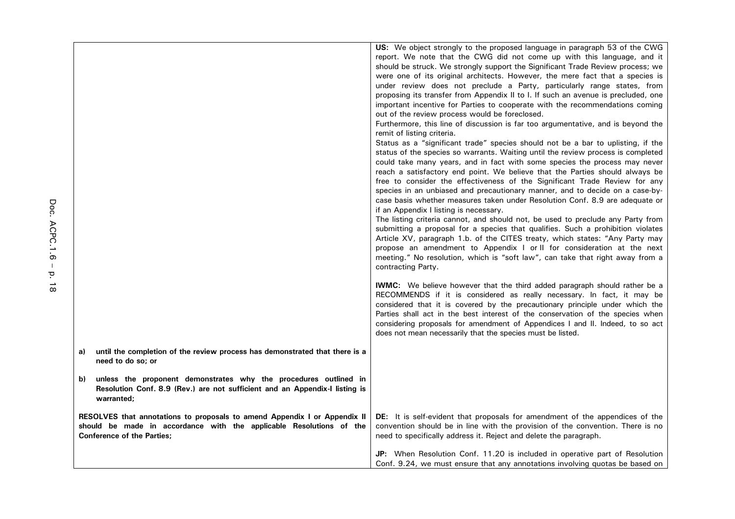| | |
|---|---|
| | **US:** We object strongly to the proposed language in paragraph 53 of the CWG report. We note that the CWG did not come up with this language, and it should be struck. We strongly support the Significant Trade Review process; we were one of its original architects. However, the mere fact that a species is under review does not preclude a Party, particularly range states, from proposing its transfer from Appendix II to I. If such an avenue is precluded, one important incentive for Parties to cooperate with the recommendations coming out of the review process would be foreclosed.<br>Furthermore, this line of discussion is far too argumentative, and is beyond the remit of listing criteria.<br>Status as a "significant trade" species should not be a bar to uplisting, if the status of the species so warrants. Waiting until the review process is completed could take many years, and in fact with some species the process may never reach a satisfactory end point. We believe that the Parties should always be free to consider the effectiveness of the Significant Trade Review for any species in an unbiased and precautionary manner, and to decide on a case-by-case basis whether measures taken under Resolution Conf. 8.9 are adequate or if an Appendix I listing is necessary.<br>The listing criteria cannot, and should not, be used to preclude any Party from submitting a proposal for a species that qualifies. Such a prohibition violates Article XV, paragraph 1.b. of the CITES treaty, which states: "Any Party may propose an amendment to Appendix I or II for consideration at the next meeting." No resolution, which is "soft law", can take that right away from a contracting Party.<br><br>**IWMC:** We believe however that the third added paragraph should rather be a RECOMMENDS if it is considered as really necessary. In fact, it may be considered that it is covered by the precautionary principle under which the Parties shall act in the best interest of the conservation of the species when considering proposals for amendment of Appendices I and II. Indeed, to so act does not mean necessarily that the species must be listed. |
| **a) until the completion of the review process has demonstrated that there is a need to do so; or**<br><br>**b) unless the proponent demonstrates why the procedures outlined in Resolution Conf. 8.9 (Rev.) are not sufficient and an Appendix-I listing is warranted;** | |
| **RESOLVES that annotations to proposals to amend Appendix I or Appendix II should be made in accordance with the applicable Resolutions of the Conference of the Parties;** | **DE:** It is self-evident that proposals for amendment of the appendices of the convention should be in line with the provision of the convention. There is no need to specifically address it. Reject and delete the paragraph.<br><br>**JP:** When Resolution Conf. 11.20 is included in operative part of Resolution Conf. 9.24, we must ensure that any annotations involving quotas be based on |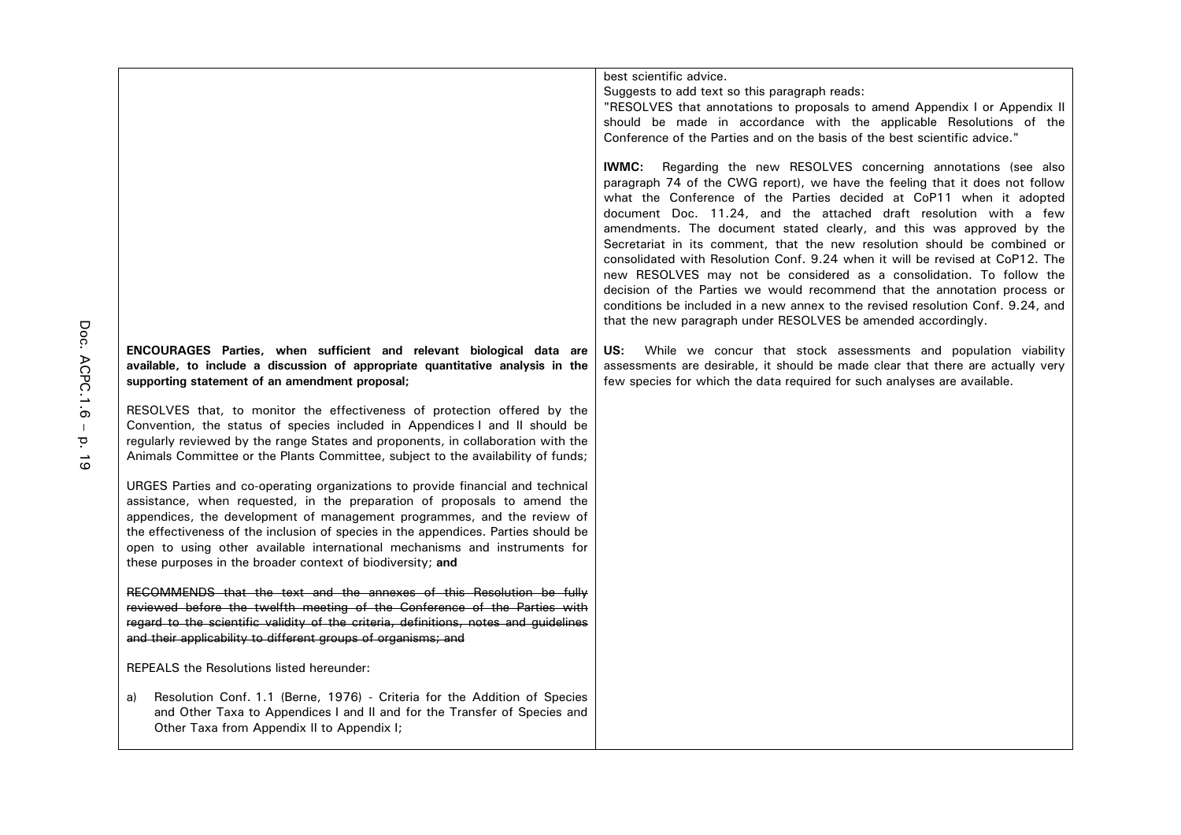| | |
|---|---|
| | best scientific advice.<br>Suggests to add text so this paragraph reads:<br>"RESOLVES that annotations to proposals to amend Appendix I or Appendix II should be made in accordance with the applicable Resolutions of the Conference of the Parties and on the basis of the best scientific advice."<br><br>**IWMC:** Regarding the new RESOLVES concerning annotations (see also paragraph 74 of the CWG report), we have the feeling that it does not follow what the Conference of the Parties decided at CoP11 when it adopted document Doc. 11.24, and the attached draft resolution with a few amendments. The document stated clearly, and this was approved by the Secretariat in its comment, that the new resolution should be combined or consolidated with Resolution Conf. 9.24 when it will be revised at CoP12. The new RESOLVES may not be considered as a consolidation. To follow the decision of the Parties we would recommend that the annotation process or conditions be included in a new annex to the revised resolution Conf. 9.24, and that the new paragraph under RESOLVES be amended accordingly. |
| **ENCOURAGES Parties, when sufficient and relevant biological data are available, to include a discussion of appropriate quantitative analysis in the supporting statement of an amendment proposal;**<br><br>RESOLVES that, to monitor the effectiveness of protection offered by the Convention, the status of species included in Appendices I and II should be regularly reviewed by the range States and proponents, in collaboration with the Animals Committee or the Plants Committee, subject to the availability of funds;<br><br>URGES Parties and co-operating organizations to provide financial and technical assistance, when requested, in the preparation of proposals to amend the appendices, the development of management programmes, and the review of the effectiveness of the inclusion of species in the appendices. Parties should be open to using other available international mechanisms and instruments for these purposes in the broader context of biodiversity; **and**<br><br>~~RECOMMENDS that the text and the annexes of this Resolution be fully reviewed before the twelfth meeting of the Conference of the Parties with regard to the scientific validity of the criteria, definitions, notes and guidelines and their applicability to different groups of organisms; and~~<br><br>REPEALS the Resolutions listed hereunder:<br><br>a) Resolution Conf. 1.1 (Berne, 1976) - Criteria for the Addition of Species and Other Taxa to Appendices I and II and for the Transfer of Species and Other Taxa from Appendix II to Appendix I; | **US:** While we concur that stock assessments and population viability assessments are desirable, it should be made clear that there are actually very few species for which the data required for such analyses are available. |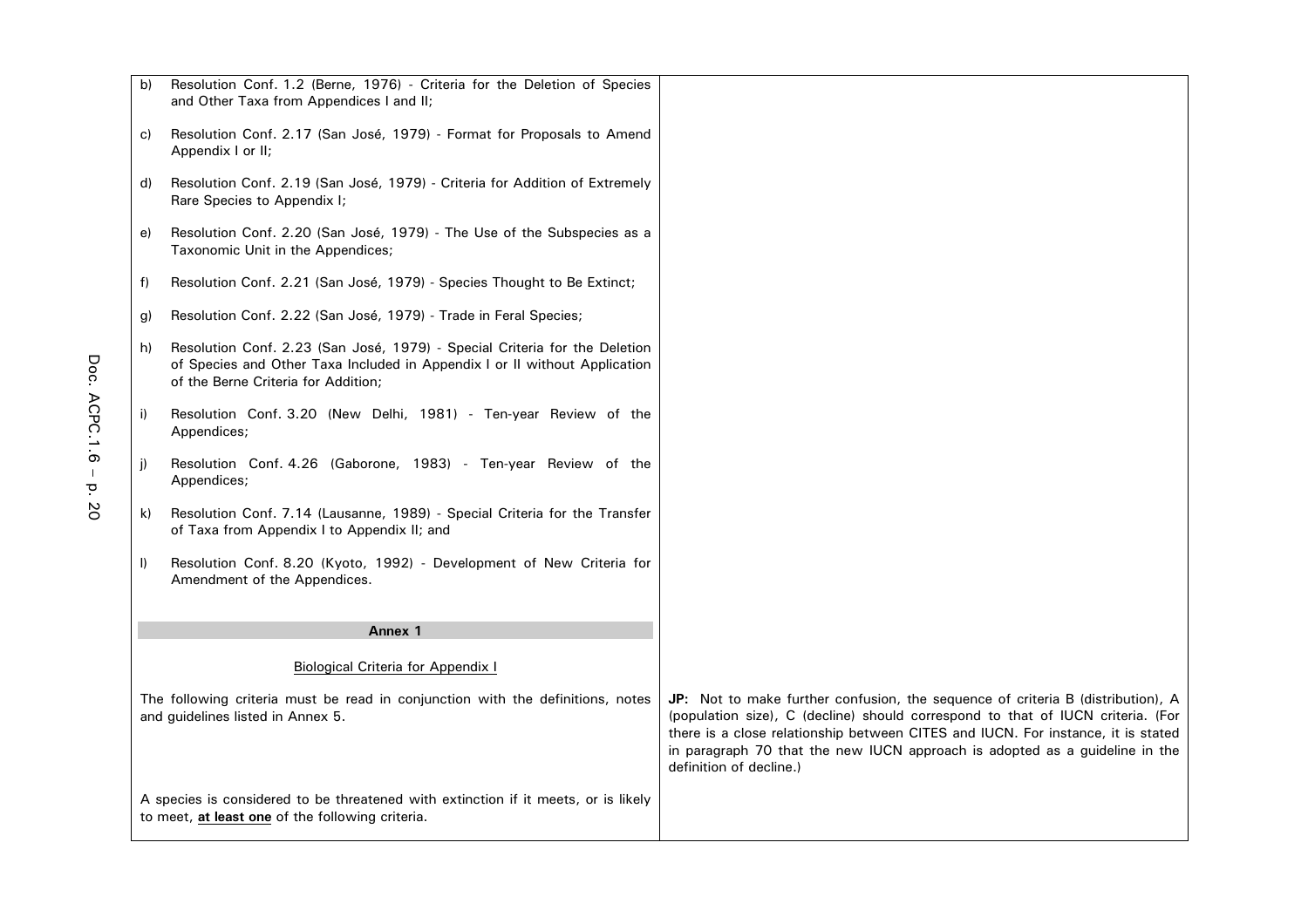| | |
|---|---|
| b) Resolution Conf. 1.2 (Berne, 1976) - Criteria for the Deletion of Species and Other Taxa from Appendices I and II;<br><br>c) Resolution Conf. 2.17 (San José, 1979) - Format for Proposals to Amend Appendix I or II;<br><br>d) Resolution Conf. 2.19 (San José, 1979) - Criteria for Addition of Extremely Rare Species to Appendix I;<br><br>e) Resolution Conf. 2.20 (San José, 1979) - The Use of the Subspecies as a Taxonomic Unit in the Appendices;<br><br>f) Resolution Conf. 2.21 (San José, 1979) - Species Thought to Be Extinct;<br><br>g) Resolution Conf. 2.22 (San José, 1979) - Trade in Feral Species;<br><br>h) Resolution Conf. 2.23 (San José, 1979) - Special Criteria for the Deletion of Species and Other Taxa Included in Appendix I or II without Application of the Berne Criteria for Addition;<br><br>i) Resolution Conf. 3.20 (New Delhi, 1981) - Ten-year Review of the Appendices;<br><br>j) Resolution Conf. 4.26 (Gaborone, 1983) - Ten-year Review of the Appendices;<br><br>k) Resolution Conf. 7.14 (Lausanne, 1989) - Special Criteria for the Transfer of Taxa from Appendix I to Appendix II; and<br><br>l) Resolution Conf. 8.20 (Kyoto, 1992) - Development of New Criteria for Amendment of the Appendices. | |
| **Annex 1**<br><br>Biological Criteria for Appendix I | |
| The following criteria must be read in conjunction with the definitions, notes and guidelines listed in Annex 5. | **JP:** Not to make further confusion, the sequence of criteria B (distribution), A (population size), C (decline) should correspond to that of IUCN criteria. (For there is a close relationship between CITES and IUCN. For instance, it is stated in paragraph 70 that the new IUCN approach is adopted as a guideline in the definition of decline.) |
| A species is considered to be threatened with extinction if it meets, or is likely to meet, **at least one** of the following criteria. | |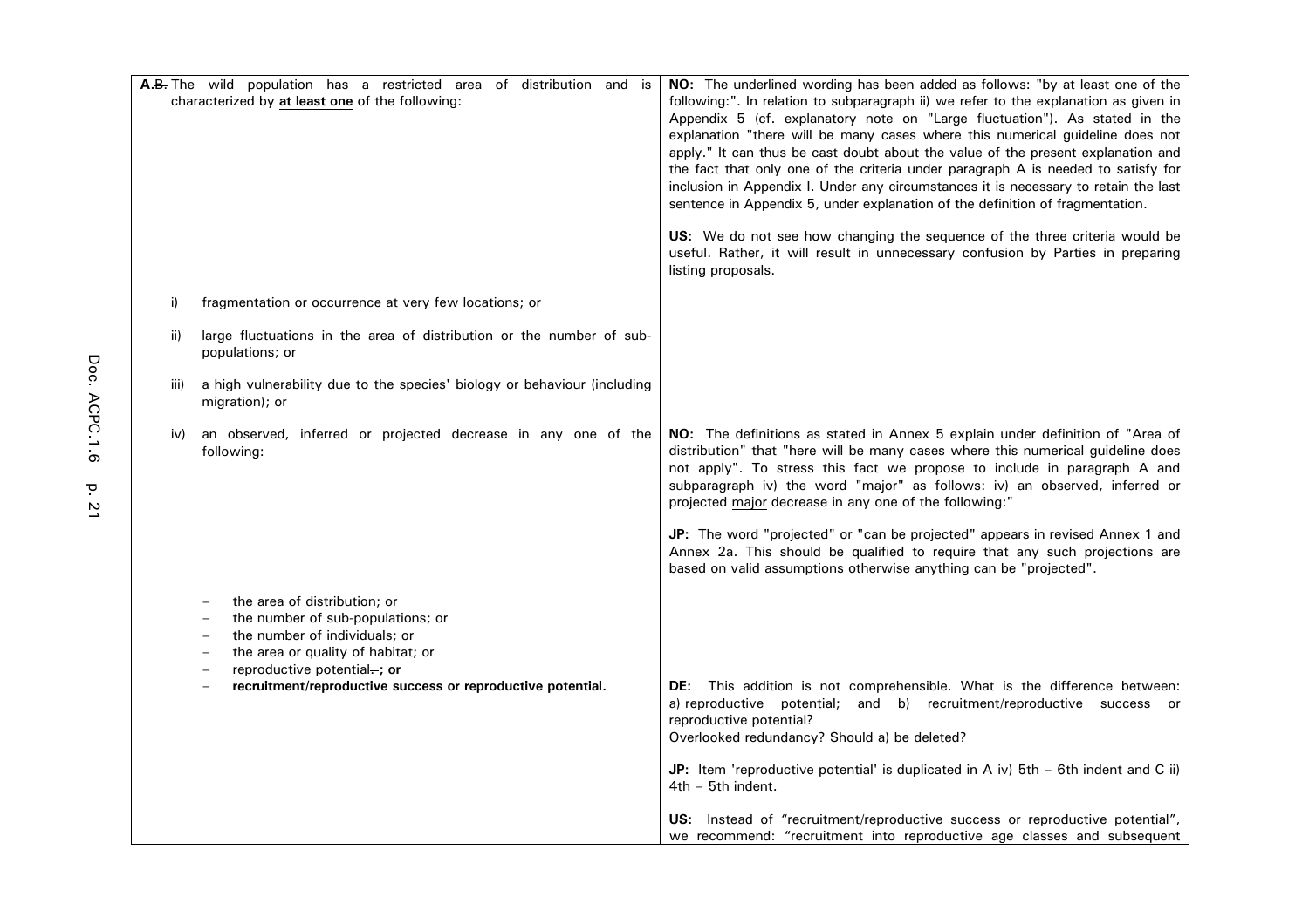| | |
|---|---|
| A. ~~B.~~ The wild population has a restricted area of distribution and is characterized by **at least one** of the following: | **NO:** The underlined wording has been added as follows: "by at least one of the following:". In relation to subparagraph ii) we refer to the explanation as given in Appendix 5 (cf. explanatory note on "Large fluctuation"). As stated in the explanation "there will be many cases where this numerical guideline does not apply." It can thus be cast doubt about the value of the present explanation and the fact that only one of the criteria under paragraph A is needed to satisfy for inclusion in Appendix I. Under any circumstances it is necessary to retain the last sentence in Appendix 5, under explanation of the definition of fragmentation.<br><br>**US:** We do not see how changing the sequence of the three criteria would be useful. Rather, it will result in unnecessary confusion by Parties in preparing listing proposals. |
| i) fragmentation or occurrence at very few locations; or | |
| ii) large fluctuations in the area of distribution or the number of sub-populations; or | |
| iii) a high vulnerability due to the species' biology or behaviour (including migration); or | |
| iv) an observed, inferred or projected decrease in any one of the following: | **NO:** The definitions as stated in Annex 5 explain under definition of "Area of distribution" that "here will be many cases where this numerical guideline does not apply". To stress this fact we propose to include in paragraph A and subparagraph iv) the word "major" as follows: iv) an observed, inferred or projected major decrease in any one of the following:"<br><br>**JP:** The word "projected" or "can be projected" appears in revised Annex 1 and Annex 2a. This should be qualified to require that any such projections are based on valid assumptions otherwise anything can be "projected". |
| – the area of distribution; or<br>– the number of sub-populations; or<br>– the number of individuals; or<br>– the area or quality of habitat; or<br>– reproductive potential~~.~~**; or** | |
| – **recruitment/reproductive success or reproductive potential.** | **DE:** This addition is not comprehensible. What is the difference between: a) reproductive potential; and b) recruitment/reproductive success or reproductive potential?<br>Overlooked redundancy? Should a) be deleted?<br><br>**JP:** Item 'reproductive potential' is duplicated in A iv) 5th – 6th indent and C ii) 4th – 5th indent.<br><br>**US:** Instead of "recruitment/reproductive success or reproductive potential", we recommend: "recruitment into reproductive age classes and subsequent |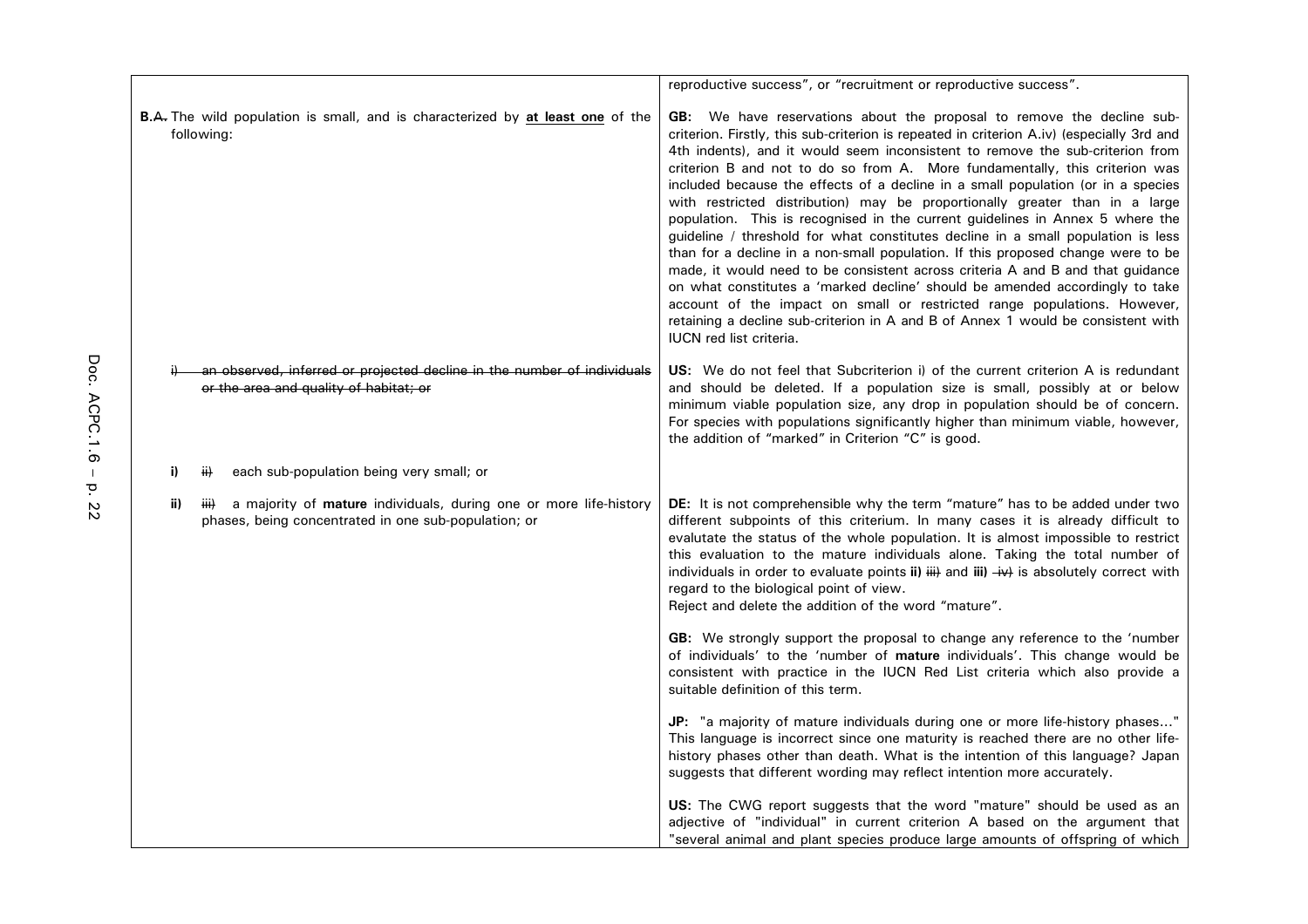| | |
|---|---|
| | reproductive success", or "recruitment or reproductive success". |
| **B.**~~A.~~ The wild population is small, and is characterized by **at least one** of the following: | **GB:** We have reservations about the proposal to remove the decline sub-criterion. Firstly, this sub-criterion is repeated in criterion A.iv) (especially 3rd and 4th indents), and it would seem inconsistent to remove the sub-criterion from criterion B and not to do so from A. More fundamentally, this criterion was included because the effects of a decline in a small population (or in a species with restricted distribution) may be proportionally greater than in a large population. This is recognised in the current guidelines in Annex 5 where the guideline / threshold for what constitutes decline in a small population is less than for a decline in a non-small population. If this proposed change were to be made, it would need to be consistent across criteria A and B and that guidance on what constitutes a 'marked decline' should be amended accordingly to take account of the impact on small or restricted range populations. However, retaining a decline sub-criterion in A and B of Annex 1 would be consistent with IUCN red list criteria. |
| ~~i) an observed, inferred or projected decline in the number of individuals or the area and quality of habitat; or~~ | **US:** We do not feel that Subcriterion i) of the current criterion A is redundant and should be deleted. If a population size is small, possibly at or below minimum viable population size, any drop in population should be of concern. For species with populations significantly higher than minimum viable, however, the addition of "marked" in Criterion "C" is good. |
| **i)** ~~ii)~~ each sub-population being very small; or | |
| **ii)** ~~iii)~~ a majority of **mature** individuals, during one or more life-history phases, being concentrated in one sub-population; or | **DE:** It is not comprehensible why the term "mature" has to be added under two different subpoints of this criterium. In many cases it is already difficult to evalutate the status of the whole population. It is almost impossible to restrict this evaluation to the mature individuals alone. Taking the total number of individuals in order to evaluate points **ii)** ~~iii)~~ and **iii)** ~~iv)~~ is absolutely correct with regard to the biological point of view.<br>Reject and delete the addition of the word "mature".<br><br>**GB:** We strongly support the proposal to change any reference to the 'number of individuals' to the 'number of **mature** individuals'. This change would be consistent with practice in the IUCN Red List criteria which also provide a suitable definition of this term.<br><br>**JP:** "a majority of mature individuals during one or more life-history phases..." This language is incorrect since one maturity is reached there are no other life-history phases other than death. What is the intention of this language? Japan suggests that different wording may reflect intention more accurately.<br><br>**US:** The CWG report suggests that the word "mature" should be used as an adjective of "individual" in current criterion A based on the argument that "several animal and plant species produce large amounts of offspring of which |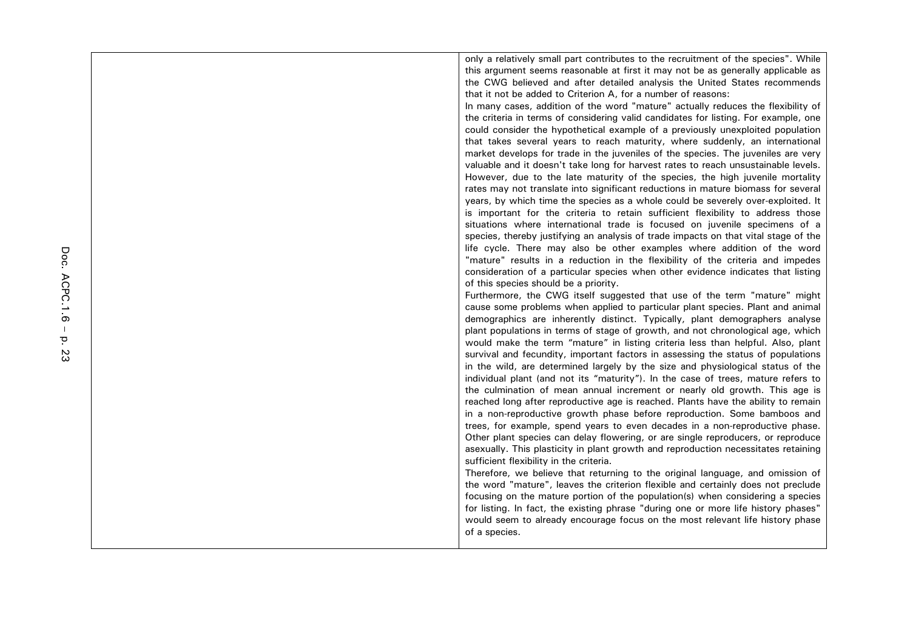only a relatively small part contributes to the recruitment of the species". While this argument seems reasonable at first it may not be as generally applicable as the CWG believed and after detailed analysis the United States recommends that it not be added to Criterion A, for a number of reasons:

In many cases, addition of the word "mature" actually reduces the flexibility of the criteria in terms of considering valid candidates for listing. For example, one could consider the hypothetical example of a previously unexploited population that takes several years to reach maturity, where suddenly, an international market develops for trade in the juveniles of the species. The juveniles are very valuable and it doesn't take long for harvest rates to reach unsustainable levels. However, due to the late maturity of the species, the high juvenile mortality rates may not translate into significant reductions in mature biomass for several years, by which time the species as a whole could be severely over-exploited. It is important for the criteria to retain sufficient flexibility to address those situations where international trade is focused on juvenile specimens of a species, thereby justifying an analysis of trade impacts on that vital stage of the life cycle. There may also be other examples where addition of the word "mature" results in a reduction in the flexibility of the criteria and impedes consideration of a particular species when other evidence indicates that listing of this species should be a priority.

Furthermore, the CWG itself suggested that use of the term "mature" might cause some problems when applied to particular plant species. Plant and animal demographics are inherently distinct. Typically, plant demographers analyse plant populations in terms of stage of growth, and not chronological age, which would make the term "mature" in listing criteria less than helpful. Also, plant survival and fecundity, important factors in assessing the status of populations in the wild, are determined largely by the size and physiological status of the individual plant (and not its "maturity"). In the case of trees, mature refers to the culmination of mean annual increment or nearly old growth. This age is reached long after reproductive age is reached. Plants have the ability to remain in a non-reproductive growth phase before reproduction. Some bamboos and trees, for example, spend years to even decades in a non-reproductive phase. Other plant species can delay flowering, or are single reproducers, or reproduce asexually. This plasticity in plant growth and reproduction necessitates retaining sufficient flexibility in the criteria.

Therefore, we believe that returning to the original language, and omission of the word "mature", leaves the criterion flexible and certainly does not preclude focusing on the mature portion of the population(s) when considering a species for listing. In fact, the existing phrase "during one or more life history phases" would seem to already encourage focus on the most relevant life history phase of a species.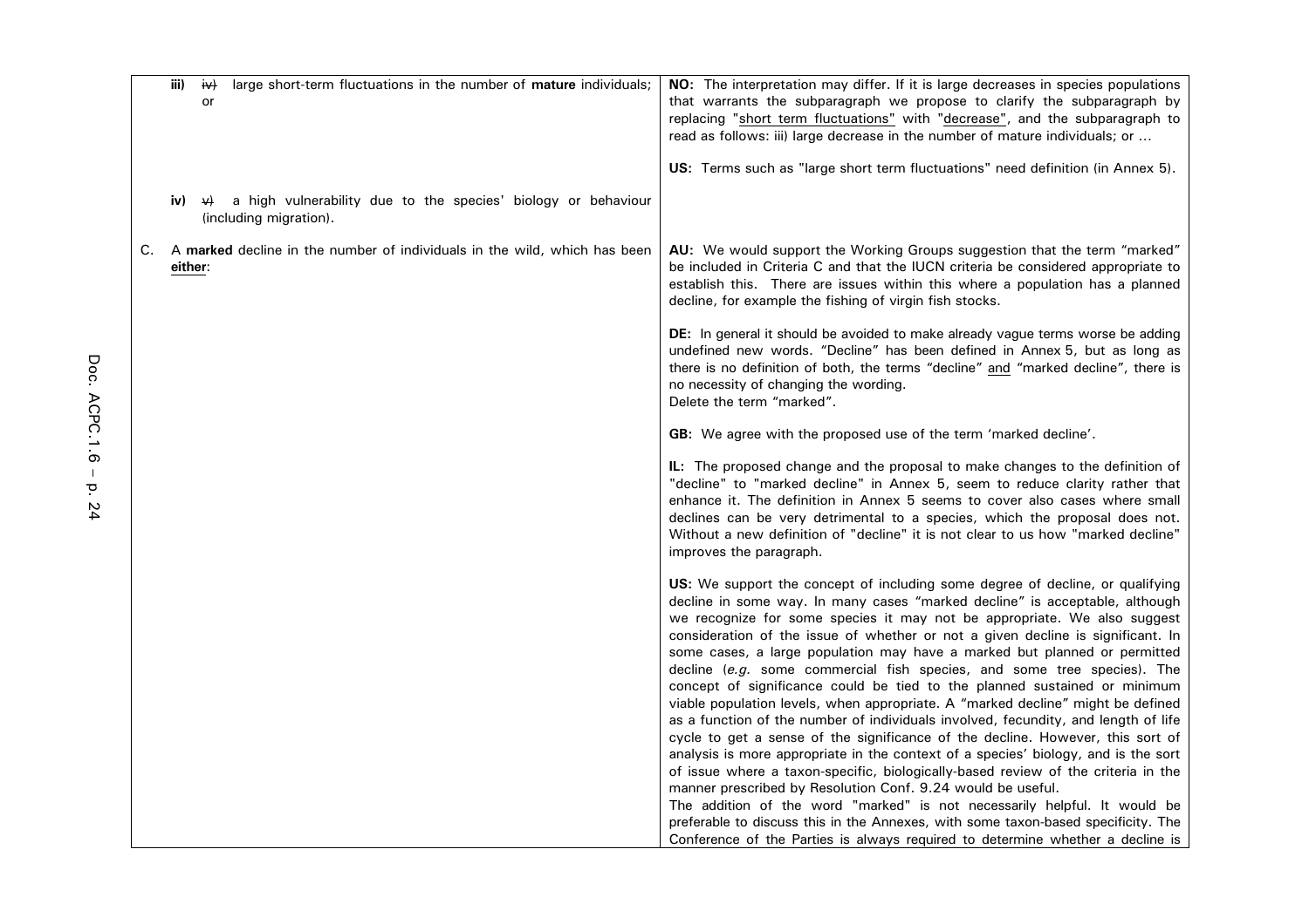| | |
|---|---|
| **iii)** ~~iv)~~ large short-term fluctuations in the number of **mature** individuals; or | **NO:** The interpretation may differ. If it is large decreases in species populations that warrants the subparagraph we propose to clarify the subparagraph by replacing "short term fluctuations" with "decrease", and the subparagraph to read as follows: iii) large decrease in the number of mature individuals; or ...<br><br>**US:** Terms such as "large short term fluctuations" need definition (in Annex 5). |
| **iv)** ~~v)~~ a high vulnerability due to the species' biology or behaviour (including migration). | |
| C. A **marked** decline in the number of individuals in the wild, which has been **either**: | **AU:** We would support the Working Groups suggestion that the term "marked" be included in Criteria C and that the IUCN criteria be considered appropriate to establish this. There are issues within this where a population has a planned decline, for example the fishing of virgin fish stocks.<br><br>**DE:** In general it should be avoided to make already vague terms worse be adding undefined new words. "Decline" has been defined in Annex 5, but as long as there is no definition of both, the terms "decline" and "marked decline", there is no necessity of changing the wording.<br>Delete the term "marked".<br><br>**GB:** We agree with the proposed use of the term 'marked decline'.<br><br>**IL:** The proposed change and the proposal to make changes to the definition of "decline" to "marked decline" in Annex 5, seem to reduce clarity rather that enhance it. The definition in Annex 5 seems to cover also cases where small declines can be very detrimental to a species, which the proposal does not. Without a new definition of "decline" it is not clear to us how "marked decline" improves the paragraph.<br><br>**US:** We support the concept of including some degree of decline, or qualifying decline in some way. In many cases "marked decline" is acceptable, although we recognize for some species it may not be appropriate. We also suggest consideration of the issue of whether or not a given decline is significant. In some cases, a large population may have a marked but planned or permitted decline (*e.g.* some commercial fish species, and some tree species). The concept of significance could be tied to the planned sustained or minimum viable population levels, when appropriate. A "marked decline" might be defined as a function of the number of individuals involved, fecundity, and length of life cycle to get a sense of the significance of the decline. However, this sort of analysis is more appropriate in the context of a species' biology, and is the sort of issue where a taxon-specific, biologically-based review of the criteria in the manner prescribed by Resolution Conf. 9.24 would be useful.<br>The addition of the word "marked" is not necessarily helpful. It would be preferable to discuss this in the Annexes, with some taxon-based specificity. The Conference of the Parties is always required to determine whether a decline is |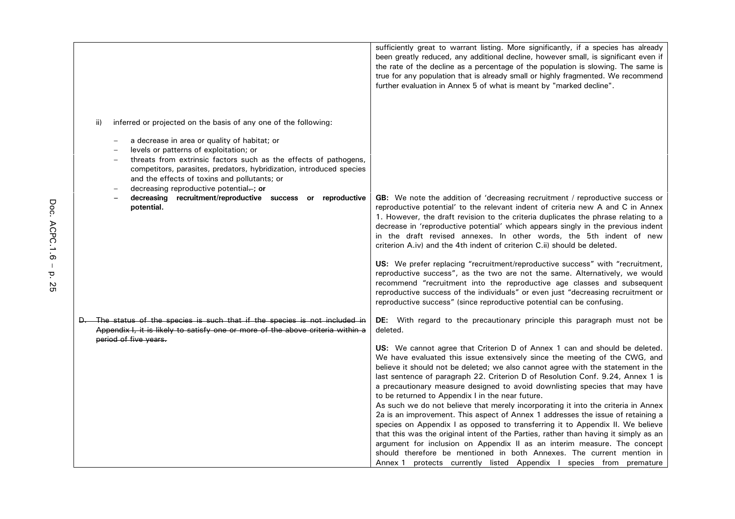| | |
|---|---|
| | sufficiently great to warrant listing. More significantly, if a species has already been greatly reduced, any additional decline, however small, is significant even if the rate of the decline as a percentage of the population is slowing. The same is true for any population that is already small or highly fragmented. We recommend further evaluation in Annex 5 of what is meant by "marked decline". |
| ii) inferred or projected on the basis of any one of the following:<br>– a decrease in area or quality of habitat; or<br>– levels or patterns of exploitation; or<br>– threats from extrinsic factors such as the effects of pathogens, competitors, parasites, predators, hybridization, introduced species and the effects of toxins and pollutants; or<br>– decreasing reproductive potential~~.~~ **; or** | |
| **– decreasing recruitment/reproductive success or reproductive potential.** | **GB:** We note the addition of 'decreasing recruitment / reproductive success or reproductive potential' to the relevant indent of criteria new A and C in Annex 1. However, the draft revision to the criteria duplicates the phrase relating to a decrease in 'reproductive potential' which appears singly in the previous indent in the draft revised annexes. In other words, the 5th indent of new criterion A.iv) and the 4th indent of criterion C.ii) should be deleted.<br><br>**US:** We prefer replacing "recruitment/reproductive success" with "recruitment, reproductive success", as the two are not the same. Alternatively, we would recommend "recruitment into the reproductive age classes and subsequent reproductive success of the individuals" or even just "decreasing recruitment or reproductive success" (since reproductive potential can be confusing. |
| ~~D. The status of the species is such that if the species is not included in Appendix I, it is likely to satisfy one or more of the above criteria within a period of five years.~~ | **DE:** With regard to the precautionary principle this paragraph must not be deleted.<br><br>**US:** We cannot agree that Criterion D of Annex 1 can and should be deleted. We have evaluated this issue extensively since the meeting of the CWG, and believe it should not be deleted; we also cannot agree with the statement in the last sentence of paragraph 22. Criterion D of Resolution Conf. 9.24, Annex 1 is a precautionary measure designed to avoid downlisting species that may have to be returned to Appendix I in the near future.<br>As such we do not believe that merely incorporating it into the criteria in Annex 2a is an improvement. This aspect of Annex 1 addresses the issue of retaining a species on Appendix I as opposed to transferring it to Appendix II. We believe that this was the original intent of the Parties, rather than having it simply as an argument for inclusion on Appendix II as an interim measure. The concept should therefore be mentioned in both Annexes. The current mention in Annex 1 protects currently listed Appendix I species from premature |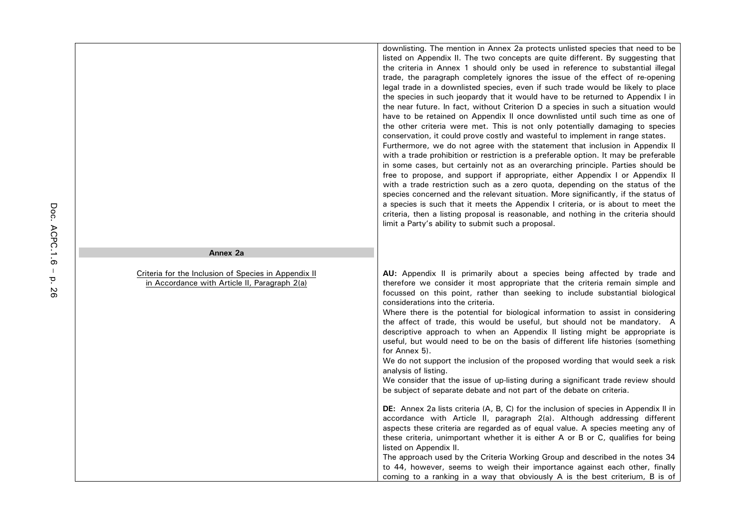| | |
|---|---|
| | downlisting. The mention in Annex 2a protects unlisted species that need to be listed on Appendix II. The two concepts are quite different. By suggesting that the criteria in Annex 1 should only be used in reference to substantial illegal trade, the paragraph completely ignores the issue of the effect of re-opening legal trade in a downlisted species, even if such trade would be likely to place the species in such jeopardy that it would have to be returned to Appendix I in the near future. In fact, without Criterion D a species in such a situation would have to be retained on Appendix II once downlisted until such time as one of the other criteria were met. This is not only potentially damaging to species conservation, it could prove costly and wasteful to implement in range states. Furthermore, we do not agree with the statement that inclusion in Appendix II with a trade prohibition or restriction is a preferable option. It may be preferable in some cases, but certainly not as an overarching principle. Parties should be free to propose, and support if appropriate, either Appendix I or Appendix II with a trade restriction such as a zero quota, depending on the status of the species concerned and the relevant situation. More significantly, if the status of a species is such that it meets the Appendix I criteria, or is about to meet the criteria, then a listing proposal is reasonable, and nothing in the criteria should limit a Party's ability to submit such a proposal. |
| **Annex 2a** | |
| <u>Criteria for the Inclusion of Species in Appendix II in Accordance with Article II, Paragraph 2(a)</u> | **AU:** Appendix II is primarily about a species being affected by trade and therefore we consider it most appropriate that the criteria remain simple and focussed on this point, rather than seeking to include substantial biological considerations into the criteria. Where there is the potential for biological information to assist in considering the affect of trade, this would be useful, but should not be mandatory. A descriptive approach to when an Appendix II listing might be appropriate is useful, but would need to be on the basis of different life histories (something for Annex 5). We do not support the inclusion of the proposed wording that would seek a risk analysis of listing. We consider that the issue of up-listing during a significant trade review should be subject of separate debate and not part of the debate on criteria. <br><br> **DE:** Annex 2a lists criteria (A, B, C) for the inclusion of species in Appendix II in accordance with Article II, paragraph 2(a). Although addressing different aspects these criteria are regarded as of equal value. A species meeting any of these criteria, unimportant whether it is either A or B or C, qualifies for being listed on Appendix II. The approach used by the Criteria Working Group and described in the notes 34 to 44, however, seems to weigh their importance against each other, finally coming to a ranking in a way that obviously A is the best criterium, B is of |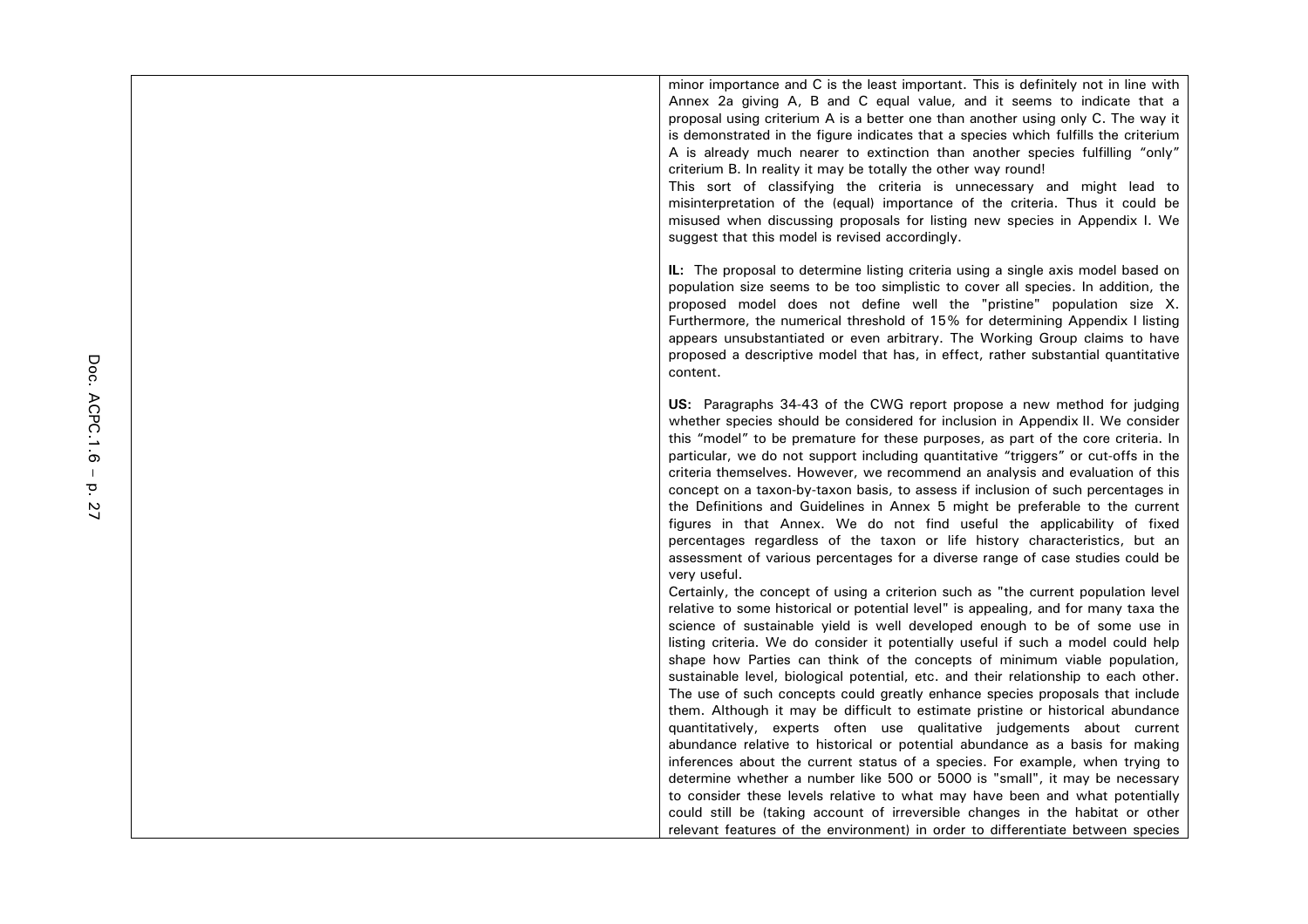| | |
|---|---|
| | minor importance and C is the least important. This is definitely not in line with Annex 2a giving A, B and C equal value, and it seems to indicate that a proposal using criterium A is a better one than another using only C. The way it is demonstrated in the figure indicates that a species which fulfills the criterium A is already much nearer to extinction than another species fulfilling "only" criterium B. In reality it may be totally the other way round!<br>This sort of classifying the criteria is unnecessary and might lead to misinterpretation of the (equal) importance of the criteria. Thus it could be misused when discussing proposals for listing new species in Appendix I. We suggest that this model is revised accordingly.<br><br>**IL:** The proposal to determine listing criteria using a single axis model based on population size seems to be too simplistic to cover all species. In addition, the proposed model does not define well the "pristine" population size X. Furthermore, the numerical threshold of 15% for determining Appendix I listing appears unsubstantiated or even arbitrary. The Working Group claims to have proposed a descriptive model that has, in effect, rather substantial quantitative content.<br><br>**US:** Paragraphs 34-43 of the CWG report propose a new method for judging whether species should be considered for inclusion in Appendix II. We consider this "model" to be premature for these purposes, as part of the core criteria. In particular, we do not support including quantitative "triggers" or cut-offs in the criteria themselves. However, we recommend an analysis and evaluation of this concept on a taxon-by-taxon basis, to assess if inclusion of such percentages in the Definitions and Guidelines in Annex 5 might be preferable to the current figures in that Annex. We do not find useful the applicability of fixed percentages regardless of the taxon or life history characteristics, but an assessment of various percentages for a diverse range of case studies could be very useful.<br>Certainly, the concept of using a criterion such as "the current population level relative to some historical or potential level" is appealing, and for many taxa the science of sustainable yield is well developed enough to be of some use in listing criteria. We do consider it potentially useful if such a model could help shape how Parties can think of the concepts of minimum viable population, sustainable level, biological potential, etc. and their relationship to each other. The use of such concepts could greatly enhance species proposals that include them. Although it may be difficult to estimate pristine or historical abundance quantitatively, experts often use qualitative judgements about current abundance relative to historical or potential abundance as a basis for making inferences about the current status of a species. For example, when trying to determine whether a number like 500 or 5000 is "small", it may be necessary to consider these levels relative to what may have been and what potentially could still be (taking account of irreversible changes in the habitat or other relevant features of the environment) in order to differentiate between species |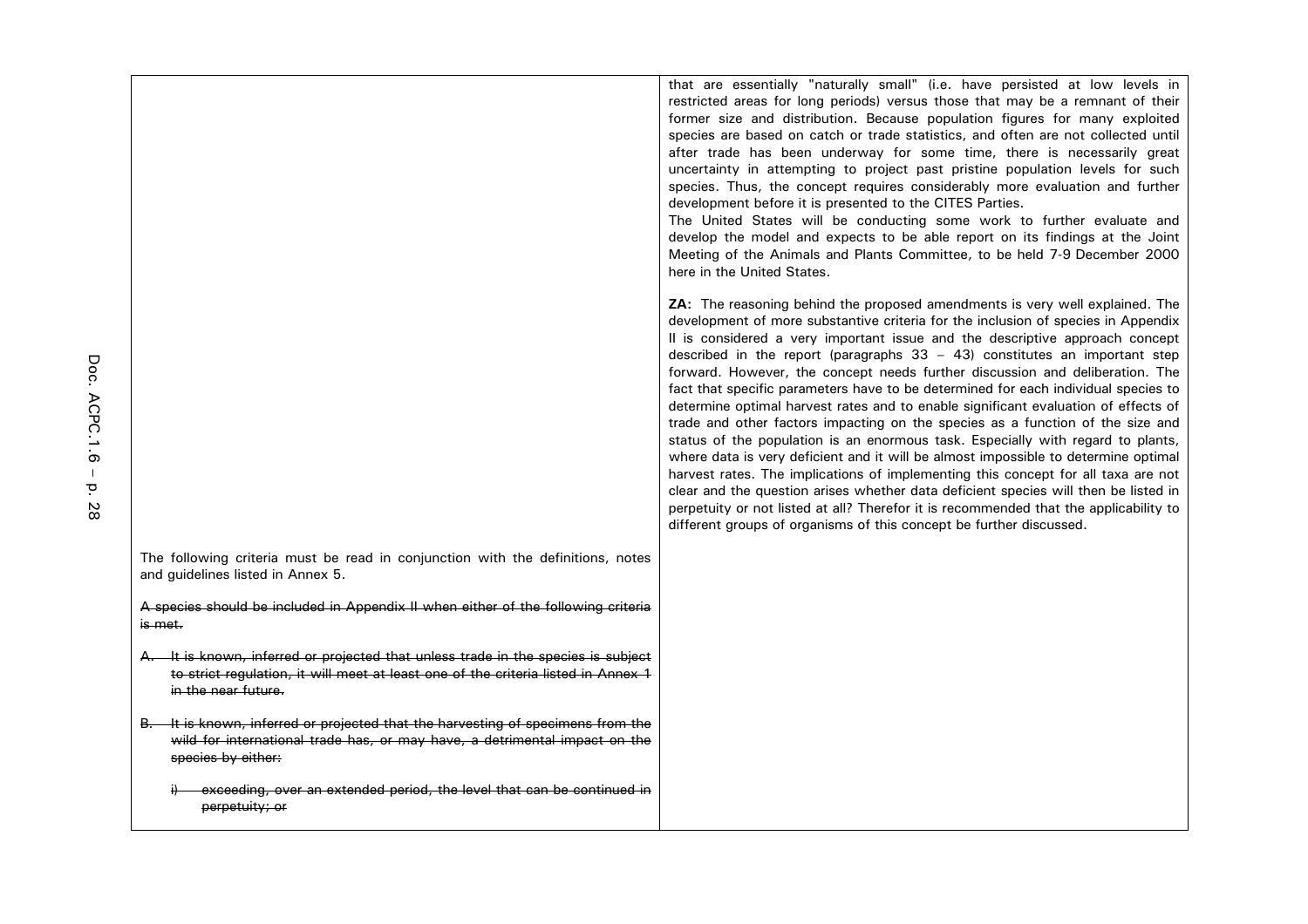| | |
|---|---|
| | that are essentially "naturally small" (i.e. have persisted at low levels in restricted areas for long periods) versus those that may be a remnant of their former size and distribution. Because population figures for many exploited species are based on catch or trade statistics, and often are not collected until after trade has been underway for some time, there is necessarily great uncertainty in attempting to project past pristine population levels for such species. Thus, the concept requires considerably more evaluation and further development before it is presented to the CITES Parties.<br>The United States will be conducting some work to further evaluate and develop the model and expects to be able report on its findings at the Joint Meeting of the Animals and Plants Committee, to be held 7-9 December 2000 here in the United States.<br><br>**ZA:** The reasoning behind the proposed amendments is very well explained. The development of more substantive criteria for the inclusion of species in Appendix II is considered a very important issue and the descriptive approach concept described in the report (paragraphs 33 – 43) constitutes an important step forward. However, the concept needs further discussion and deliberation. The fact that specific parameters have to be determined for each individual species to determine optimal harvest rates and to enable significant evaluation of effects of trade and other factors impacting on the species as a function of the size and status of the population is an enormous task. Especially with regard to plants, where data is very deficient and it will be almost impossible to determine optimal harvest rates. The implications of implementing this concept for all taxa are not clear and the question arises whether data deficient species will then be listed in perpetuity or not listed at all? Therefor it is recommended that the applicability to different groups of organisms of this concept be further discussed. |
| The following criteria must be read in conjunction with the definitions, notes and guidelines listed in Annex 5.<br><br>~~A species should be included in Appendix II when either of the following criteria is met.~~<br><br>~~A. It is known, inferred or projected that unless trade in the species is subject to strict regulation, it will meet at least one of the criteria listed in Annex 1 in the near future.~~<br><br>~~B. It is known, inferred or projected that the harvesting of specimens from the wild for international trade has, or may have, a detrimental impact on the species by either:~~<br><br>~~i) exceeding, over an extended period, the level that can be continued in perpetuity; or~~ | |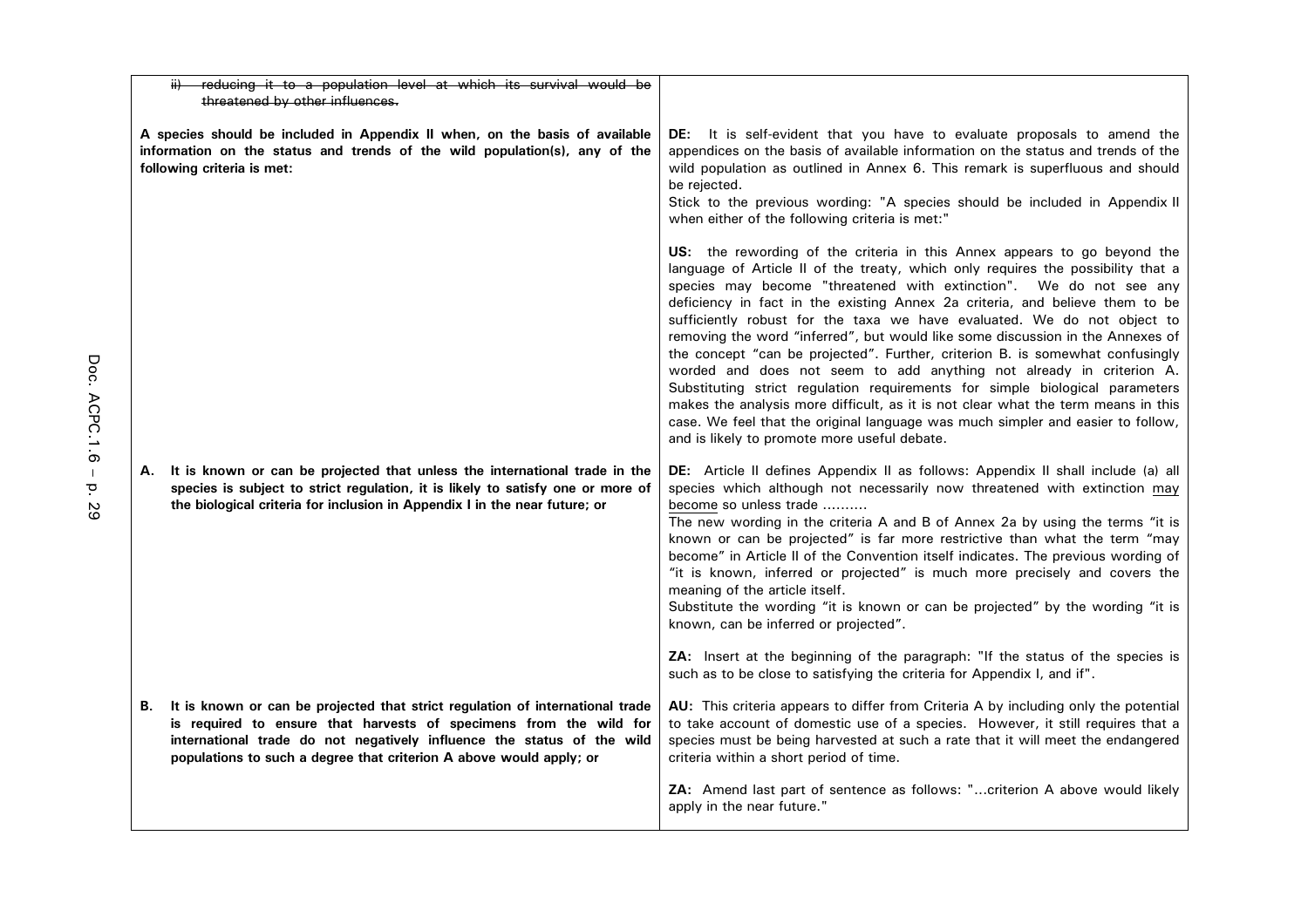| | |
|---|---|
| ~~ii) reducing it to a population level at which its survival would be threatened by other influences.~~ | |
| **A species should be included in Appendix II when, on the basis of available information on the status and trends of the wild population(s), any of the following criteria is met:** | **DE:** It is self-evident that you have to evaluate proposals to amend the appendices on the basis of available information on the status and trends of the wild population as outlined in Annex 6. This remark is superfluous and should be rejected.<br>Stick to the previous wording: "A species should be included in Appendix II when either of the following criteria is met:"<br><br>**US:** the rewording of the criteria in this Annex appears to go beyond the language of Article II of the treaty, which only requires the possibility that a species may become "threatened with extinction". We do not see any deficiency in fact in the existing Annex 2a criteria, and believe them to be sufficiently robust for the taxa we have evaluated. We do not object to removing the word "inferred", but would like some discussion in the Annexes of the concept "can be projected". Further, criterion B. is somewhat confusingly worded and does not seem to add anything not already in criterion A. Substituting strict regulation requirements for simple biological parameters makes the analysis more difficult, as it is not clear what the term means in this case. We feel that the original language was much simpler and easier to follow, and is likely to promote more useful debate. |
| **A. It is known or can be projected that unless the international trade in the species is subject to strict regulation, it is likely to satisfy one or more of the biological criteria for inclusion in Appendix I in the near future; or** | **DE:** Article II defines Appendix II as follows: Appendix II shall include (a) all species which although not necessarily now threatened with extinction <u>may become</u> so unless trade ……….<br>The new wording in the criteria A and B of Annex 2a by using the terms "it is known or can be projected" is far more restrictive than what the term "may become" in Article II of the Convention itself indicates. The previous wording of "it is known, inferred or projected" is much more precisely and covers the meaning of the article itself.<br>Substitute the wording "it is known or can be projected" by the wording "it is known, can be inferred or projected".<br><br>**ZA:** Insert at the beginning of the paragraph: "If the status of the species is such as to be close to satisfying the criteria for Appendix I, and if". |
| **B. It is known or can be projected that strict regulation of international trade is required to ensure that harvests of specimens from the wild for international trade do not negatively influence the status of the wild populations to such a degree that criterion A above would apply; or** | **AU:** This criteria appears to differ from Criteria A by including only the potential to take account of domestic use of a species. However, it still requires that a species must be being harvested at such a rate that it will meet the endangered criteria within a short period of time.<br><br>**ZA:** Amend last part of sentence as follows: "…criterion A above would likely apply in the near future." |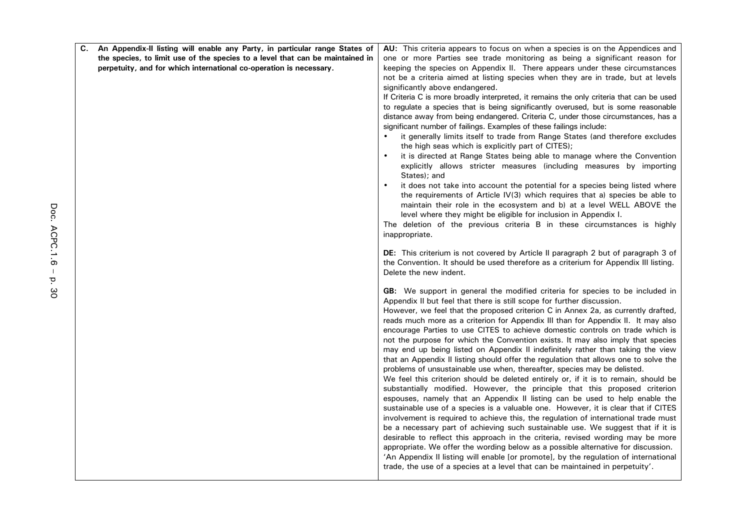| | |
|---|---|
| **C. An Appendix-II listing will enable any Party, in particular range States of the species, to limit use of the species to a level that can be maintained in perpetuity, and for which international co-operation is necessary.** | **AU:** This criteria appears to focus on when a species is on the Appendices and one or more Parties see trade monitoring as being a significant reason for keeping the species on Appendix II. There appears under these circumstances not be a criteria aimed at listing species when they are in trade, but at levels significantly above endangered.<br>If Criteria C is more broadly interpreted, it remains the only criteria that can be used to regulate a species that is being significantly overused, but is some reasonable distance away from being endangered. Criteria C, under those circumstances, has a significant number of failings. Examples of these failings include:<br>• it generally limits itself to trade from Range States (and therefore excludes the high seas which is explicitly part of CITES);<br>• it is directed at Range States being able to manage where the Convention explicitly allows stricter measures (including measures by importing States); and<br>• it does not take into account the potential for a species being listed where the requirements of Article IV(3) which requires that a) species be able to maintain their role in the ecosystem and b) at a level WELL ABOVE the level where they might be eligible for inclusion in Appendix I.<br>The deletion of the previous criteria B in these circumstances is highly inappropriate.<br><br>**DE:** This criterium is not covered by Article II paragraph 2 but of paragraph 3 of the Convention. It should be used therefore as a criterium for Appendix III listing. Delete the new indent.<br><br>**GB:** We support in general the modified criteria for species to be included in Appendix II but feel that there is still scope for further discussion.<br>However, we feel that the proposed criterion C in Annex 2a, as currently drafted, reads much more as a criterion for Appendix III than for Appendix II. It may also encourage Parties to use CITES to achieve domestic controls on trade which is not the purpose for which the Convention exists. It may also imply that species may end up being listed on Appendix II indefinitely rather than taking the view that an Appendix II listing should offer the regulation that allows one to solve the problems of unsustainable use when, thereafter, species may be delisted.<br>We feel this criterion should be deleted entirely or, if it is to remain, should be substantially modified. However, the principle that this proposed criterion espouses, namely that an Appendix II listing can be used to help enable the sustainable use of a species is a valuable one. However, it is clear that if CITES involvement is required to achieve this, the regulation of international trade must be a necessary part of achieving such sustainable use. We suggest that if it is desirable to reflect this approach in the criteria, revised wording may be more appropriate. We offer the wording below as a possible alternative for discussion.<br>'An Appendix II listing will enable [or promote], by the regulation of international trade, the use of a species at a level that can be maintained in perpetuity'. |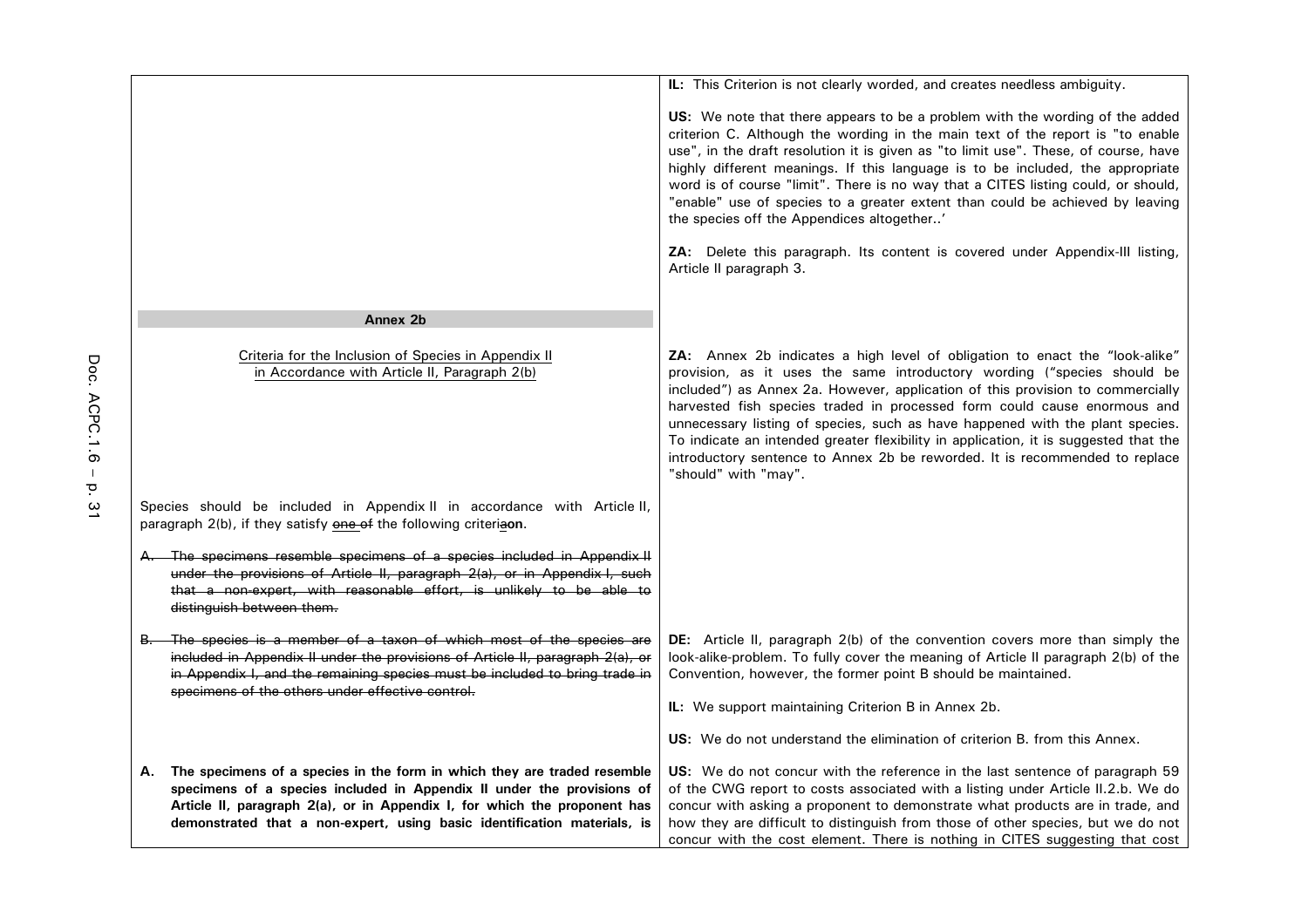| | |
|---|---|
| | **IL:** This Criterion is not clearly worded, and creates needless ambiguity.<br><br>**US:** We note that there appears to be a problem with the wording of the added criterion C. Although the wording in the main text of the report is "to enable use", in the draft resolution it is given as "to limit use". These, of course, have highly different meanings. If this language is to be included, the appropriate word is of course "limit". There is no way that a CITES listing could, or should, "enable" use of species to a greater extent than could be achieved by leaving the species off the Appendices altogether..'<br><br>**ZA:** Delete this paragraph. Its content is covered under Appendix-III listing, Article II paragraph 3. |
| **Annex 2b** | |
| Criteria for the Inclusion of Species in Appendix II in Accordance with Article II, Paragraph 2(b) | **ZA:** Annex 2b indicates a high level of obligation to enact the "look-alike" provision, as it uses the same introductory wording ("species should be included") as Annex 2a. However, application of this provision to commercially harvested fish species traded in processed form could cause enormous and unnecessary listing of species, such as have happened with the plant species. To indicate an intended greater flexibility in application, it is suggested that the introductory sentence to Annex 2b be reworded. It is recommended to replace "should" with "may". |
| Species should be included in Appendix II in accordance with Article II, paragraph 2(b), if they satisfy ~~one of~~ the following criteri~~a~~**on**. | |
| ~~A. The specimens resemble specimens of a species included in Appendix II under the provisions of Article II, paragraph 2(a), or in Appendix I, such that a non-expert, with reasonable effort, is unlikely to be able to distinguish between them.~~ | |
| ~~B. The species is a member of a taxon of which most of the species are included in Appendix II under the provisions of Article II, paragraph 2(a), or in Appendix I, and the remaining species must be included to bring trade in specimens of the others under effective control.~~ | **DE:** Article II, paragraph 2(b) of the convention covers more than simply the look-alike-problem. To fully cover the meaning of Article II paragraph 2(b) of the Convention, however, the former point B should be maintained.<br><br>**IL:** We support maintaining Criterion B in Annex 2b.<br><br>**US:** We do not understand the elimination of criterion B. from this Annex. |
| **A. The specimens of a species in the form in which they are traded resemble specimens of a species included in Appendix II under the provisions of Article II, paragraph 2(a), or in Appendix I, for which the proponent has demonstrated that a non-expert, using basic identification materials, is** | **US:** We do not concur with the reference in the last sentence of paragraph 59 of the CWG report to costs associated with a listing under Article II.2.b. We do concur with asking a proponent to demonstrate what products are in trade, and how they are difficult to distinguish from those of other species, but we do not concur with the cost element. There is nothing in CITES suggesting that cost |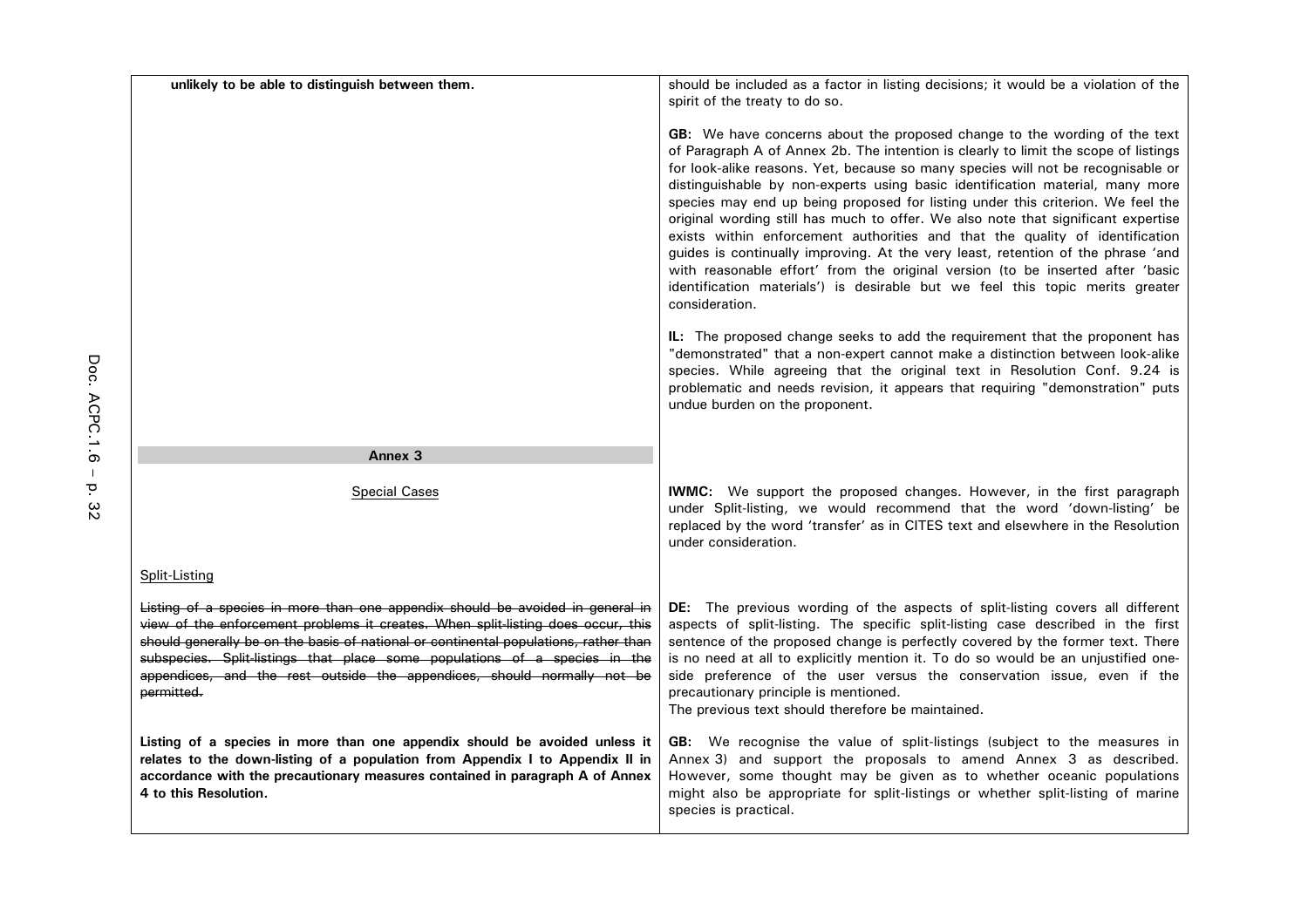| | |
|---|---|
| **unlikely to be able to distinguish between them.** | should be included as a factor in listing decisions; it would be a violation of the spirit of the treaty to do so.<br><br>**GB:** We have concerns about the proposed change to the wording of the text of Paragraph A of Annex 2b. The intention is clearly to limit the scope of listings for look-alike reasons. Yet, because so many species will not be recognisable or distinguishable by non-experts using basic identification material, many more species may end up being proposed for listing under this criterion. We feel the original wording still has much to offer. We also note that significant expertise exists within enforcement authorities and that the quality of identification guides is continually improving. At the very least, retention of the phrase 'and with reasonable effort' from the original version (to be inserted after 'basic identification materials') is desirable but we feel this topic merits greater consideration.<br><br>**IL:** The proposed change seeks to add the requirement that the proponent has "demonstrated" that a non-expert cannot make a distinction between look-alike species. While agreeing that the original text in Resolution Conf. 9.24 is problematic and needs revision, it appears that requiring "demonstration" puts undue burden on the proponent. |
| **Annex 3**<br><br>Special Cases | **IWMC:** We support the proposed changes. However, in the first paragraph under Split-listing, we would recommend that the word 'down-listing' be replaced by the word 'transfer' as in CITES text and elsewhere in the Resolution under consideration. |
| Split-Listing<br><br>~~Listing of a species in more than one appendix should be avoided in general in view of the enforcement problems it creates. When split-listing does occur, this should generally be on the basis of national or continental populations, rather than subspecies. Split-listings that place some populations of a species in the appendices, and the rest outside the appendices, should normally not be permitted.~~ | **DE:** The previous wording of the aspects of split-listing covers all different aspects of split-listing. The specific split-listing case described in the first sentence of the proposed change is perfectly covered by the former text. There is no need at all to explicitly mention it. To do so would be an unjustified one-side preference of the user versus the conservation issue, even if the precautionary principle is mentioned.<br>The previous text should therefore be maintained. |
| **Listing of a species in more than one appendix should be avoided unless it relates to the down-listing of a population from Appendix I to Appendix II in accordance with the precautionary measures contained in paragraph A of Annex 4 to this Resolution.** | **GB:** We recognise the value of split-listings (subject to the measures in Annex 3) and support the proposals to amend Annex 3 as described. However, some thought may be given as to whether oceanic populations might also be appropriate for split-listings or whether split-listing of marine species is practical. |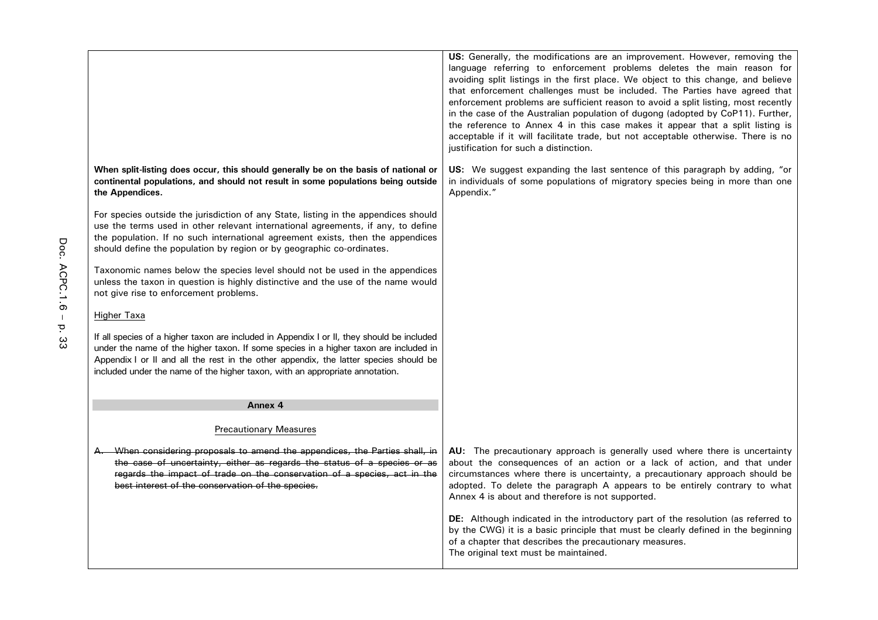| | |
|---|---|
| | **US:** Generally, the modifications are an improvement. However, removing the language referring to enforcement problems deletes the main reason for avoiding split listings in the first place. We object to this change, and believe that enforcement challenges must be included. The Parties have agreed that enforcement problems are sufficient reason to avoid a split listing, most recently in the case of the Australian population of dugong (adopted by CoP11). Further, the reference to Annex 4 in this case makes it appear that a split listing is acceptable if it will facilitate trade, but not acceptable otherwise. There is no justification for such a distinction. |
| **When split-listing does occur, this should generally be on the basis of national or continental populations, and should not result in some populations being outside the Appendices.** | **US:** We suggest expanding the last sentence of this paragraph by adding, "or in individuals of some populations of migratory species being in more than one Appendix." |
| For species outside the jurisdiction of any State, listing in the appendices should use the terms used in other relevant international agreements, if any, to define the population. If no such international agreement exists, then the appendices should define the population by region or by geographic co-ordinates. | |
| Taxonomic names below the species level should not be used in the appendices unless the taxon in question is highly distinctive and the use of the name would not give rise to enforcement problems. | |
| <u>Higher Taxa</u> | |
| If all species of a higher taxon are included in Appendix I or II, they should be included under the name of the higher taxon. If some species in a higher taxon are included in Appendix I or II and all the rest in the other appendix, the latter species should be included under the name of the higher taxon, with an appropriate annotation. | |
| **Annex 4** | |
| <u>Precautionary Measures</u> | |
| ~~A. When considering proposals to amend the appendices, the Parties shall, in the case of uncertainty, either as regards the status of a species or as regards the impact of trade on the conservation of a species, act in the best interest of the conservation of the species.~~ | **AU:** The precautionary approach is generally used where there is uncertainty about the consequences of an action or a lack of action, and that under circumstances where there is uncertainty, a precautionary approach should be adopted. To delete the paragraph A appears to be entirely contrary to what Annex 4 is about and therefore is not supported.<br><br>**DE:** Although indicated in the introductory part of the resolution (as referred to by the CWG) it is a basic principle that must be clearly defined in the beginning of a chapter that describes the precautionary measures.<br>The original text must be maintained. |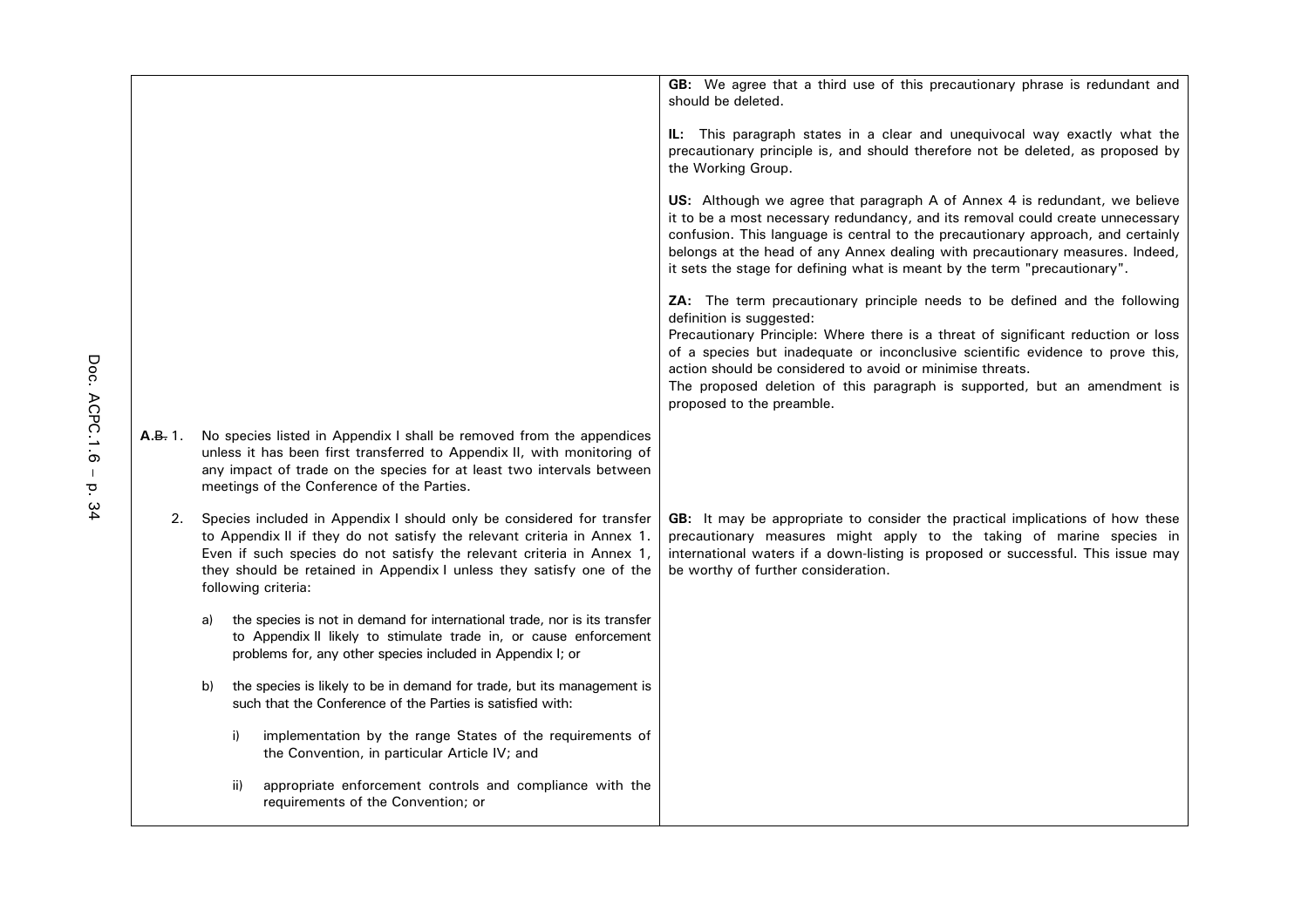| | |
|---|---|
| | **GB:** We agree that a third use of this precautionary phrase is redundant and should be deleted.<br><br>**IL:** This paragraph states in a clear and unequivocal way exactly what the precautionary principle is, and should therefore not be deleted, as proposed by the Working Group.<br><br>**US:** Although we agree that paragraph A of Annex 4 is redundant, we believe it to be a most necessary redundancy, and its removal could create unnecessary confusion. This language is central to the precautionary approach, and certainly belongs at the head of any Annex dealing with precautionary measures. Indeed, it sets the stage for defining what is meant by the term "precautionary".<br><br>**ZA:** The term precautionary principle needs to be defined and the following definition is suggested:<br>Precautionary Principle: Where there is a threat of significant reduction or loss of a species but inadequate or inconclusive scientific evidence to prove this, action should be considered to avoid or minimise threats.<br>The proposed deletion of this paragraph is supported, but an amendment is proposed to the preamble. |
| **A**.~~B.~~ 1. No species listed in Appendix I shall be removed from the appendices unless it has been first transferred to Appendix II, with monitoring of any impact of trade on the species for at least two intervals between meetings of the Conference of the Parties. | |
| 2. Species included in Appendix I should only be considered for transfer to Appendix II if they do not satisfy the relevant criteria in Annex 1. Even if such species do not satisfy the relevant criteria in Annex 1, they should be retained in Appendix I unless they satisfy one of the following criteria:<br><br>a) the species is not in demand for international trade, nor is its transfer to Appendix II likely to stimulate trade in, or cause enforcement problems for, any other species included in Appendix I; or<br><br>b) the species is likely to be in demand for trade, but its management is such that the Conference of the Parties is satisfied with:<br><br>i) implementation by the range States of the requirements of the Convention, in particular Article IV; and<br><br>ii) appropriate enforcement controls and compliance with the requirements of the Convention; or | **GB:** It may be appropriate to consider the practical implications of how these precautionary measures might apply to the taking of marine species in international waters if a down-listing is proposed or successful. This issue may be worthy of further consideration. |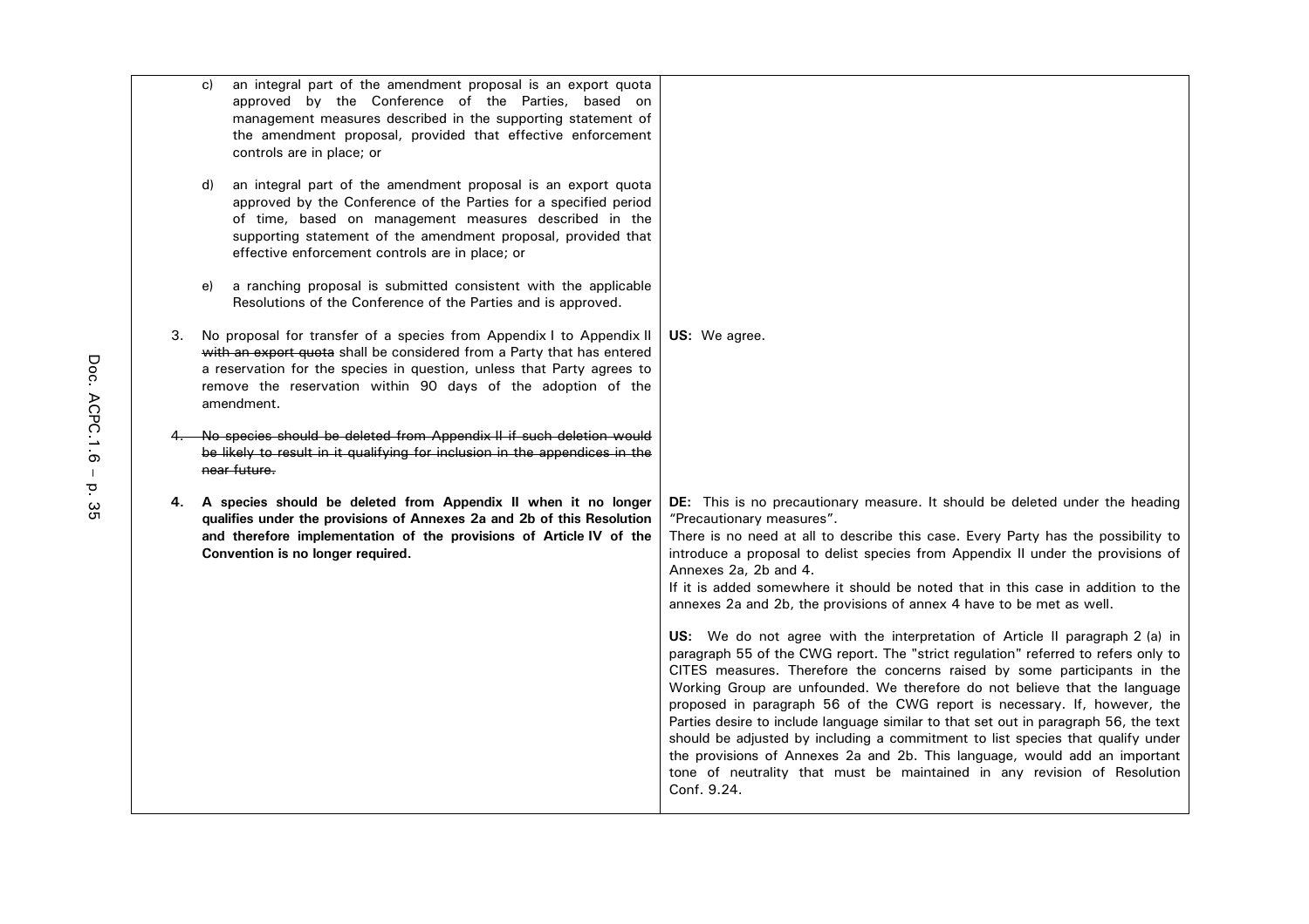| | |
|---|---|
| c) an integral part of the amendment proposal is an export quota approved by the Conference of the Parties, based on management measures described in the supporting statement of the amendment proposal, provided that effective enforcement controls are in place; or<br><br>d) an integral part of the amendment proposal is an export quota approved by the Conference of the Parties for a specified period of time, based on management measures described in the supporting statement of the amendment proposal, provided that effective enforcement controls are in place; or<br><br>e) a ranching proposal is submitted consistent with the applicable Resolutions of the Conference of the Parties and is approved. | |
| 3. No proposal for transfer of a species from Appendix I to Appendix II ~~with an export quota~~ shall be considered from a Party that has entered a reservation for the species in question, unless that Party agrees to remove the reservation within 90 days of the adoption of the amendment. | **US:** We agree. |
| ~~4. No species should be deleted from Appendix II if such deletion would be likely to result in it qualifying for inclusion in the appendices in the near future.~~ | |
| **4. A species should be deleted from Appendix II when it no longer qualifies under the provisions of Annexes 2a and 2b of this Resolution and therefore implementation of the provisions of Article IV of the Convention is no longer required.** | **DE:** This is no precautionary measure. It should be deleted under the heading "Precautionary measures".<br>There is no need at all to describe this case. Every Party has the possibility to introduce a proposal to delist species from Appendix II under the provisions of Annexes 2a, 2b and 4.<br>If it is added somewhere it should be noted that in this case in addition to the annexes 2a and 2b, the provisions of annex 4 have to be met as well.<br><br>**US:** We do not agree with the interpretation of Article II paragraph 2 (a) in paragraph 55 of the CWG report. The "strict regulation" referred to refers only to CITES measures. Therefore the concerns raised by some participants in the Working Group are unfounded. We therefore do not believe that the language proposed in paragraph 56 of the CWG report is necessary. If, however, the Parties desire to include language similar to that set out in paragraph 56, the text should be adjusted by including a commitment to list species that qualify under the provisions of Annexes 2a and 2b. This language, would add an important tone of neutrality that must be maintained in any revision of Resolution Conf. 9.24. |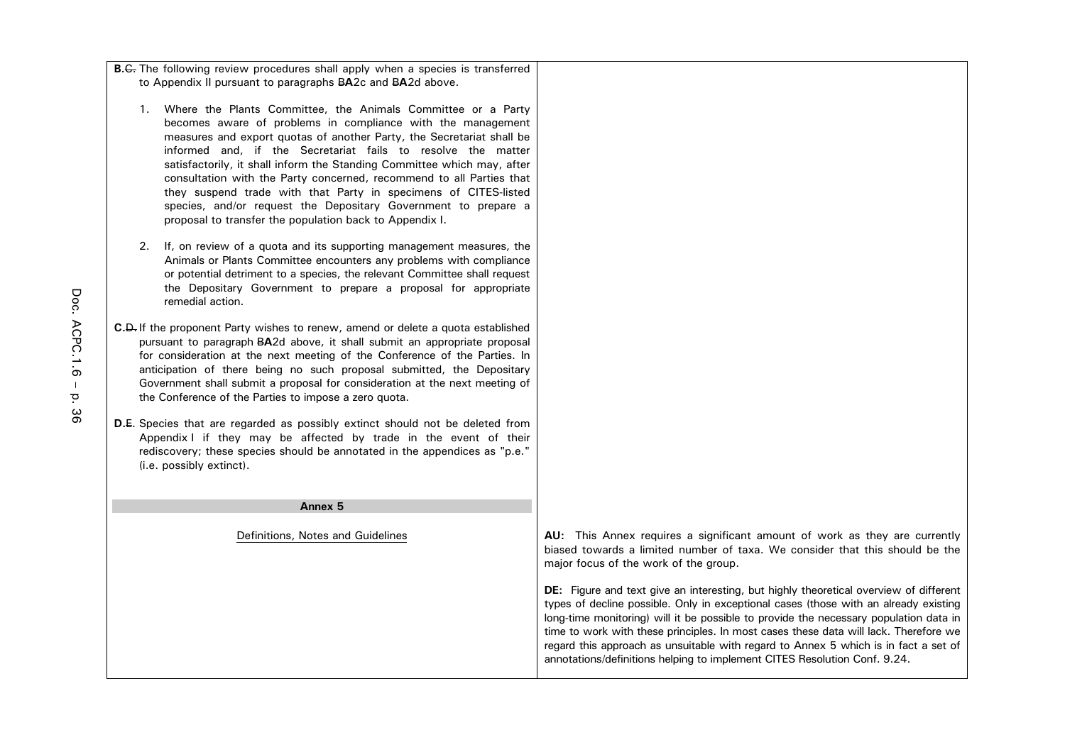| | |
|---|---|
| **B**.~~C.~~ The following review procedures shall apply when a species is transferred to Appendix II pursuant to paragraphs ~~B~~**A**2c and ~~B~~**A**2d above.<br><br>1. Where the Plants Committee, the Animals Committee or a Party becomes aware of problems in compliance with the management measures and export quotas of another Party, the Secretariat shall be informed and, if the Secretariat fails to resolve the matter satisfactorily, it shall inform the Standing Committee which may, after consultation with the Party concerned, recommend to all Parties that they suspend trade with that Party in specimens of CITES-listed species, and/or request the Depositary Government to prepare a proposal to transfer the population back to Appendix I.<br><br>2. If, on review of a quota and its supporting management measures, the Animals or Plants Committee encounters any problems with compliance or potential detriment to a species, the relevant Committee shall request the Depositary Government to prepare a proposal for appropriate remedial action.<br><br>**C**.~~D.~~ If the proponent Party wishes to renew, amend or delete a quota established pursuant to paragraph ~~B~~**A**2d above, it shall submit an appropriate proposal for consideration at the next meeting of the Conference of the Parties. In anticipation of there being no such proposal submitted, the Depositary Government shall submit a proposal for consideration at the next meeting of the Conference of the Parties to impose a zero quota.<br><br>**D**.~~E.~~ Species that are regarded as possibly extinct should not be deleted from Appendix I if they may be affected by trade in the event of their rediscovery; these species should be annotated in the appendices as "p.e." (i.e. possibly extinct). | |
| **Annex 5**<br><br>Definitions, Notes and Guidelines | **AU:** This Annex requires a significant amount of work as they are currently biased towards a limited number of taxa. We consider that this should be the major focus of the work of the group.<br><br>**DE:** Figure and text give an interesting, but highly theoretical overview of different types of decline possible. Only in exceptional cases (those with an already existing long-time monitoring) will it be possible to provide the necessary population data in time to work with these principles. In most cases these data will lack. Therefore we regard this approach as unsuitable with regard to Annex 5 which is in fact a set of annotations/definitions helping to implement CITES Resolution Conf. 9.24. |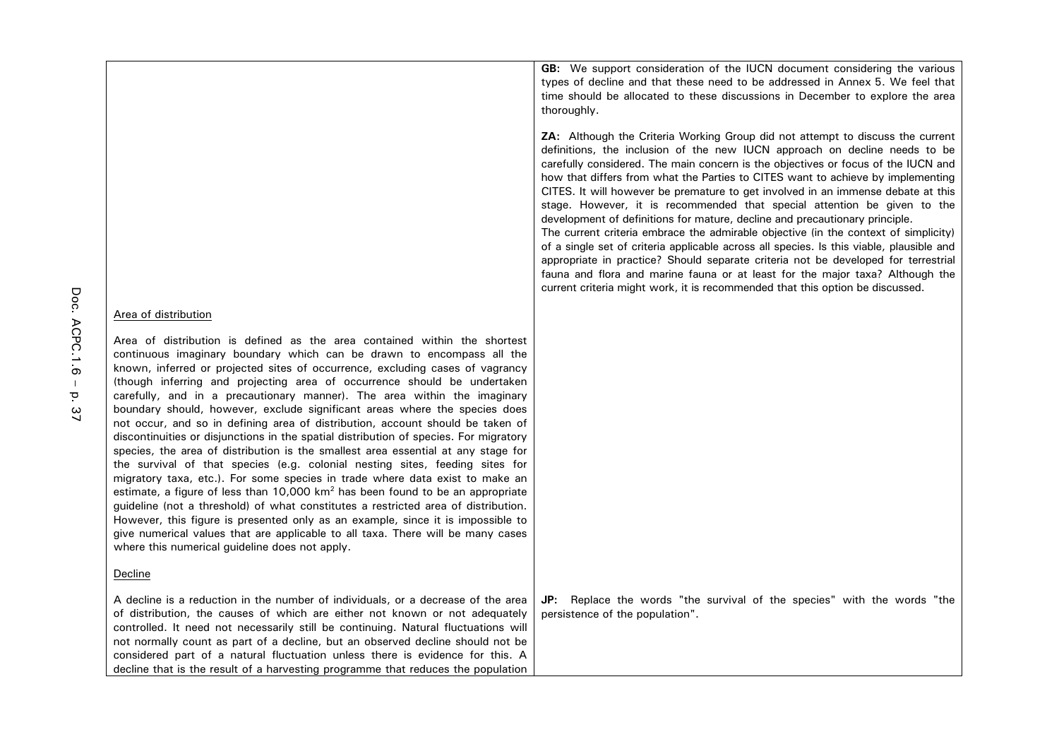| | |
|---|---|
| | **GB:** We support consideration of the IUCN document considering the various types of decline and that these need to be addressed in Annex 5. We feel that time should be allocated to these discussions in December to explore the area thoroughly.<br><br>**ZA:** Although the Criteria Working Group did not attempt to discuss the current definitions, the inclusion of the new IUCN approach on decline needs to be carefully considered. The main concern is the objectives or focus of the IUCN and how that differs from what the Parties to CITES want to achieve by implementing CITES. It will however be premature to get involved in an immense debate at this stage. However, it is recommended that special attention be given to the development of definitions for mature, decline and precautionary principle.<br>The current criteria embrace the admirable objective (in the context of simplicity) of a single set of criteria applicable across all species. Is this viable, plausible and appropriate in practice? Should separate criteria not be developed for terrestrial fauna and flora and marine fauna or at least for the major taxa? Although the current criteria might work, it is recommended that this option be discussed. |
| <u>Area of distribution</u><br><br>Area of distribution is defined as the area contained within the shortest continuous imaginary boundary which can be drawn to encompass all the known, inferred or projected sites of occurrence, excluding cases of vagrancy (though inferring and projecting area of occurrence should be undertaken carefully, and in a precautionary manner). The area within the imaginary boundary should, however, exclude significant areas where the species does not occur, and so in defining area of distribution, account should be taken of discontinuities or disjunctions in the spatial distribution of species. For migratory species, the area of distribution is the smallest area essential at any stage for the survival of that species (e.g. colonial nesting sites, feeding sites for migratory taxa, etc.). For some species in trade where data exist to make an estimate, a figure of less than 10,000 km$^2$ has been found to be an appropriate guideline (not a threshold) of what constitutes a restricted area of distribution. However, this figure is presented only as an example, since it is impossible to give numerical values that are applicable to all taxa. There will be many cases where this numerical guideline does not apply. | |
| <u>Decline</u><br><br>A decline is a reduction in the number of individuals, or a decrease of the area of distribution, the causes of which are either not known or not adequately controlled. It need not necessarily still be continuing. Natural fluctuations will not normally count as part of a decline, but an observed decline should not be considered part of a natural fluctuation unless there is evidence for this. A decline that is the result of a harvesting programme that reduces the population | **JP:** Replace the words "the survival of the species" with the words "the persistence of the population". |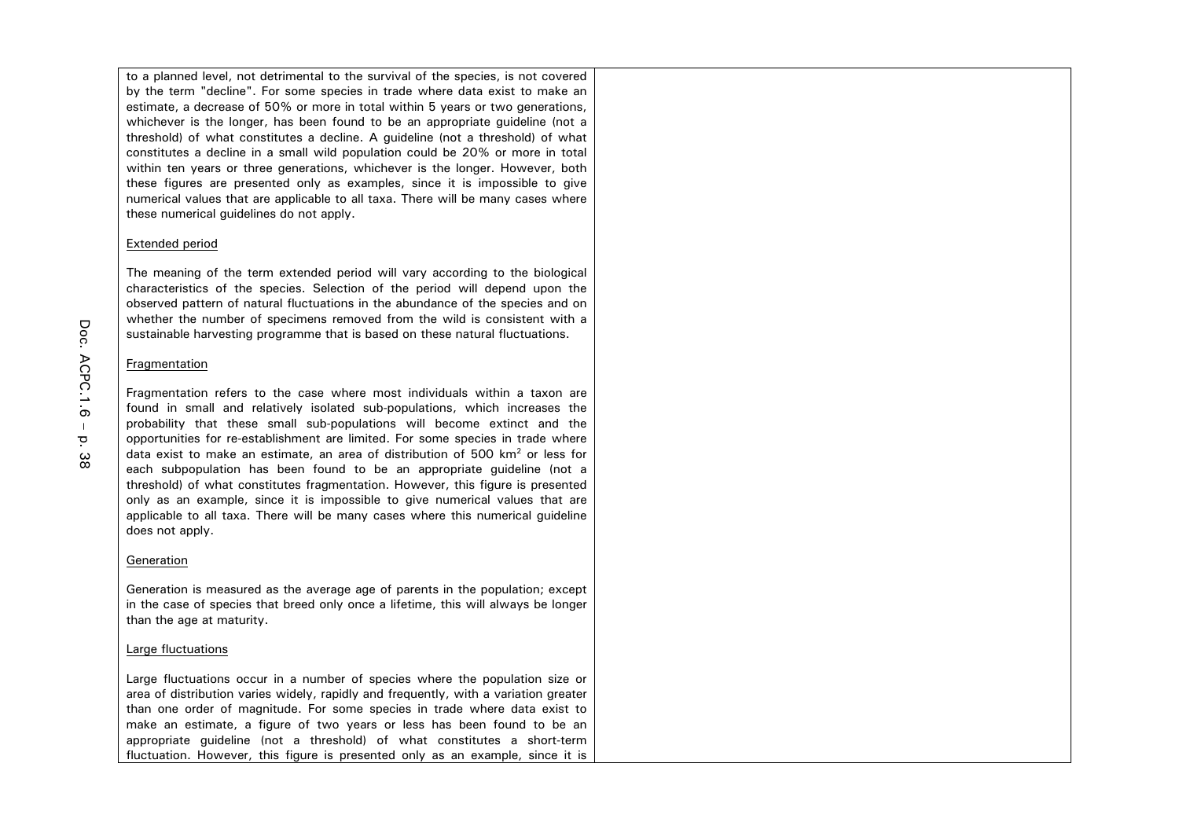to a planned level, not detrimental to the survival of the species, is not covered by the term "decline". For some species in trade where data exist to make an estimate, a decrease of 50% or more in total within 5 years or two generations, whichever is the longer, has been found to be an appropriate guideline (not a threshold) of what constitutes a decline. A guideline (not a threshold) of what constitutes a decline in a small wild population could be 20% or more in total within ten years or three generations, whichever is the longer. However, both these figures are presented only as examples, since it is impossible to give numerical values that are applicable to all taxa. There will be many cases where these numerical guidelines do not apply.

<u>Extended period</u>

The meaning of the term extended period will vary according to the biological characteristics of the species. Selection of the period will depend upon the observed pattern of natural fluctuations in the abundance of the species and on whether the number of specimens removed from the wild is consistent with a sustainable harvesting programme that is based on these natural fluctuations.

<u>Fragmentation</u>

Fragmentation refers to the case where most individuals within a taxon are found in small and relatively isolated sub-populations, which increases the probability that these small sub-populations will become extinct and the opportunities for re-establishment are limited. For some species in trade where data exist to make an estimate, an area of distribution of 500 $km^2$ or less for each subpopulation has been found to be an appropriate guideline (not a threshold) of what constitutes fragmentation. However, this figure is presented only as an example, since it is impossible to give numerical values that are applicable to all taxa. There will be many cases where this numerical guideline does not apply.

<u>Generation</u>

Generation is measured as the average age of parents in the population; except in the case of species that breed only once a lifetime, this will always be longer than the age at maturity.

<u>Large fluctuations</u>

Large fluctuations occur in a number of species where the population size or area of distribution varies widely, rapidly and frequently, with a variation greater than one order of magnitude. For some species in trade where data exist to make an estimate, a figure of two years or less has been found to be an appropriate guideline (not a threshold) of what constitutes a short-term fluctuation. However, this figure is presented only as an example, since it is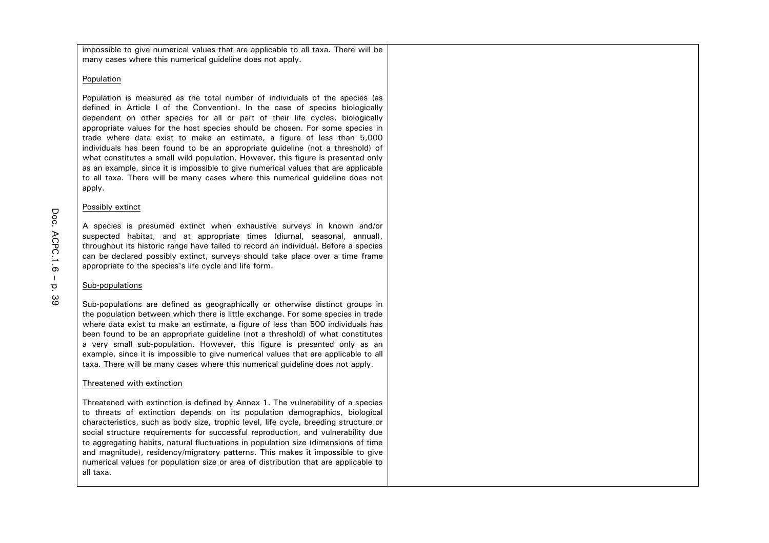impossible to give numerical values that are applicable to all taxa. There will be many cases where this numerical guideline does not apply.

Population

Population is measured as the total number of individuals of the species (as defined in Article I of the Convention). In the case of species biologically dependent on other species for all or part of their life cycles, biologically appropriate values for the host species should be chosen. For some species in trade where data exist to make an estimate, a figure of less than 5,000 individuals has been found to be an appropriate guideline (not a threshold) of what constitutes a small wild population. However, this figure is presented only as an example, since it is impossible to give numerical values that are applicable to all taxa. There will be many cases where this numerical guideline does not apply.

Possibly extinct

A species is presumed extinct when exhaustive surveys in known and/or suspected habitat, and at appropriate times (diurnal, seasonal, annual), throughout its historic range have failed to record an individual. Before a species can be declared possibly extinct, surveys should take place over a time frame appropriate to the species's life cycle and life form.

Sub-populations

Sub-populations are defined as geographically or otherwise distinct groups in the population between which there is little exchange. For some species in trade where data exist to make an estimate, a figure of less than 500 individuals has been found to be an appropriate guideline (not a threshold) of what constitutes a very small sub-population. However, this figure is presented only as an example, since it is impossible to give numerical values that are applicable to all taxa. There will be many cases where this numerical guideline does not apply.

Threatened with extinction

Threatened with extinction is defined by Annex 1. The vulnerability of a species to threats of extinction depends on its population demographics, biological characteristics, such as body size, trophic level, life cycle, breeding structure or social structure requirements for successful reproduction, and vulnerability due to aggregating habits, natural fluctuations in population size (dimensions of time and magnitude), residency/migratory patterns. This makes it impossible to give numerical values for population size or area of distribution that are applicable to all taxa.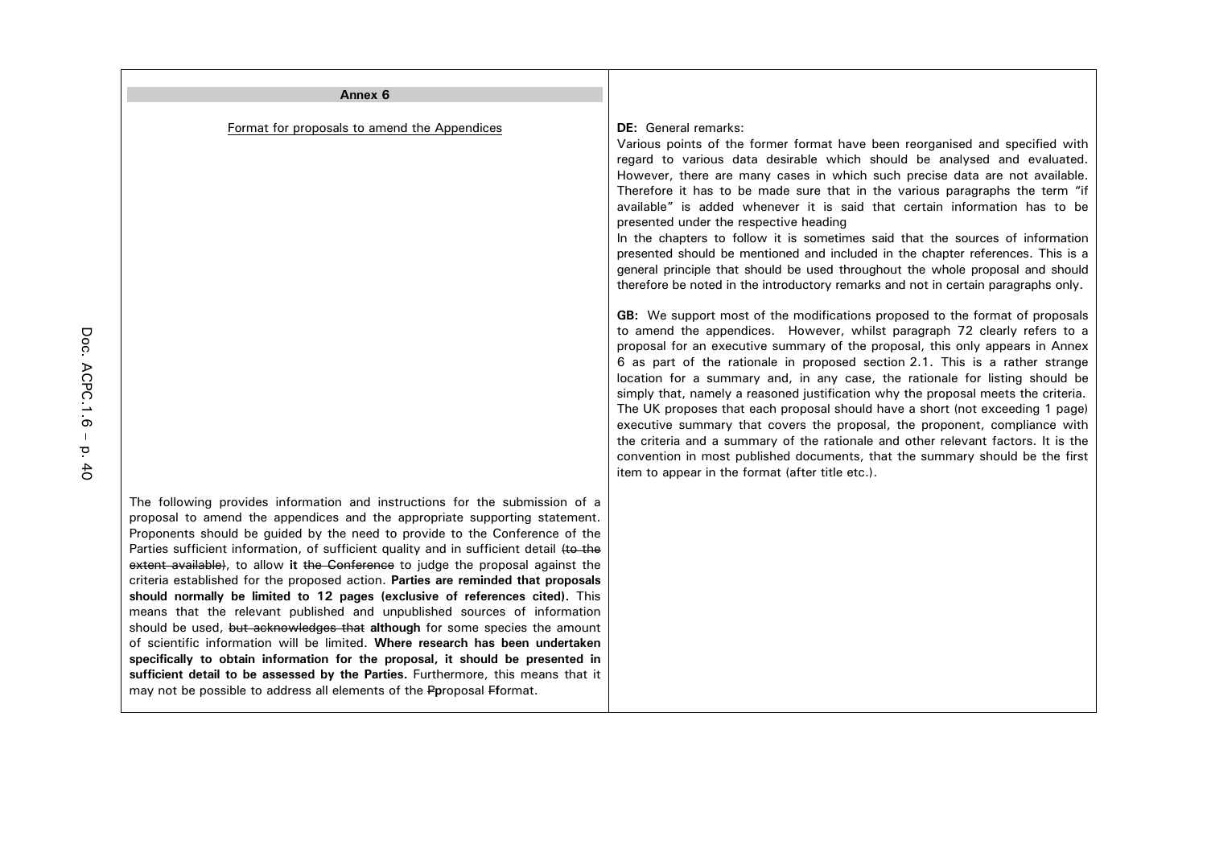**Annex 6**

Format for proposals to amend the Appendices

The following provides information and instructions for the submission of a proposal to amend the appendices and the appropriate supporting statement. Proponents should be guided by the need to provide to the Conference of the Parties sufficient information, of sufficient quality and in sufficient detail ~~(to the extent available)~~, to allow **it** ~~the Conference~~ to judge the proposal against the criteria established for the proposed action. **Parties are reminded that proposals should normally be limited to 12 pages (exclusive of references cited).** This means that the relevant published and unpublished sources of information should be used, ~~but acknowledges that~~ **although** for some species the amount of scientific information will be limited. **Where research has been undertaken specifically to obtain information for the proposal, it should be presented in sufficient detail to be assessed by the Parties.** Furthermore, this means that it may not be possible to address all elements of the ~~P~~**p**roposal ~~F~~**f**ormat.

**DE:** General remarks:
Various points of the former format have been reorganised and specified with regard to various data desirable which should be analysed and evaluated. However, there are many cases in which such precise data are not available. Therefore it has to be made sure that in the various paragraphs the term "if available" is added whenever it is said that certain information has to be presented under the respective heading
In the chapters to follow it is sometimes said that the sources of information presented should be mentioned and included in the chapter references. This is a general principle that should be used throughout the whole proposal and should therefore be noted in the introductory remarks and not in certain paragraphs only.

**GB:** We support most of the modifications proposed to the format of proposals to amend the appendices. However, whilst paragraph 72 clearly refers to a proposal for an executive summary of the proposal, this only appears in Annex 6 as part of the rationale in proposed section 2.1. This is a rather strange location for a summary and, in any case, the rationale for listing should be simply that, namely a reasoned justification why the proposal meets the criteria. The UK proposes that each proposal should have a short (not exceeding 1 page) executive summary that covers the proposal, the proponent, compliance with the criteria and a summary of the rationale and other relevant factors. It is the convention in most published documents, that the summary should be the first item to appear in the format (after title etc.).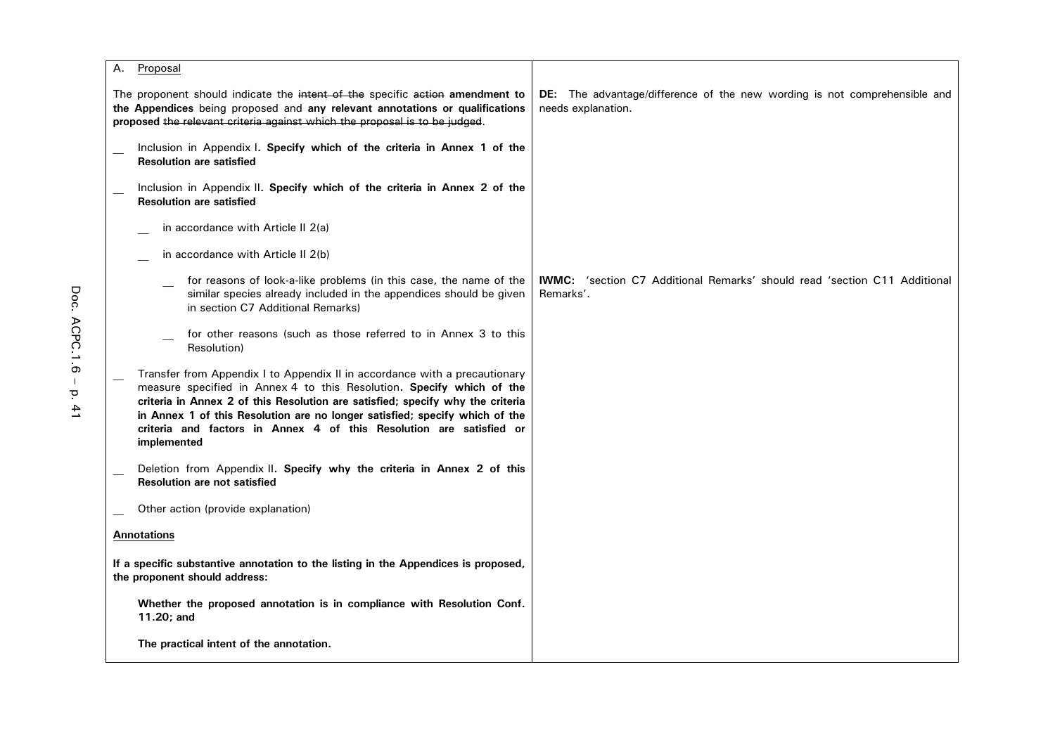| A. Proposal | |
|---|---|
| The proponent should indicate the ~~intent of the~~ specific ~~action~~ **amendment to the Appendices** being proposed and **any relevant annotations or qualifications proposed** ~~the relevant criteria against which the proposal is to be judged~~. | **DE:** The advantage/difference of the new wording is not comprehensible and needs explanation. |
| __ Inclusion in Appendix I**. Specify which of the criteria in Annex 1 of the Resolution are satisfied** | |
| __ Inclusion in Appendix II**. Specify which of the criteria in Annex 2 of the Resolution are satisfied** | |
| __ in accordance with Article II 2(a) | |
| __ in accordance with Article II 2(b) | |
| __ for reasons of look-a-like problems (in this case, the name of the similar species already included in the appendices should be given in section C7 Additional Remarks) | **IWMC:** 'section C7 Additional Remarks' should read 'section C11 Additional Remarks'. |
| __ for other reasons (such as those referred to in Annex 3 to this Resolution) | |
| __ Transfer from Appendix I to Appendix II in accordance with a precautionary measure specified in Annex 4 to this Resolution**. Specify which of the criteria in Annex 2 of this Resolution are satisfied; specify why the criteria in Annex 1 of this Resolution are no longer satisfied; specify which of the criteria and factors in Annex 4 of this Resolution are satisfied or implemented** | |
| __ Deletion from Appendix II**. Specify why the criteria in Annex 2 of this Resolution are not satisfied** | |
| __ Other action (provide explanation) | |
| **Annotations** | |
| **If a specific substantive annotation to the listing in the Appendices is proposed, the proponent should address:** | |
| **Whether the proposed annotation is in compliance with Resolution Conf. 11.20; and** | |
| **The practical intent of the annotation.** | |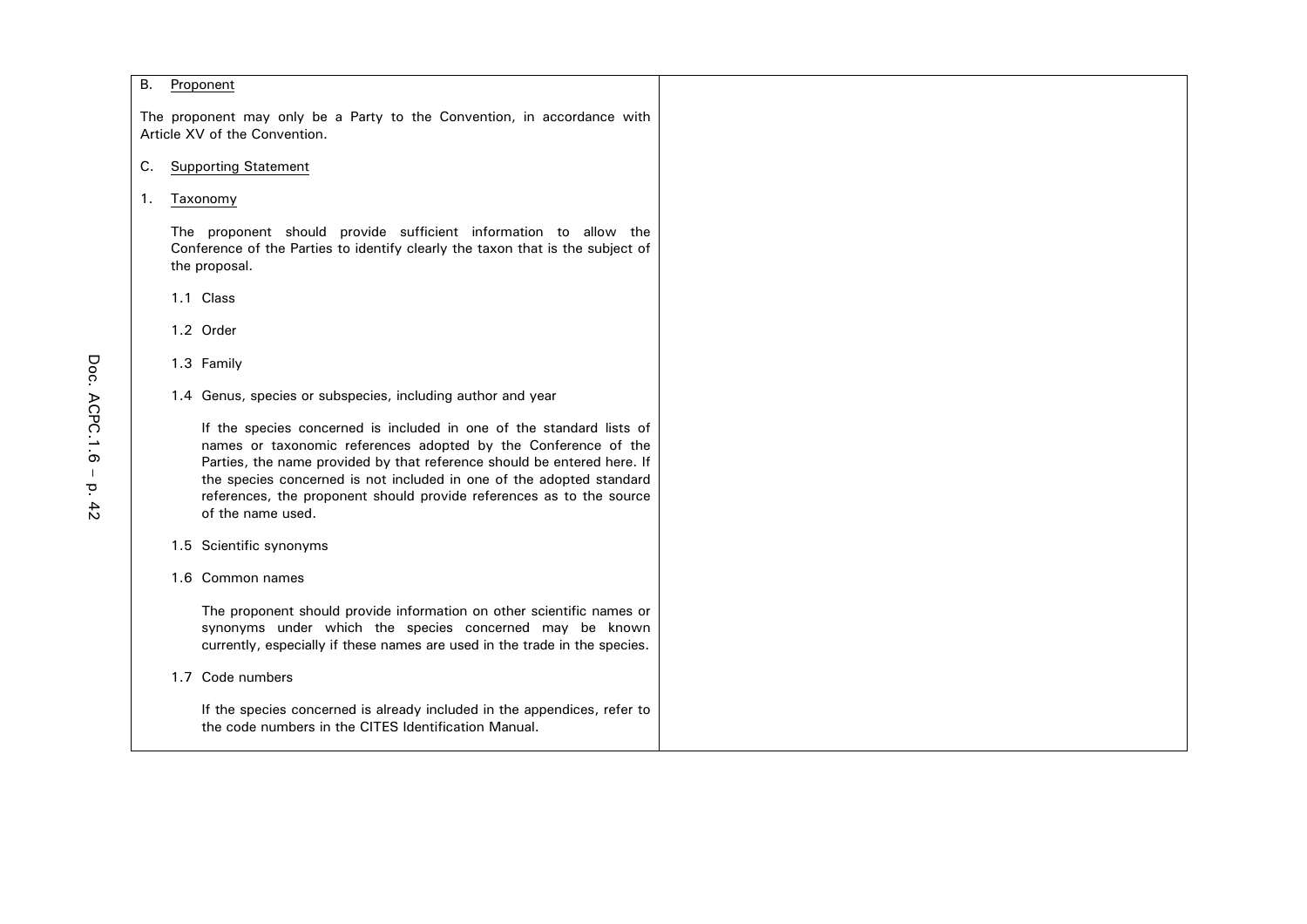B. Proponent

The proponent may only be a Party to the Convention, in accordance with Article XV of the Convention.

C. Supporting Statement

1. Taxonomy

The proponent should provide sufficient information to allow the Conference of the Parties to identify clearly the taxon that is the subject of the proposal.

1.1 Class

1.2 Order

1.3 Family

1.4 Genus, species or subspecies, including author and year

If the species concerned is included in one of the standard lists of names or taxonomic references adopted by the Conference of the Parties, the name provided by that reference should be entered here. If the species concerned is not included in one of the adopted standard references, the proponent should provide references as to the source of the name used.

1.5 Scientific synonyms

1.6 Common names

The proponent should provide information on other scientific names or synonyms under which the species concerned may be known currently, especially if these names are used in the trade in the species.

1.7 Code numbers

If the species concerned is already included in the appendices, refer to the code numbers in the CITES Identification Manual.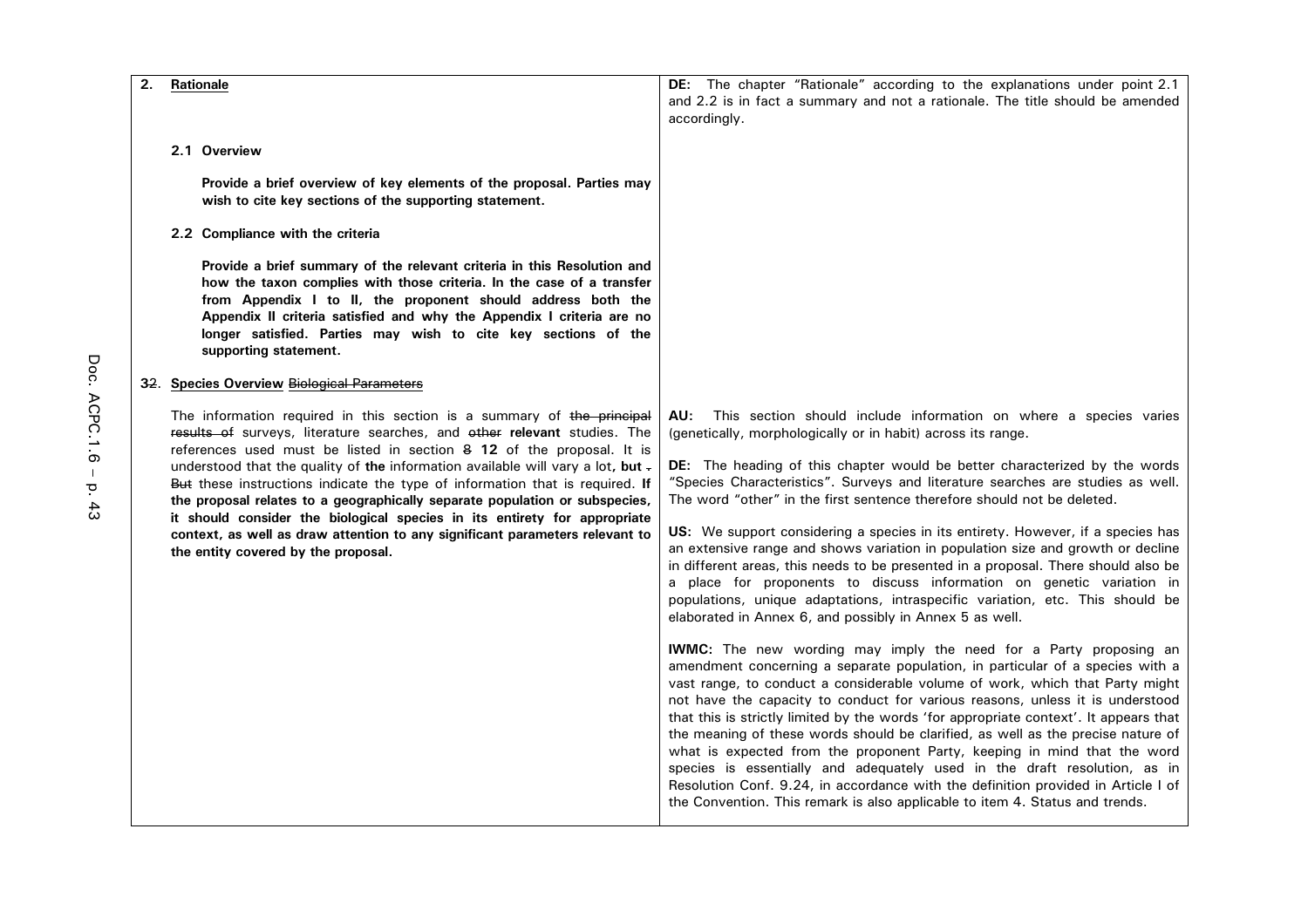| | |
|---|---|
| **2. Rationale** | **DE:** The chapter "Rationale" according to the explanations under point 2.1 and 2.2 is in fact a summary and not a rationale. The title should be amended accordingly. |
| **2.1 Overview**<br><br>**Provide a brief overview of key elements of the proposal. Parties may wish to cite key sections of the supporting statement.**<br><br>**2.2 Compliance with the criteria**<br><br>**Provide a brief summary of the relevant criteria in this Resolution and how the taxon complies with those criteria. In the case of a transfer from Appendix I to II, the proponent should address both the Appendix II criteria satisfied and why the Appendix I criteria are no longer satisfied. Parties may wish to cite key sections of the supporting statement.** | |
| **3~~2~~. Species Overview** ~~Biological Parameters~~<br><br>The information required in this section is a summary of ~~the principal results of~~ surveys, literature searches, and ~~other~~ **relevant** studies. The references used must be listed in section ~~8~~ **12** of the proposal. It is understood that the quality of **the** information available will vary a lot**, but** ~~. But~~ these instructions indicate the type of information that is required. **If the proposal relates to a geographically separate population or subspecies, it should consider the biological species in its entirety for appropriate context, as well as draw attention to any significant parameters relevant to the entity covered by the proposal.** | **AU:** This section should include information on where a species varies (genetically, morphologically or in habit) across its range.<br><br>**DE:** The heading of this chapter would be better characterized by the words "Species Characteristics". Surveys and literature searches are studies as well. The word "other" in the first sentence therefore should not be deleted.<br><br>**US:** We support considering a species in its entirety. However, if a species has an extensive range and shows variation in population size and growth or decline in different areas, this needs to be presented in a proposal. There should also be a place for proponents to discuss information on genetic variation in populations, unique adaptations, intraspecific variation, etc. This should be elaborated in Annex 6, and possibly in Annex 5 as well.<br><br>**IWMC:** The new wording may imply the need for a Party proposing an amendment concerning a separate population, in particular of a species with a vast range, to conduct a considerable volume of work, which that Party might not have the capacity to conduct for various reasons, unless it is understood that this is strictly limited by the words 'for appropriate context'. It appears that the meaning of these words should be clarified, as well as the precise nature of what is expected from the proponent Party, keeping in mind that the word species is essentially and adequately used in the draft resolution, as in Resolution Conf. 9.24, in accordance with the definition provided in Article I of the Convention. This remark is also applicable to item 4. Status and trends. |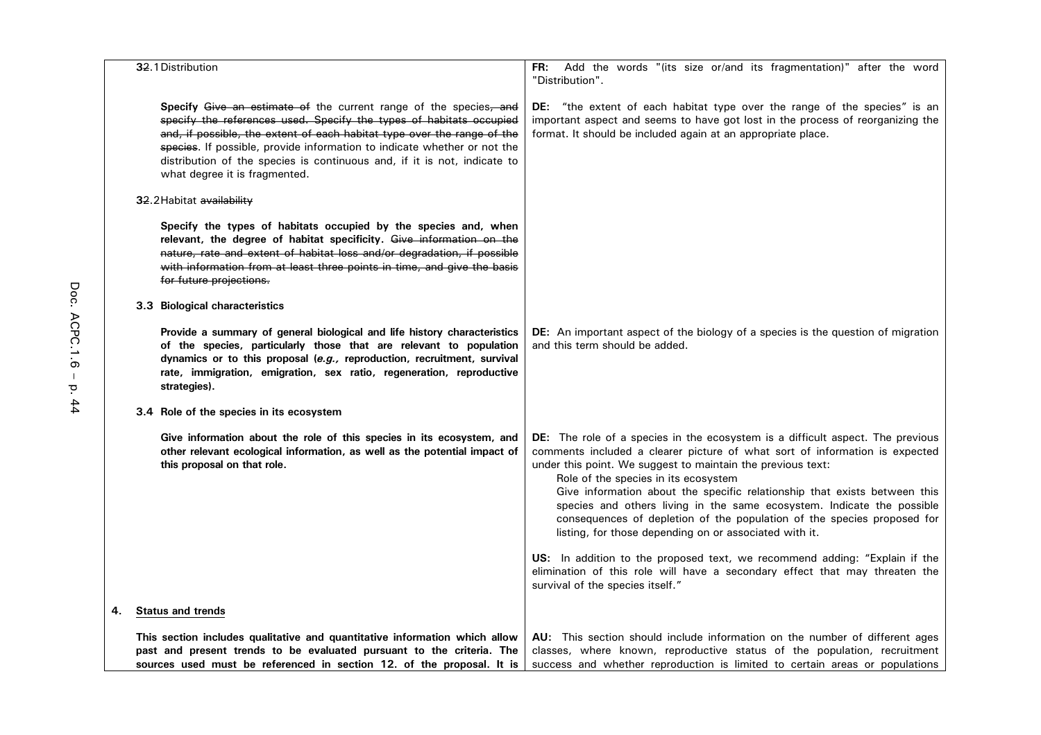| | |
|---|---|
| 3~~2~~.1 Distribution<br><br>**Specify** ~~Give an estimate of~~ the current range of the species~~, and specify the references used. Specify the types of habitats occupied and, if possible, the extent of each habitat type over the range of the species~~. If possible, provide information to indicate whether or not the distribution of the species is continuous and, if it is not, indicate to what degree it is fragmented. | **FR:** Add the words "(its size or/and its fragmentation)" after the word "Distribution".<br><br>**DE:** "the extent of each habitat type over the range of the species" is an important aspect and seems to have got lost in the process of reorganizing the format. It should be included again at an appropriate place. |
| 3~~2~~.2 Habitat ~~availability~~<br><br>**Specify the types of habitats occupied by the species and, when relevant, the degree of habitat specificity.** ~~Give information on the nature, rate and extent of habitat loss and/or degradation, if possible with information from at least three points in time, and give the basis for future projections.~~ | |
| **3.3 Biological characteristics**<br><br>**Provide a summary of general biological and life history characteristics of the species, particularly those that are relevant to population dynamics or to this proposal (*e.g.,* reproduction, recruitment, survival rate, immigration, emigration, sex ratio, regeneration, reproductive strategies).** | **DE:** An important aspect of the biology of a species is the question of migration and this term should be added. |
| **3.4 Role of the species in its ecosystem**<br><br>**Give information about the role of this species in its ecosystem, and other relevant ecological information, as well as the potential impact of this proposal on that role.** | **DE:** The role of a species in the ecosystem is a difficult aspect. The previous comments included a clearer picture of what sort of information is expected under this point. We suggest to maintain the previous text:<br>Role of the species in its ecosystem<br>Give information about the specific relationship that exists between this species and others living in the same ecosystem. Indicate the possible consequences of depletion of the population of the species proposed for listing, for those depending on or associated with it.<br><br>**US:** In addition to the proposed text, we recommend adding: "Explain if the elimination of this role will have a secondary effect that may threaten the survival of the species itself." |
| **4. Status and trends**<br><br>**This section includes qualitative and quantitative information which allow past and present trends to be evaluated pursuant to the criteria. The sources used must be referenced in section 12. of the proposal. It is** | **AU:** This section should include information on the number of different ages classes, where known, reproductive status of the population, recruitment success and whether reproduction is limited to certain areas or populations |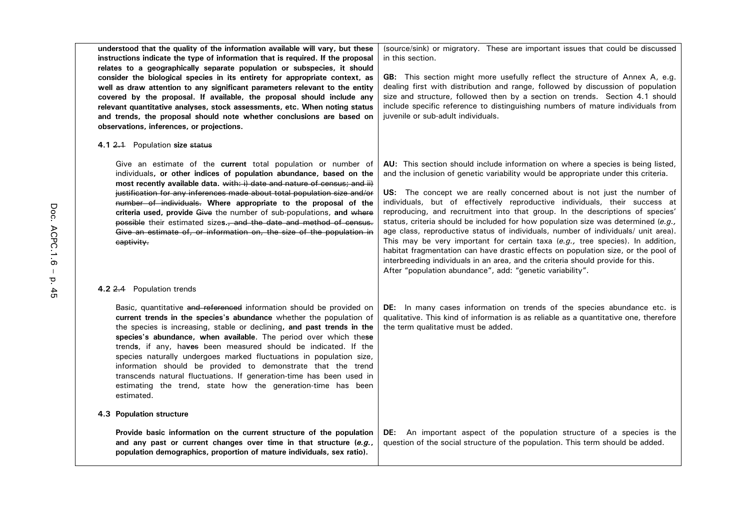| | |
|---|---|
| **understood that the quality of the information available will vary, but these instructions indicate the type of information that is required. If the proposal relates to a geographically separate population or subspecies, it should consider the biological species in its entirety for appropriate context, as well as draw attention to any significant parameters relevant to the entity covered by the proposal. If available, the proposal should include any relevant quantitative analyses, stock assessments, etc. When noting status and trends, the proposal should note whether conclusions are based on observations, inferences, or projections.** | (source/sink) or migratory. These are important issues that could be discussed in this section.<br><br>**GB:** This section might more usefully reflect the structure of Annex A, e.g. dealing first with distribution and range, followed by discussion of population size and structure, followed then by a section on trends. Section 4.1 should include specific reference to distinguishing numbers of mature individuals from juvenile or sub-adult individuals. |
| **4.1** ~~2.1~~ Population **size** ~~status~~ | |
| Give an estimate of the **current** total population or number of individuals**, or other indices of population abundance, based on the most recently available data.** ~~with: i) date and nature of census; and ii) justification for any inferences made about total population size and/or number of individuals.~~ **Where appropriate to the proposal of the criteria used, provide** ~~Give~~ the number of sub-populations, **and** ~~where possible~~ their estimated size**s.**~~, and the date and method of census. Give an estimate of, or information on, the size of the population in captivity.~~ | **AU:** This section should include information on where a species is being listed, and the inclusion of genetic variability would be appropriate under this criteria.<br><br>**US:** The concept we are really concerned about is not just the number of individuals, but of effectively reproductive individuals, their success at reproducing, and recruitment into that group. In the descriptions of species' status, criteria should be included for how population size was determined (*e.g.,* age class, reproductive status of individuals, number of individuals/ unit area). This may be very important for certain taxa (*e.g.,* tree species). In addition, habitat fragmentation can have drastic effects on population size, or the pool of interbreeding individuals in an area, and the criteria should provide for this.<br>After "population abundance", add: "genetic variability". |
| **4.2** ~~2.4~~ Population trends | |
| Basic, quantitative ~~and referenced~~ information should be provided on **current trends in the species's abundance** whether the population of the species is increasing, stable or declining**, and past trends in the species's abundance, when available**. The period over which the**se** trend**s**, if any, ha**ves** been measured should be indicated. If the species naturally undergoes marked fluctuations in population size, information should be provided to demonstrate that the trend transcends natural fluctuations. If generation-time has been used in estimating the trend, state how the generation-time has been estimated. | **DE:** In many cases information on trends of the species abundance etc. is qualitative. This kind of information is as reliable as a quantitative one, therefore the term qualitative must be added. |
| **4.3 Population structure** | |
| **Provide basic information on the current structure of the population and any past or current changes over time in that structure (*e.g.*, population demographics, proportion of mature individuals, sex ratio).** | **DE:** An important aspect of the population structure of a species is the question of the social structure of the population. This term should be added. |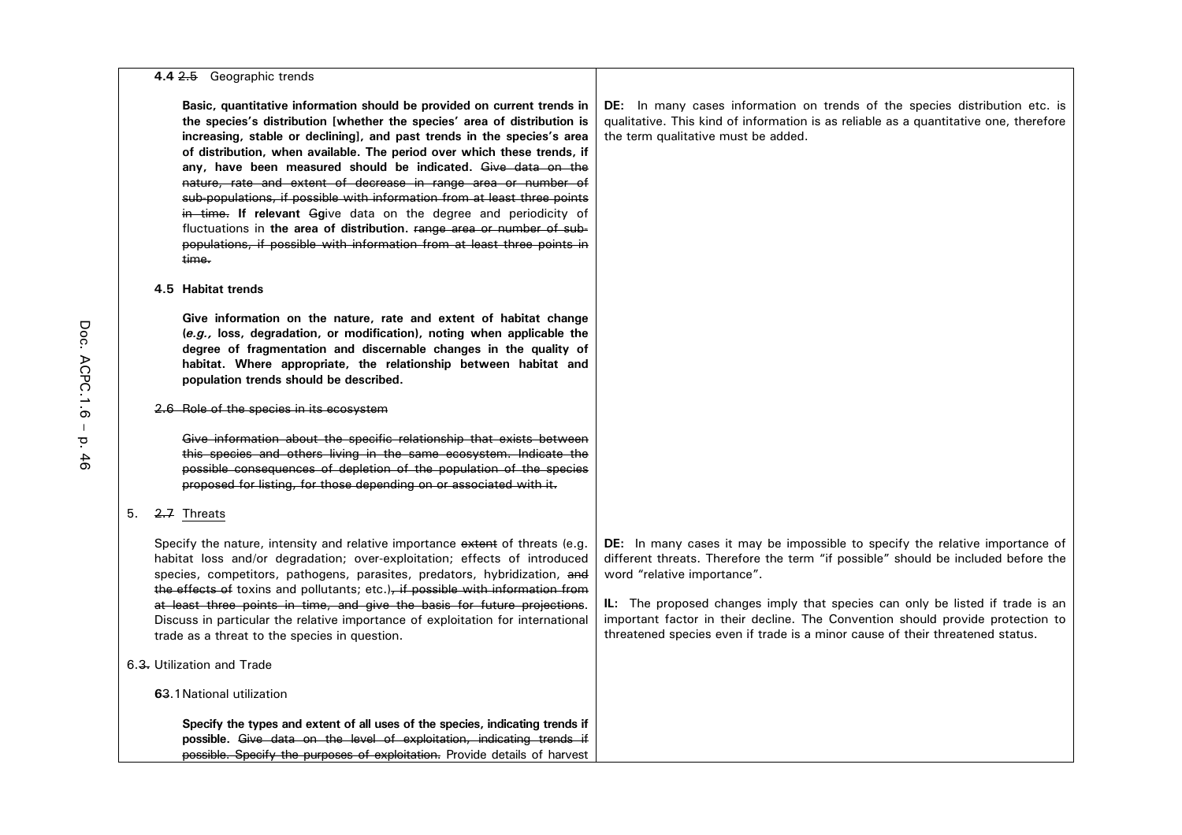| | |
|---|---|
| **4.4** ~~2.5~~ Geographic trends<br><br>**Basic, quantitative information should be provided on current trends in the species's distribution [whether the species' area of distribution is increasing, stable or declining], and past trends in the species's area of distribution, when available. The period over which these trends, if any, have been measured should be indicated.** ~~Give data on the nature, rate and extent of decrease in range area or number of sub-populations, if possible with information from at least three points in time.~~ **If relevant** ~~G~~**g**ive data on the degree and periodicity of fluctuations in **the area of distribution.** ~~range area or number of sub-populations, if possible with information from at least three points in time.~~ | **DE:** In many cases information on trends of the species distribution etc. is qualitative. This kind of information is as reliable as a quantitative one, therefore the term qualitative must be added. |
| **4.5 Habitat trends**<br><br>**Give information on the nature, rate and extent of habitat change (*e.g.,* loss, degradation, or modification), noting when applicable the degree of fragmentation and discernable changes in the quality of habitat. Where appropriate, the relationship between habitat and population trends should be described.** | |
| ~~2.6 Role of the species in its ecosystem~~<br><br>~~Give information about the specific relationship that exists between this species and others living in the same ecosystem. Indicate the possible consequences of depletion of the population of the species proposed for listing, for those depending on or associated with it.~~ | |
| 5. ~~2.7~~ Threats<br><br>Specify the nature, intensity and relative importance ~~extent~~ of threats (e.g. habitat loss and/or degradation; over-exploitation; effects of introduced species, competitors, pathogens, parasites, predators, hybridization, ~~and the effects of~~ toxins and pollutants; etc.)~~, if possible with information from at least three points in time, and give the basis for future projections~~. Discuss in particular the relative importance of exploitation for international trade as a threat to the species in question. | **DE:** In many cases it may be impossible to specify the relative importance of different threats. Therefore the term "if possible" should be included before the word "relative importance".<br><br>**IL:** The proposed changes imply that species can only be listed if trade is an important factor in their decline. The Convention should provide protection to threatened species even if trade is a minor cause of their threatened status. |
| 6.~~3.~~ Utilization and Trade<br><br>**6**~~3~~.1 National utilization<br><br>**Specify the types and extent of all uses of the species, indicating trends if possible.** ~~Give data on the level of exploitation, indicating trends if possible. Specify the purposes of exploitation.~~ Provide details of harvest | |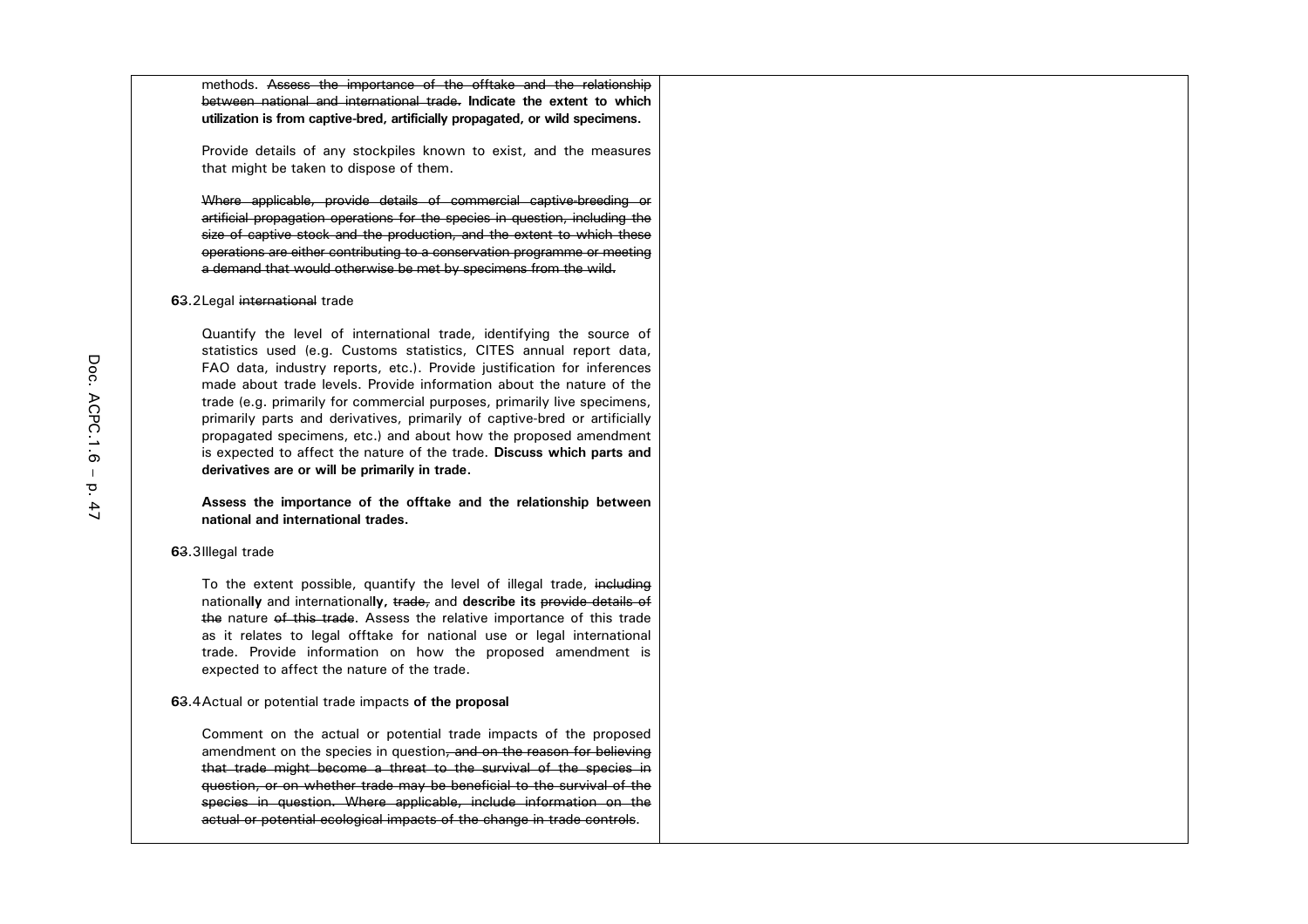methods. ~~Assess the importance of the offtake and the relationship between national and international trade.~~ **Indicate the extent to which utilization is from captive-bred, artificially propagated, or wild specimens.**

Provide details of any stockpiles known to exist, and the measures that might be taken to dispose of them.

~~Where applicable, provide details of commercial captive-breeding or artificial propagation operations for the species in question, including the size of captive stock and the production, and the extent to which these operations are either contributing to a conservation programme or meeting a demand that would otherwise be met by specimens from the wild.~~

**6**~~3~~.2 Legal ~~international~~ trade

Quantify the level of international trade, identifying the source of statistics used (e.g. Customs statistics, CITES annual report data, FAO data, industry reports, etc.). Provide justification for inferences made about trade levels. Provide information about the nature of the trade (e.g. primarily for commercial purposes, primarily live specimens, primarily parts and derivatives, primarily of captive-bred or artificially propagated specimens, etc.) and about how the proposed amendment is expected to affect the nature of the trade. **Discuss which parts and derivatives are or will be primarily in trade.**

**Assess the importance of the offtake and the relationship between national and international trades.**

**6**~~3~~.3 Illegal trade

To the extent possible, quantify the level of illegal trade, ~~including~~ nationa**lly** and internationa**lly**, ~~trade,~~ and **describe its** ~~provide details of the~~ nature ~~of this trade~~. Assess the relative importance of this trade as it relates to legal offtake for national use or legal international trade. Provide information on how the proposed amendment is expected to affect the nature of the trade.

**6**~~3~~.4 Actual or potential trade impacts **of the proposal**

Comment on the actual or potential trade impacts of the proposed amendment on the species in question~~, and on the reason for believing that trade might become a threat to the survival of the species in question, or on whether trade may be beneficial to the survival of the species in question. Where applicable, include information on the actual or potential ecological impacts of the change in trade controls~~.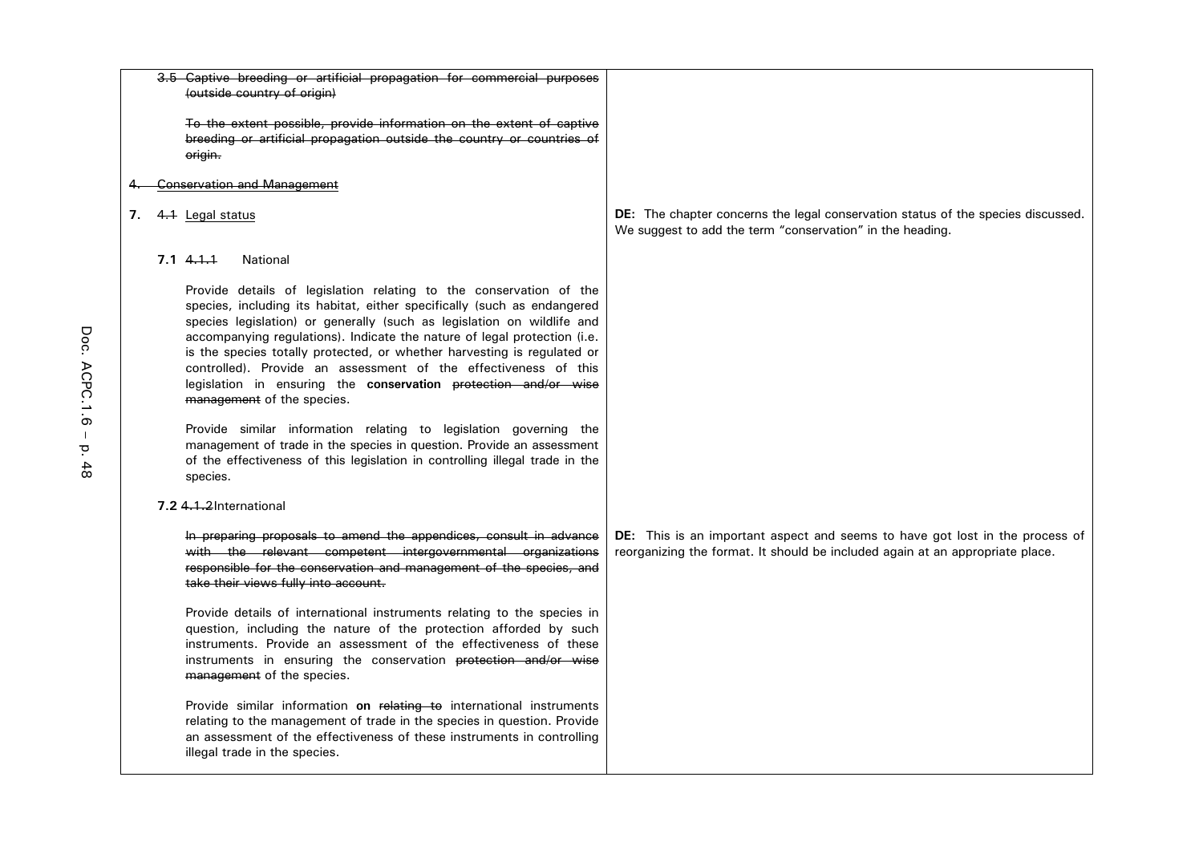| | |
|---|---|
| ~~3.5 Captive breeding or artificial propagation for commercial purposes (outside country of origin)~~<br><br>~~To the extent possible, provide information on the extent of captive breeding or artificial propagation outside the country or countries of origin.~~<br><br>~~4. Conservation and Management~~ | |
| **7.** ~~4.1~~ Legal status | **DE:** The chapter concerns the legal conservation status of the species discussed. We suggest to add the term "conservation" in the heading. |
| **7.1** ~~4.1.1~~ National<br><br>Provide details of legislation relating to the conservation of the species, including its habitat, either specifically (such as endangered species legislation) or generally (such as legislation on wildlife and accompanying regulations). Indicate the nature of legal protection (i.e. is the species totally protected, or whether harvesting is regulated or controlled). Provide an assessment of the effectiveness of this legislation in ensuring the **conservation** ~~protection and/or wise management~~ of the species.<br><br>Provide similar information relating to legislation governing the management of trade in the species in question. Provide an assessment of the effectiveness of this legislation in controlling illegal trade in the species. | |
| **7.2** ~~4.1.2~~ International | |
| ~~In preparing proposals to amend the appendices, consult in advance with the relevant competent intergovernmental organizations responsible for the conservation and management of the species, and take their views fully into account.~~ | **DE:** This is an important aspect and seems to have got lost in the process of reorganizing the format. It should be included again at an appropriate place. |
| Provide details of international instruments relating to the species in question, including the nature of the protection afforded by such instruments. Provide an assessment of the effectiveness of these instruments in ensuring the conservation ~~protection and/or wise management~~ of the species.<br><br>Provide similar information **on** ~~relating to~~ international instruments relating to the management of trade in the species in question. Provide an assessment of the effectiveness of these instruments in controlling illegal trade in the species. | |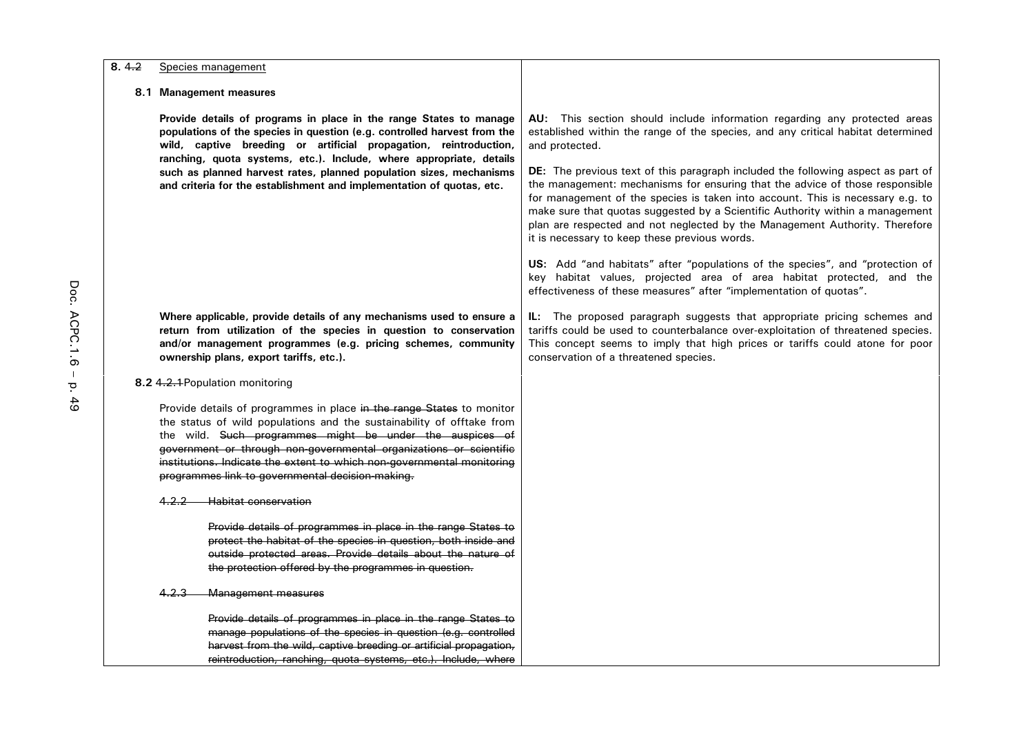| | |
|---|---|
| **8.** ~~4.2~~ Species management | |
| **8.1 Management measures** | |
| **Provide details of programs in place in the range States to manage populations of the species in question (e.g. controlled harvest from the wild, captive breeding or artificial propagation, reintroduction, ranching, quota systems, etc.). Include, where appropriate, details such as planned harvest rates, planned population sizes, mechanisms and criteria for the establishment and implementation of quotas, etc.** | **AU:** This section should include information regarding any protected areas established within the range of the species, and any critical habitat determined and protected.<br><br>**DE:** The previous text of this paragraph included the following aspect as part of the management: mechanisms for ensuring that the advice of those responsible for management of the species is taken into account. This is necessary e.g. to make sure that quotas suggested by a Scientific Authority within a management plan are respected and not neglected by the Management Authority. Therefore it is necessary to keep these previous words.<br><br>**US:** Add "and habitats" after "populations of the species", and "protection of key habitat values, projected area of area habitat protected, and the effectiveness of these measures" after "implementation of quotas". |
| **Where applicable, provide details of any mechanisms used to ensure a return from utilization of the species in question to conservation and/or management programmes (e.g. pricing schemes, community ownership plans, export tariffs, etc.).** | **IL:** The proposed paragraph suggests that appropriate pricing schemes and tariffs could be used to counterbalance over-exploitation of threatened species. This concept seems to imply that high prices or tariffs could atone for poor conservation of a threatened species. |
| **8.2** ~~4.2.1~~ Population monitoring<br><br>Provide details of programmes in place ~~in the range States~~ to monitor the status of wild populations and the sustainability of offtake from the wild. ~~Such programmes might be under the auspices of government or through non-governmental organizations or scientific institutions. Indicate the extent to which non-governmental monitoring programmes link to governmental decision-making.~~<br><br>~~4.2.2 Habitat conservation~~<br><br>~~Provide details of programmes in place in the range States to protect the habitat of the species in question, both inside and outside protected areas. Provide details about the nature of the protection offered by the programmes in question.~~<br><br>~~4.2.3 Management measures~~<br><br>~~Provide details of programmes in place in the range States to manage populations of the species in question (e.g. controlled harvest from the wild, captive breeding or artificial propagation, reintroduction, ranching, quota systems, etc.). Include, where~~ | |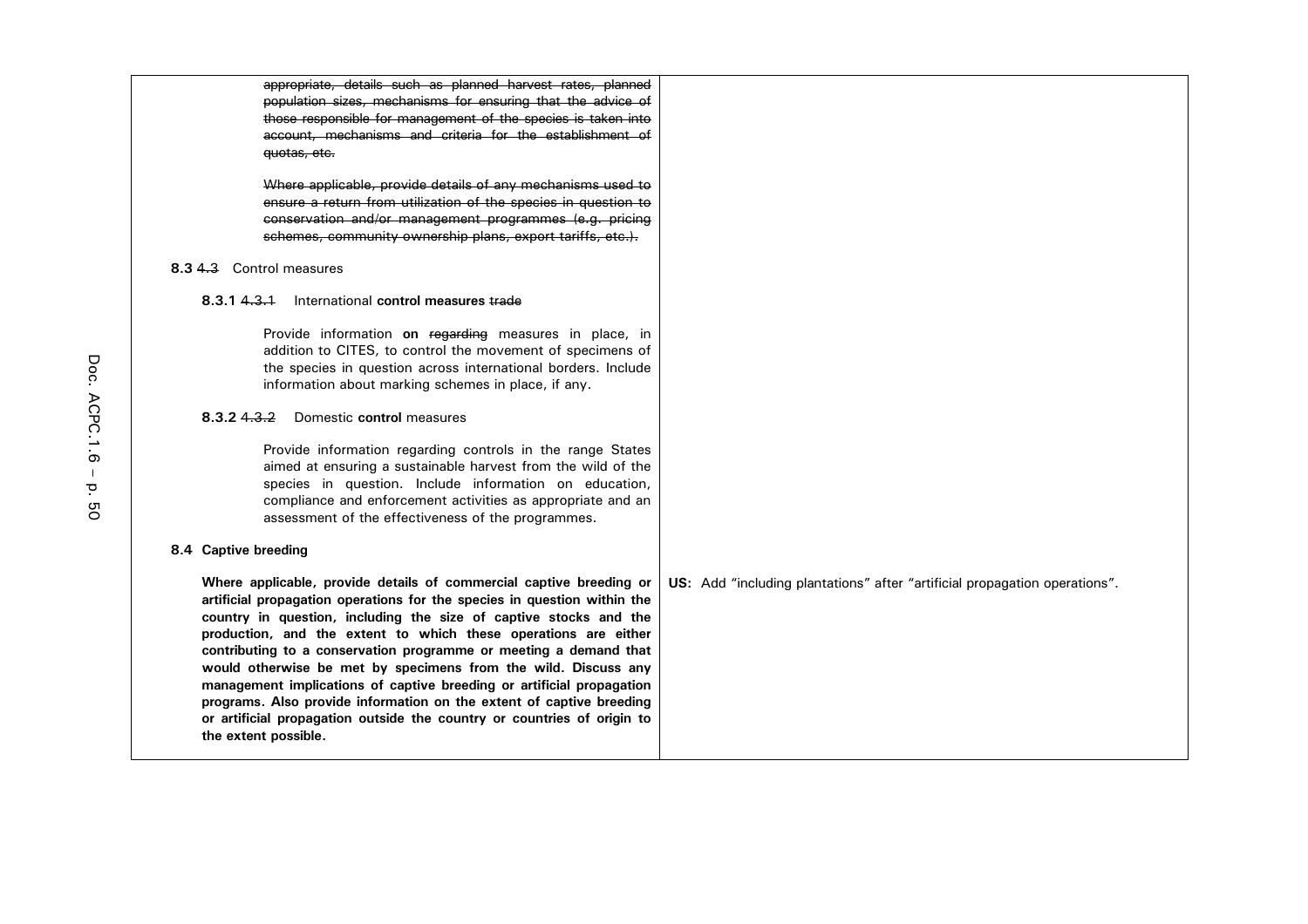| | |
|---|---|
| ~~appropriate, details such as planned harvest rates, planned population sizes, mechanisms for ensuring that the advice of those responsible for management of the species is taken into account, mechanisms and criteria for the establishment of quotas, etc.~~<br><br>~~Where applicable, provide details of any mechanisms used to ensure a return from utilization of the species in question to conservation and/or management programmes (e.g. pricing schemes, community ownership plans, export tariffs, etc.).~~<br><br>**8.3** ~~4.3~~ Control measures<br><br>**8.3.1** ~~4.3.1~~ International **control measures** ~~trade~~<br><br>Provide information **on** ~~regarding~~ measures in place, in addition to CITES, to control the movement of specimens of the species in question across international borders. Include information about marking schemes in place, if any.<br><br>**8.3.2** ~~4.3.2~~ Domestic **control** measures<br><br>Provide information regarding controls in the range States aimed at ensuring a sustainable harvest from the wild of the species in question. Include information on education, compliance and enforcement activities as appropriate and an assessment of the effectiveness of the programmes.<br><br>**8.4 Captive breeding** | |
| **Where applicable, provide details of commercial captive breeding or artificial propagation operations for the species in question within the country in question, including the size of captive stocks and the production, and the extent to which these operations are either contributing to a conservation programme or meeting a demand that would otherwise be met by specimens from the wild. Discuss any management implications of captive breeding or artificial propagation programs. Also provide information on the extent of captive breeding or artificial propagation outside the country or countries of origin to the extent possible.** | **US:** Add "including plantations" after "artificial propagation operations". |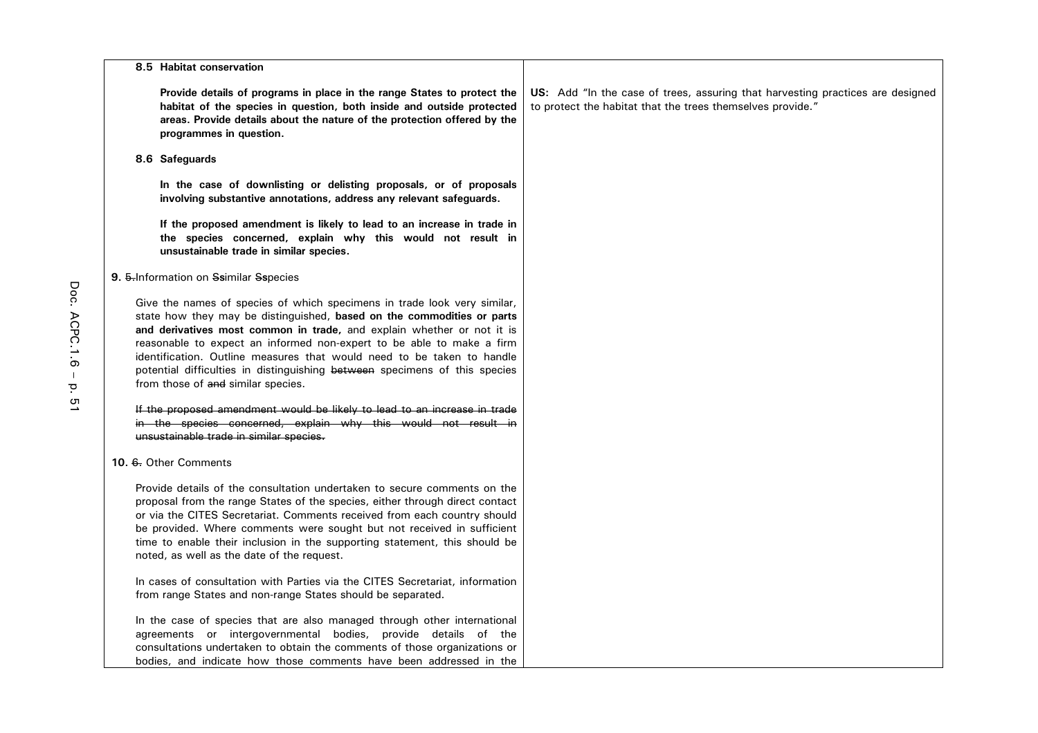| | |
|---|---|
| **8.5 Habitat conservation**<br><br>**Provide details of programs in place in the range States to protect the habitat of the species in question, both inside and outside protected areas. Provide details about the nature of the protection offered by the programmes in question.**<br><br>**8.6 Safeguards**<br><br>**In the case of downlisting or delisting proposals, or of proposals involving substantive annotations, address any relevant safeguards.**<br><br>**If the proposed amendment is likely to lead to an increase in trade in the species concerned, explain why this would not result in unsustainable trade in similar species.**<br><br>**9.** ~~5.~~Information on ~~S~~**s**imilar ~~S~~**s**pecies<br><br>Give the names of species of which specimens in trade look very similar, state how they may be distinguished, **based on the commodities or parts and derivatives most common in trade,** and explain whether or not it is reasonable to expect an informed non-expert to be able to make a firm identification. Outline measures that would need to be taken to handle potential difficulties in distinguishing ~~between~~ specimens of this species from those of ~~and~~ similar species.<br><br>~~If the proposed amendment would be likely to lead to an increase in trade in the species concerned, explain why this would not result in unsustainable trade in similar species.~~<br><br>**10.** ~~6.~~ Other Comments<br><br>Provide details of the consultation undertaken to secure comments on the proposal from the range States of the species, either through direct contact or via the CITES Secretariat. Comments received from each country should be provided. Where comments were sought but not received in sufficient time to enable their inclusion in the supporting statement, this should be noted, as well as the date of the request.<br><br>In cases of consultation with Parties via the CITES Secretariat, information from range States and non-range States should be separated.<br><br>In the case of species that are also managed through other international agreements or intergovernmental bodies, provide details of the consultations undertaken to obtain the comments of those organizations or bodies, and indicate how those comments have been addressed in the | **US:** Add "In the case of trees, assuring that harvesting practices are designed to protect the habitat that the trees themselves provide." |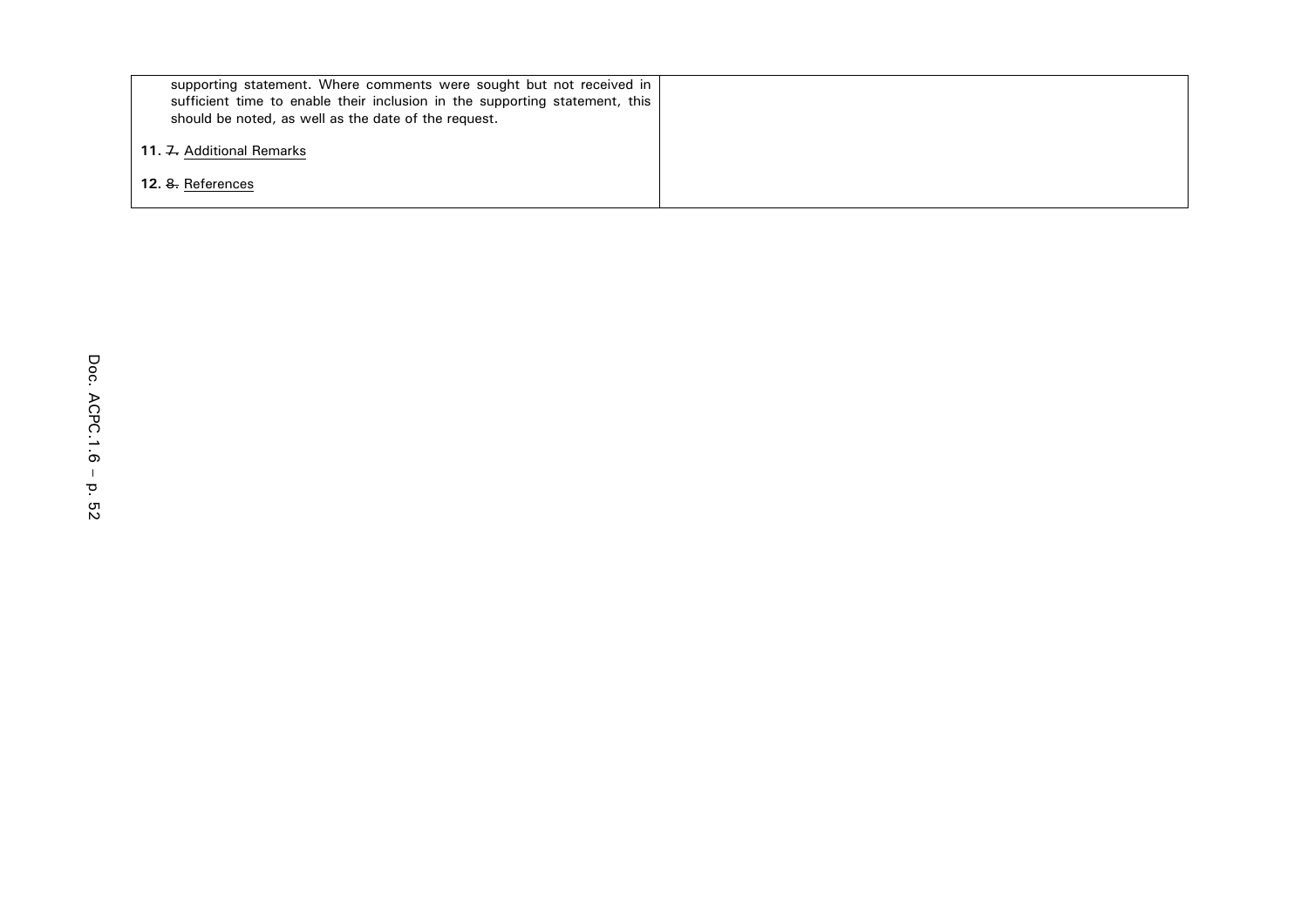| | |
|---|---|
| supporting statement. Where comments were sought but not received in sufficient time to enable their inclusion in the supporting statement, this should be noted, as well as the date of the request.<br><br>**11.** ~~7.~~ Additional Remarks<br><br>**12.** ~~8.~~ References | |